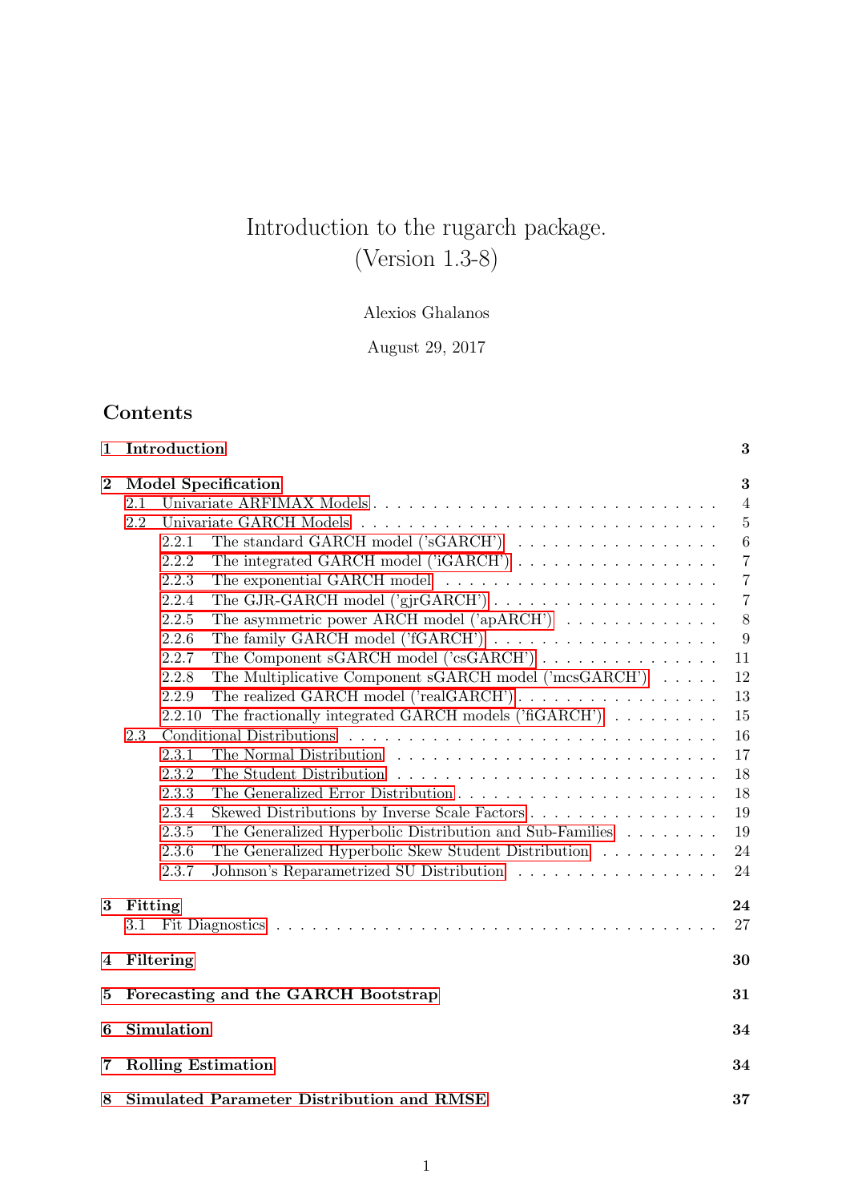# Introduction to the rugarch package. (Version 1.3-8)

Alexios Ghalanos

August 29, 2017

## Contents

- **1 Introduction** — 3
- **2 Model Specification** — 3
  - 2.1 Univariate ARFIMAX Models — 4
  - 2.2 Univariate GARCH Models — 5
    - 2.2.1 The standard GARCH model ('sGARCH') — 6
    - 2.2.2 The integrated GARCH model ('iGARCH') — 7
    - 2.2.3 The exponential GARCH model — 7
    - 2.2.4 The GJR-GARCH model ('gjrGARCH') — 7
    - 2.2.5 The asymmetric power ARCH model ('apARCH') — 8
    - 2.2.6 The family GARCH model ('fGARCH') — 9
    - 2.2.7 The Component sGARCH model ('csGARCH') — 11
    - 2.2.8 The Multiplicative Component sGARCH model ('mcsGARCH') — 12
    - 2.2.9 The realized GARCH model ('realGARCH') — 13
    - 2.2.10 The fractionally integrated GARCH models ('fiGARCH') — 15
  - 2.3 Conditional Distributions — 16
    - 2.3.1 The Normal Distribution — 17
    - 2.3.2 The Student Distribution — 18
    - 2.3.3 The Generalized Error Distribution — 18
    - 2.3.4 Skewed Distributions by Inverse Scale Factors — 19
    - 2.3.5 The Generalized Hyperbolic Distribution and Sub-Families — 19
    - 2.3.6 The Generalized Hyperbolic Skew Student Distribution — 24
    - 2.3.7 Johnson's Reparametrized SU Distribution — 24
- **3 Fitting** — 24
  - 3.1 Fit Diagnostics — 27
- **4 Filtering** — 30
- **5 Forecasting and the GARCH Bootstrap** — 31
- **6 Simulation** — 34
- **7 Rolling Estimation** — 34
- **8 Simulated Parameter Distribution and RMSE** — 37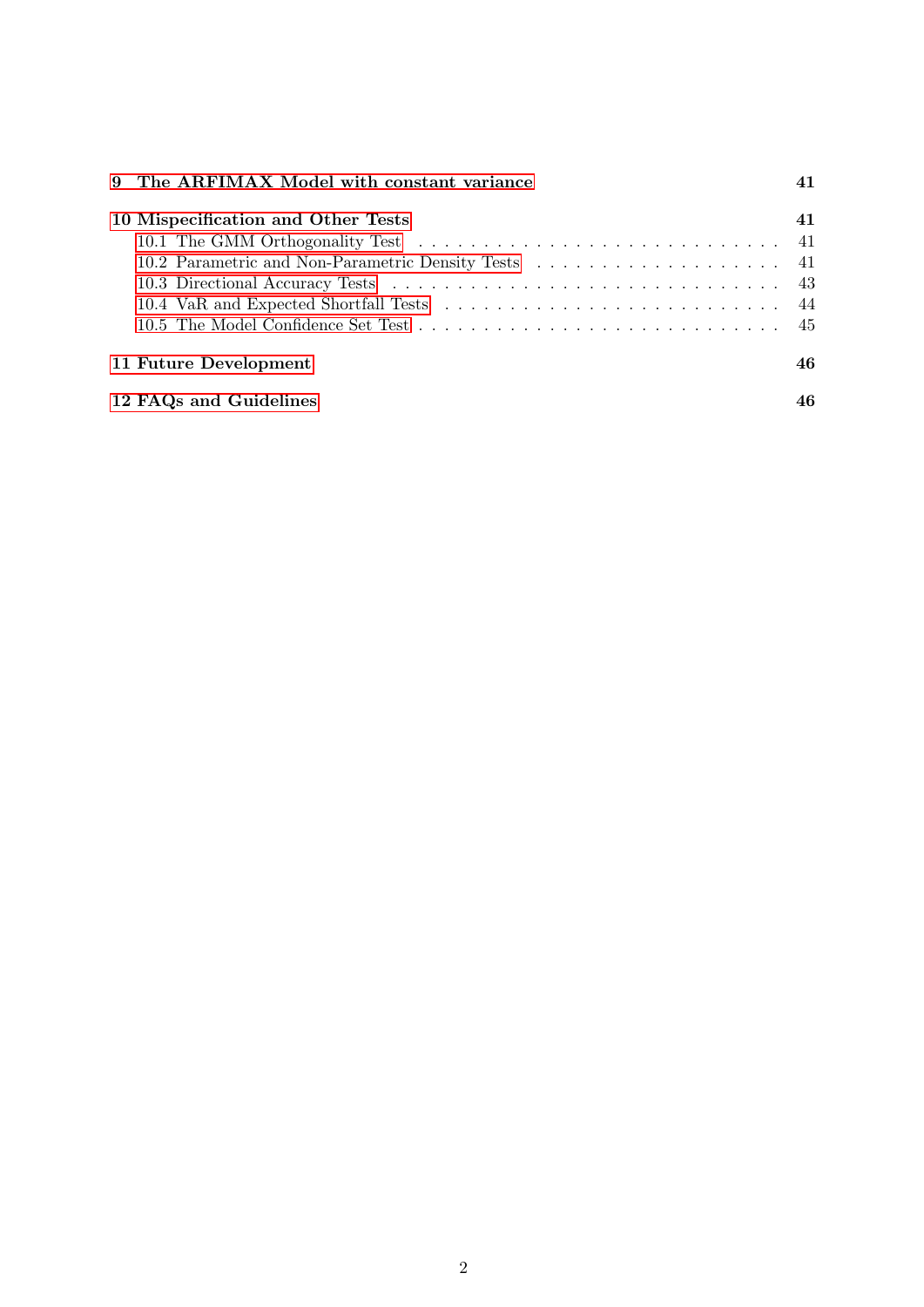9 The ARFIMAX Model with constant variance 41

10 Mispecification and Other Tests 41
- 10.1 The GMM Orthogonality Test 41
- 10.2 Parametric and Non-Parametric Density Tests 41
- 10.3 Directional Accuracy Tests 43
- 10.4 VaR and Expected Shortfall Tests 44
- 10.5 The Model Confidence Set Test 45

11 Future Development 46

12 FAQs and Guidelines 46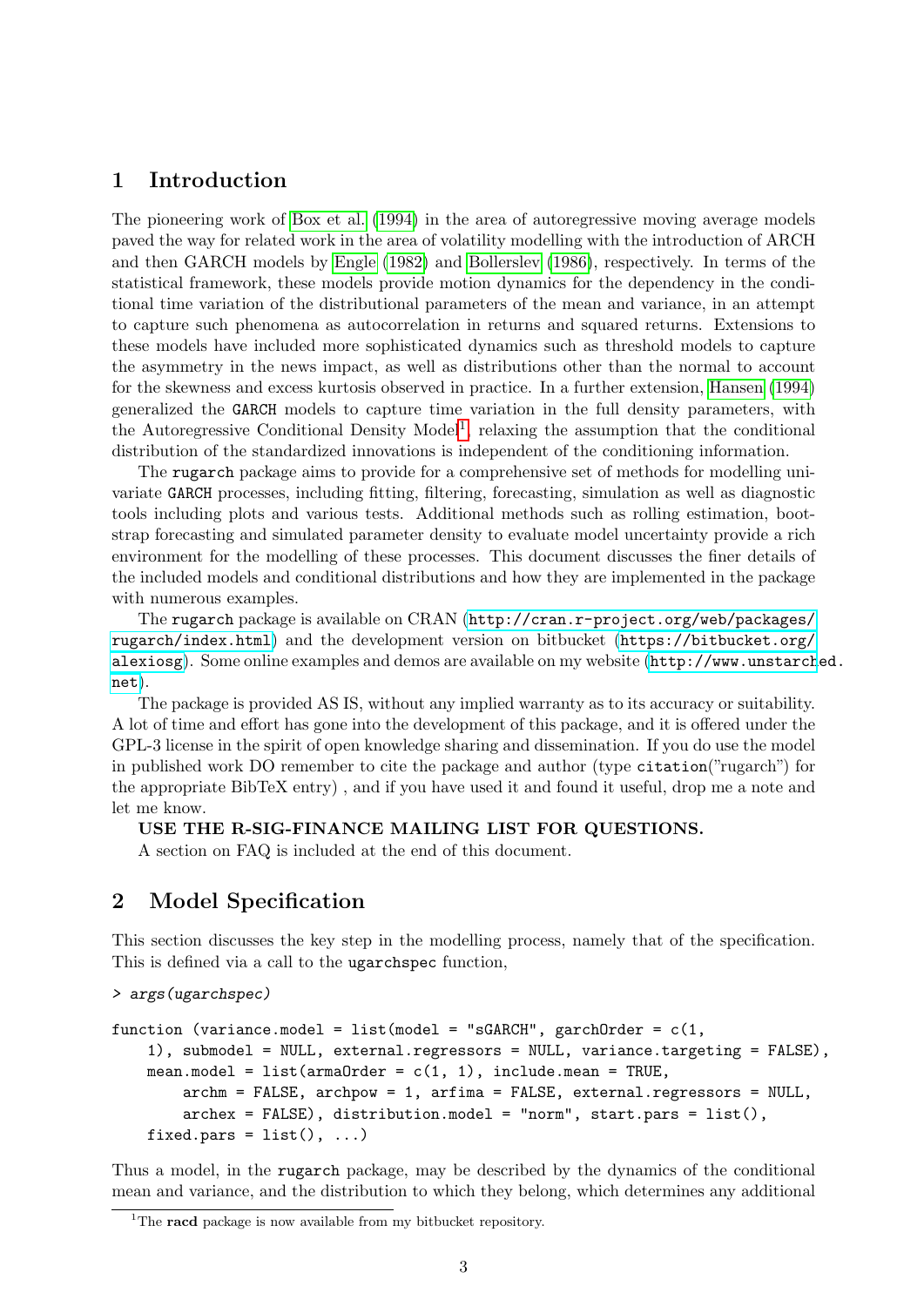# 1 Introduction

The pioneering work of Box et al. (1994) in the area of autoregressive moving average models paved the way for related work in the area of volatility modelling with the introduction of ARCH and then GARCH models by Engle (1982) and Bollerslev (1986), respectively. In terms of the statistical framework, these models provide motion dynamics for the dependency in the conditional time variation of the distributional parameters of the mean and variance, in an attempt to capture such phenomena as autocorrelation in returns and squared returns. Extensions to these models have included more sophisticated dynamics such as threshold models to capture the asymmetry in the news impact, as well as distributions other than the normal to account for the skewness and excess kurtosis observed in practice. In a further extension, Hansen (1994) generalized the `GARCH` models to capture time variation in the full density parameters, with the Autoregressive Conditional Density Model[1], relaxing the assumption that the conditional distribution of the standardized innovations is independent of the conditioning information.

The `rugarch` package aims to provide for a comprehensive set of methods for modelling univariate `GARCH` processes, including fitting, filtering, forecasting, simulation as well as diagnostic tools including plots and various tests. Additional methods such as rolling estimation, bootstrap forecasting and simulated parameter density to evaluate model uncertainty provide a rich environment for the modelling of these processes. This document discusses the finer details of the included models and conditional distributions and how they are implemented in the package with numerous examples.

The `rugarch` package is available on CRAN (`http://cran.r-project.org/web/packages/rugarch/index.html`) and the development version on bitbucket (`https://bitbucket.org/alexiosg`). Some online examples and demos are available on my website (`http://www.unstarched.net`).

The package is provided AS IS, without any implied warranty as to its accuracy or suitability. A lot of time and effort has gone into the development of this package, and it is offered under the GPL-3 license in the spirit of open knowledge sharing and dissemination. If you do use the model in published work DO remember to cite the package and author (type `citation`("rugarch") for the appropriate BibTeX entry) , and if you have used it and found it useful, drop me a note and let me know.

**USE THE R-SIG-FINANCE MAILING LIST FOR QUESTIONS.**

A section on FAQ is included at the end of this document.

# 2 Model Specification

This section discusses the key step in the modelling process, namely that of the specification. This is defined via a call to the `ugarchspec` function,

```
> args(ugarchspec)

function (variance.model = list(model = "sGARCH", garchOrder = c(1,
    1), submodel = NULL, external.regressors = NULL, variance.targeting = FALSE),
    mean.model = list(armaOrder = c(1, 1), include.mean = TRUE,
        archm = FALSE, archpow = 1, arfima = FALSE, external.regressors = NULL,
        archex = FALSE), distribution.model = "norm", start.pars = list(),
    fixed.pars = list(), ...)
```

Thus a model, in the `rugarch` package, may be described by the dynamics of the conditional mean and variance, and the distribution to which they belong, which determines any additional

[1] The **racd** package is now available from my bitbucket repository.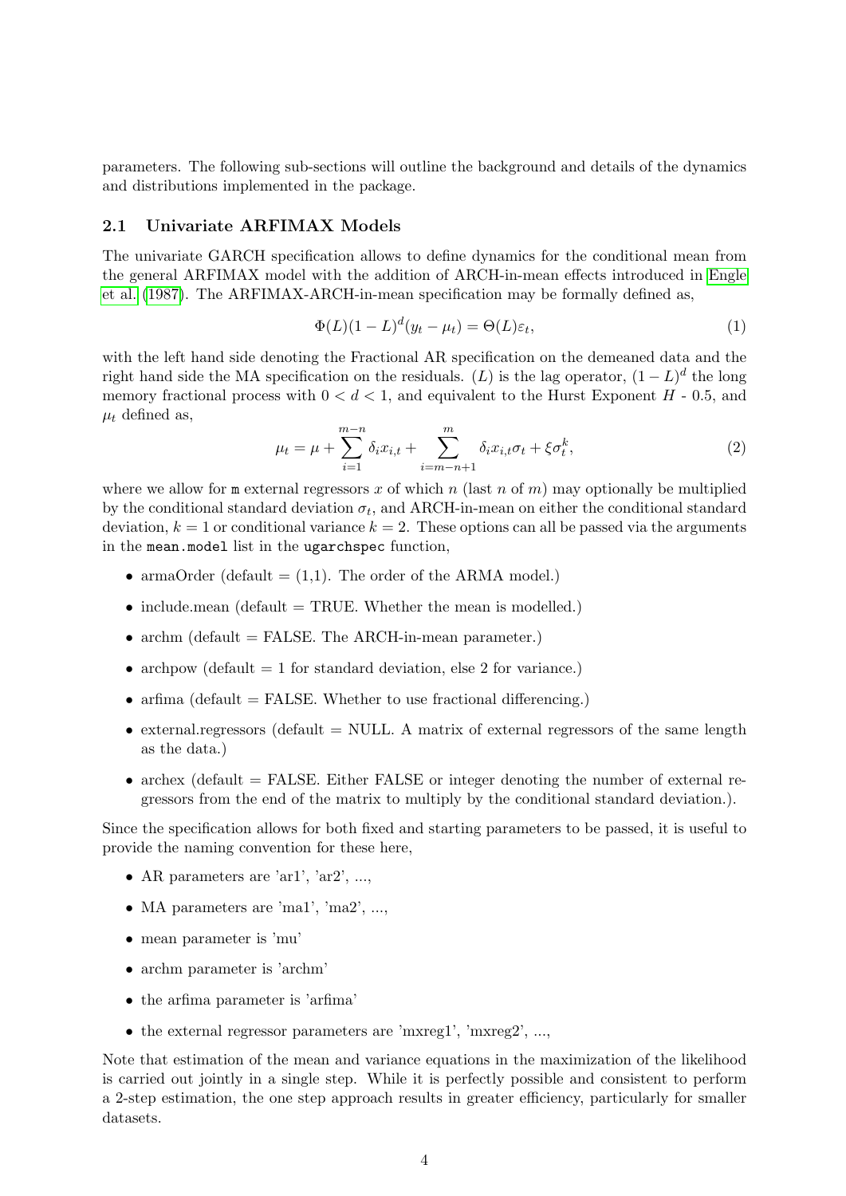parameters. The following sub-sections will outline the background and details of the dynamics and distributions implemented in the package.

### 2.1 Univariate ARFIMAX Models

The univariate GARCH specification allows to define dynamics for the conditional mean from the general ARFIMAX model with the addition of ARCH-in-mean effects introduced in Engle et al. (1987). The ARFIMAX-ARCH-in-mean specification may be formally defined as,

$$\Phi(L)(1-L)^{d}(y_t - \mu_t) = \Theta(L)\varepsilon_t, \tag{1}$$

with the left hand side denoting the Fractional AR specification on the demeaned data and the right hand side the MA specification on the residuals. $(L)$ is the lag operator, $(1-L)^d$ the long memory fractional process with $0 < d < 1$, and equivalent to the Hurst Exponent $H$ - 0.5, and $\mu_t$ defined as,

$$\mu_t = \mu + \sum_{i=1}^{m-n} \delta_i x_{i,t} + \sum_{i=m-n+1}^{m} \delta_i x_{i,t}\sigma_t + \xi\sigma_t^{k}, \tag{2}$$

where we allow for `m` external regressors $x$ of which $n$ (last $n$ of $m$) may optionally be multiplied by the conditional standard deviation $\sigma_t$, and ARCH-in-mean on either the conditional standard deviation, $k = 1$ or conditional variance $k = 2$. These options can all be passed via the arguments in the `mean.model` list in the `ugarchspec` function,

- armaOrder (default = (1,1). The order of the ARMA model.)
- include.mean (default = TRUE. Whether the mean is modelled.)
- archm (default = FALSE. The ARCH-in-mean parameter.)
- archpow (default = 1 for standard deviation, else 2 for variance.)
- arfima (default = FALSE. Whether to use fractional differencing.)
- external.regressors (default = NULL. A matrix of external regressors of the same length as the data.)
- archex (default = FALSE. Either FALSE or integer denoting the number of external regressors from the end of the matrix to multiply by the conditional standard deviation.).

Since the specification allows for both fixed and starting parameters to be passed, it is useful to provide the naming convention for these here,

- AR parameters are 'ar1', 'ar2', ...,
- MA parameters are 'ma1', 'ma2', ...,
- mean parameter is 'mu'
- archm parameter is 'archm'
- the arfima parameter is 'arfima'
- the external regressor parameters are 'mxreg1', 'mxreg2', ...,

Note that estimation of the mean and variance equations in the maximization of the likelihood is carried out jointly in a single step. While it is perfectly possible and consistent to perform a 2-step estimation, the one step approach results in greater efficiency, particularly for smaller datasets.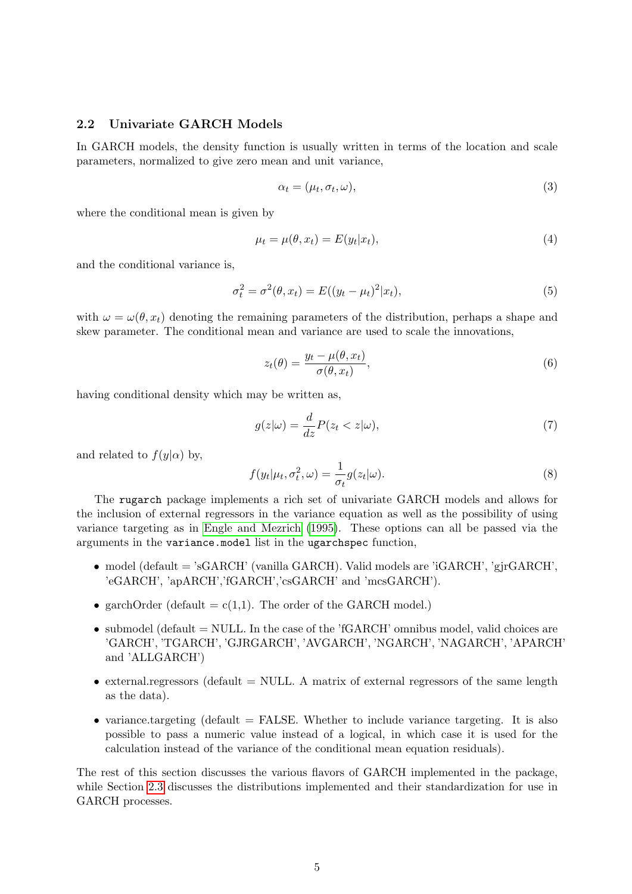### 2.2 Univariate GARCH Models

In GARCH models, the density function is usually written in terms of the location and scale parameters, normalized to give zero mean and unit variance,

$$\alpha_t = (\mu_t, \sigma_t, \omega), \tag{3}$$

where the conditional mean is given by

$$\mu_t = \mu(\theta, x_t) = E(y_t|x_t), \tag{4}$$

and the conditional variance is,

$$\sigma_t^2 = \sigma^2(\theta, x_t) = E((y_t - \mu_t)^2|x_t), \tag{5}$$

with $\omega = \omega(\theta, x_t)$ denoting the remaining parameters of the distribution, perhaps a shape and skew parameter. The conditional mean and variance are used to scale the innovations,

$$z_t(\theta) = \frac{y_t - \mu(\theta, x_t)}{\sigma(\theta, x_t)}, \tag{6}$$

having conditional density which may be written as,

$$g(z|\omega) = \frac{d}{dz}P(z_t < z|\omega), \tag{7}$$

and related to $f(y|\alpha)$ by,

$$f(y_t|\mu_t, \sigma_t^2, \omega) = \frac{1}{\sigma_t}g(z_t|\omega). \tag{8}$$

The `rugarch` package implements a rich set of univariate GARCH models and allows for the inclusion of external regressors in the variance equation as well as the possibility of using variance targeting as in Engle and Mezrich (1995). These options can all be passed via the arguments in the `variance.model` list in the `ugarchspec` function,

- model (default = 'sGARCH' (vanilla GARCH). Valid models are 'iGARCH', 'gjrGARCH', 'eGARCH', 'apARCH','fGARCH','csGARCH' and 'mcsGARCH').
- garchOrder (default = c(1,1). The order of the GARCH model.)
- submodel (default = NULL. In the case of the 'fGARCH' omnibus model, valid choices are 'GARCH', 'TGARCH', 'GJRGARCH', 'AVGARCH', 'NGARCH', 'NAGARCH', 'APARCH' and 'ALLGARCH')
- external.regressors (default = NULL. A matrix of external regressors of the same length as the data).
- variance.targeting (default = FALSE. Whether to include variance targeting. It is also possible to pass a numeric value instead of a logical, in which case it is used for the calculation instead of the variance of the conditional mean equation residuals).

The rest of this section discusses the various flavors of GARCH implemented in the package, while Section 2.3 discusses the distributions implemented and their standardization for use in GARCH processes.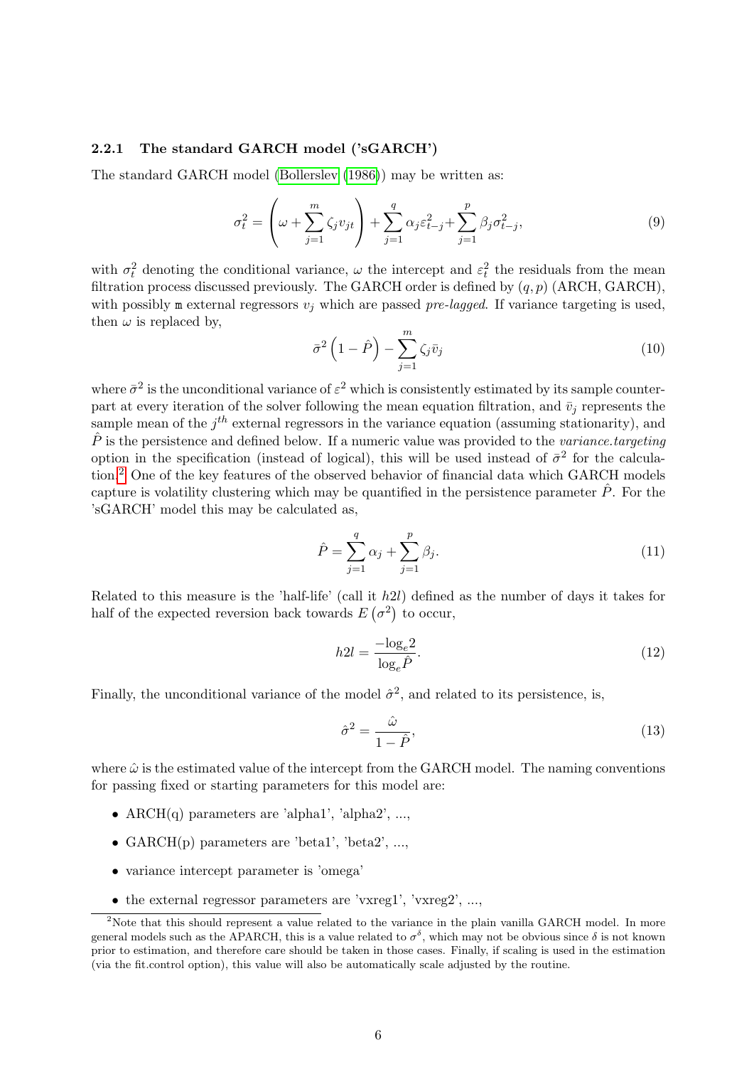### 2.2.1 The standard GARCH model ('sGARCH')

The standard GARCH model (Bollerslev (1986)) may be written as:

$$\sigma_t^2 = \left(\omega + \sum_{j=1}^{m} \zeta_j v_{jt}\right) + \sum_{j=1}^{q} \alpha_j \varepsilon_{t-j}^2 + \sum_{j=1}^{p} \beta_j \sigma_{t-j}^2, \tag{9}$$

with $\sigma_t^2$ denoting the conditional variance, $\omega$ the intercept and $\varepsilon_t^2$ the residuals from the mean filtration process discussed previously. The GARCH order is defined by $(q,p)$ (ARCH, GARCH), with possibly m external regressors $v_j$ which are passed *pre-lagged*. If variance targeting is used, then $\omega$ is replaced by,

$$\bar{\sigma}^2 \left(1 - \hat{P}\right) - \sum_{j=1}^{m} \zeta_j \bar{v}_j \tag{10}$$

where $\bar{\sigma}^2$ is the unconditional variance of $\varepsilon^2$ which is consistently estimated by its sample counterpart at every iteration of the solver following the mean equation filtration, and $\bar{v}_j$ represents the sample mean of the $j^{th}$ external regressors in the variance equation (assuming stationarity), and $\hat{P}$ is the persistence and defined below. If a numeric value was provided to the *variance.targeting* option in the specification (instead of logical), this will be used instead of $\bar{\sigma}^2$ for the calculation.[2] One of the key features of the observed behavior of financial data which GARCH models capture is volatility clustering which may be quantified in the persistence parameter $\hat{P}$. For the 'sGARCH' model this may be calculated as,

$$\hat{P} = \sum_{j=1}^{q} \alpha_j + \sum_{j=1}^{p} \beta_j. \tag{11}$$

Related to this measure is the 'half-life' (call it $h2l$) defined as the number of days it takes for half of the expected reversion back towards $E\left(\sigma^2\right)$ to occur,

$$h2l = \frac{-\log_e 2}{\log_e \hat{P}}. \tag{12}$$

Finally, the unconditional variance of the model $\hat{\sigma}^2$, and related to its persistence, is,

$$\hat{\sigma}^2 = \frac{\hat{\omega}}{1 - \hat{P}}, \tag{13}$$

where $\hat{\omega}$ is the estimated value of the intercept from the GARCH model. The naming conventions for passing fixed or starting parameters for this model are:

- ARCH(q) parameters are 'alpha1', 'alpha2', ...,
- GARCH(p) parameters are 'beta1', 'beta2', ...,
- variance intercept parameter is 'omega'
- the external regressor parameters are 'vxreg1', 'vxreg2', ...,

[2] Note that this should represent a value related to the variance in the plain vanilla GARCH model. In more general models such as the APARCH, this is a value related to $\sigma^\delta$, which may not be obvious since $\delta$ is not known prior to estimation, and therefore care should be taken in those cases. Finally, if scaling is used in the estimation (via the fit.control option), this value will also be automatically scale adjusted by the routine.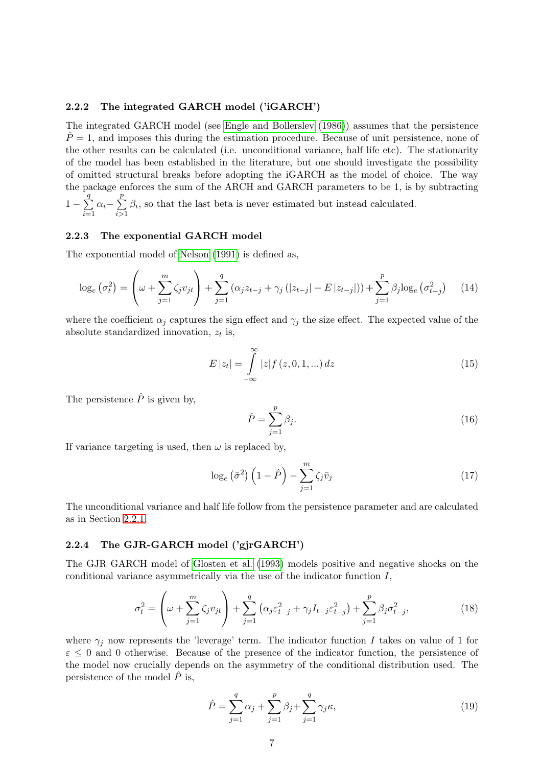### 2.2.2 The integrated GARCH model ('iGARCH')

The integrated GARCH model (see Engle and Bollerslev (1986)) assumes that the persistence $\hat{P} = 1$, and imposes this during the estimation procedure. Because of unit persistence, none of the other results can be calculated (i.e. unconditional variance, half life etc). The stationarity of the model has been established in the literature, but one should investigate the possibility of omitted structural breaks before adopting the iGARCH as the model of choice. The way the package enforces the sum of the ARCH and GARCH parameters to be 1, is by subtracting $1 - \sum\limits_{i=1}^{q} \alpha_i - \sum\limits_{i>1}^{p} \beta_i$, so that the last beta is never estimated but instead calculated.

### 2.2.3 The exponential GARCH model

The exponential model of Nelson (1991) is defined as,

$$\log_e\left(\sigma_t^2\right) = \left(\omega + \sum_{j=1}^{m} \zeta_j v_{jt}\right) + \sum_{j=1}^{q} \left(\alpha_j z_{t-j} + \gamma_j \left(|z_{t-j}| - E\,|z_{t-j}|\right)\right) + \sum_{j=1}^{p} \beta_j \log_e\left(\sigma_{t-j}^2\right) \quad (14)$$

where the coefficient $\alpha_j$ captures the sign effect and $\gamma_j$ the size effect. The expected value of the absolute standardized innovation, $z_t$ is,

$$E\,|z_t| = \int_{-\infty}^{\infty} |z| f\left(z, 0, 1, ...\right) dz \quad (15)$$

The persistence $\hat{P}$ is given by,

$$\hat{P} = \sum_{j=1}^{p} \beta_j. \quad (16)$$

If variance targeting is used, then $\omega$ is replaced by,

$$\log_e\left(\bar{\sigma}^2\right)\left(1 - \hat{P}\right) - \sum_{j=1}^{m} \zeta_j \bar{v}_j \quad (17)$$

The unconditional variance and half life follow from the persistence parameter and are calculated as in Section 2.2.1.

### 2.2.4 The GJR-GARCH model ('gjrGARCH')

The GJR GARCH model of Glosten et al. (1993) models positive and negative shocks on the conditional variance asymmetrically via the use of the indicator function $I$,

$$\sigma_t^2 = \left(\omega + \sum_{j=1}^{m} \zeta_j v_{jt}\right) + \sum_{j=1}^{q} \left(\alpha_j \varepsilon_{t-j}^2 + \gamma_j I_{t-j} \varepsilon_{t-j}^2\right) + \sum_{j=1}^{p} \beta_j \sigma_{t-j}^2, \quad (18)$$

where $\gamma_j$ now represents the 'leverage' term. The indicator function $I$ takes on value of 1 for $\varepsilon \leq 0$ and 0 otherwise. Because of the presence of the indicator function, the persistence of the model now crucially depends on the asymmetry of the conditional distribution used. The persistence of the model $\hat{P}$ is,

$$\hat{P} = \sum_{j=1}^{q} \alpha_j + \sum_{j=1}^{p} \beta_j + \sum_{j=1}^{q} \gamma_j \kappa, \quad (19)$$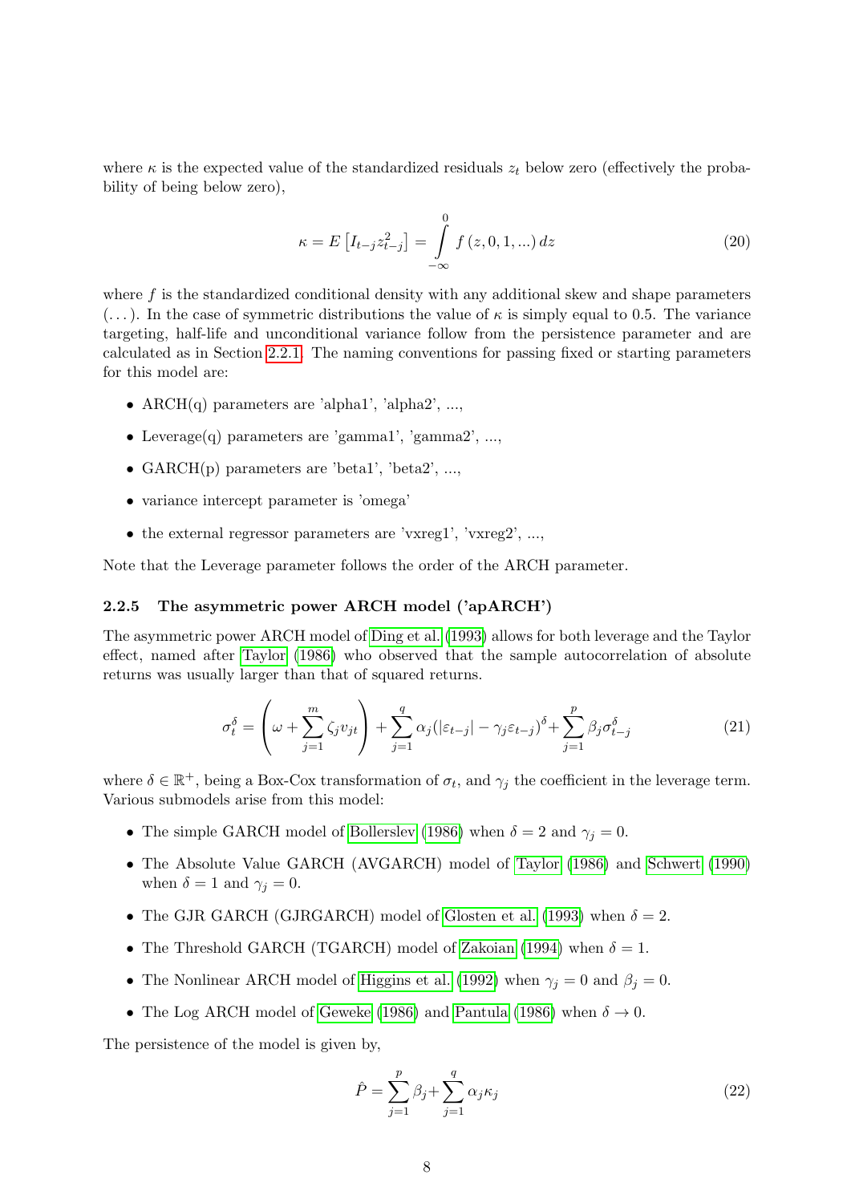where $\kappa$ is the expected value of the standardized residuals $z_t$ below zero (effectively the probability of being below zero),

$$\kappa = E\left[I_{t-j}z_{t-j}^2\right] = \int\limits_{-\infty}^{0} f\left(z, 0, 1, ...\right) dz \tag{20}$$

where $f$ is the standardized conditional density with any additional skew and shape parameters $(\ldots)$. In the case of symmetric distributions the value of $\kappa$ is simply equal to 0.5. The variance targeting, half-life and unconditional variance follow from the persistence parameter and are calculated as in Section 2.2.1. The naming conventions for passing fixed or starting parameters for this model are:

- ARCH(q) parameters are 'alpha1', 'alpha2', ...,
- Leverage(q) parameters are 'gamma1', 'gamma2', ...,
- GARCH(p) parameters are 'beta1', 'beta2', ...,
- variance intercept parameter is 'omega'
- the external regressor parameters are 'vxreg1', 'vxreg2', ...,

Note that the Leverage parameter follows the order of the ARCH parameter.

### 2.2.5 The asymmetric power ARCH model ('apARCH')

The asymmetric power ARCH model of Ding et al. (1993) allows for both leverage and the Taylor effect, named after Taylor (1986) who observed that the sample autocorrelation of absolute returns was usually larger than that of squared returns.

$$\sigma_t^{\delta} = \left(\omega + \sum_{j=1}^{m} \zeta_j v_{jt}\right) + \sum_{j=1}^{q} \alpha_j (|\varepsilon_{t-j}| - \gamma_j \varepsilon_{t-j})^{\delta} + \sum_{j=1}^{p} \beta_j \sigma_{t-j}^{\delta} \tag{21}$$

where $\delta \in \mathbb{R}^{+}$, being a Box-Cox transformation of $\sigma_t$, and $\gamma_j$ the coefficient in the leverage term. Various submodels arise from this model:

- The simple GARCH model of Bollerslev (1986) when $\delta = 2$ and $\gamma_j = 0$.
- The Absolute Value GARCH (AVGARCH) model of Taylor (1986) and Schwert (1990) when $\delta = 1$ and $\gamma_j = 0$.
- The GJR GARCH (GJRGARCH) model of Glosten et al. (1993) when $\delta = 2$.
- The Threshold GARCH (TGARCH) model of Zakoian (1994) when $\delta = 1$.
- The Nonlinear ARCH model of Higgins et al. (1992) when $\gamma_j = 0$ and $\beta_j = 0$.
- The Log ARCH model of Geweke (1986) and Pantula (1986) when $\delta \to 0$.

The persistence of the model is given by,

$$\hat{P} = \sum_{j=1}^{p} \beta_j + \sum_{j=1}^{q} \alpha_j \kappa_j \tag{22}$$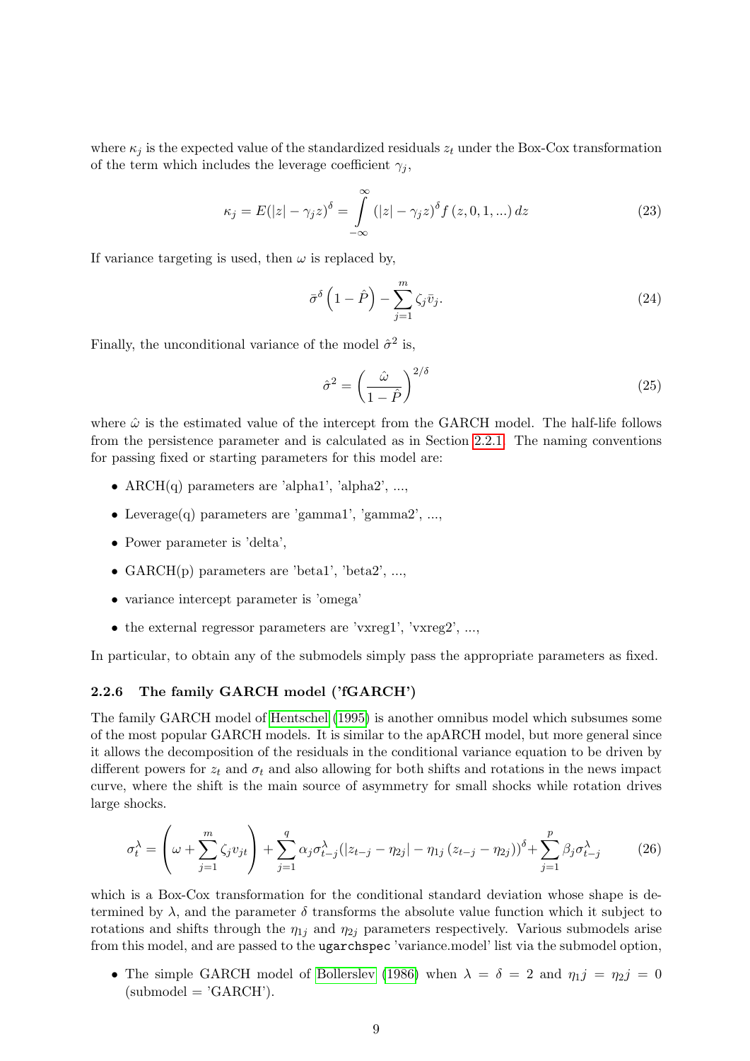where $\kappa_j$ is the expected value of the standardized residuals $z_t$ under the Box-Cox transformation of the term which includes the leverage coefficient $\gamma_j$,

$$\kappa_j = E(|z| - \gamma_j z)^{\delta} = \int\limits_{-\infty}^{\infty} (|z| - \gamma_j z)^{\delta} f(z, 0, 1, ...)\, dz \tag{23}$$

If variance targeting is used, then $\omega$ is replaced by,

$$\bar{\sigma}^{\delta}\left(1 - \hat{P}\right) - \sum_{j=1}^{m} \zeta_j \bar{v}_j. \tag{24}$$

Finally, the unconditional variance of the model $\hat{\sigma}^2$ is,

$$\hat{\sigma}^2 = \left(\frac{\hat{\omega}}{1 - \hat{P}}\right)^{2/\delta} \tag{25}$$

where $\hat{\omega}$ is the estimated value of the intercept from the GARCH model. The half-life follows from the persistence parameter and is calculated as in Section 2.2.1. The naming conventions for passing fixed or starting parameters for this model are:

- ARCH(q) parameters are 'alpha1', 'alpha2', ...,
- Leverage(q) parameters are 'gamma1', 'gamma2', ...,
- Power parameter is 'delta',
- GARCH(p) parameters are 'beta1', 'beta2', ...,
- variance intercept parameter is 'omega'
- the external regressor parameters are 'vxreg1', 'vxreg2', ...,

In particular, to obtain any of the submodels simply pass the appropriate parameters as fixed.

### 2.2.6 The family GARCH model ('fGARCH')

The family GARCH model of Hentschel (1995) is another omnibus model which subsumes some of the most popular GARCH models. It is similar to the apARCH model, but more general since it allows the decomposition of the residuals in the conditional variance equation to be driven by different powers for $z_t$ and $\sigma_t$ and also allowing for both shifts and rotations in the news impact curve, where the shift is the main source of asymmetry for small shocks while rotation drives large shocks.

$$\sigma_t^{\lambda} = \left(\omega + \sum_{j=1}^{m} \zeta_j v_{jt}\right) + \sum_{j=1}^{q} \alpha_j \sigma_{t-j}^{\lambda} (|z_{t-j} - \eta_{2j}| - \eta_{1j}(z_{t-j} - \eta_{2j}))^{\delta} + \sum_{j=1}^{p} \beta_j \sigma_{t-j}^{\lambda} \tag{26}$$

which is a Box-Cox transformation for the conditional standard deviation whose shape is determined by $\lambda$, and the parameter $\delta$ transforms the absolute value function which it subject to rotations and shifts through the $\eta_{1j}$ and $\eta_{2j}$ parameters respectively. Various submodels arise from this model, and are passed to the `ugarchspec` 'variance.model' list via the submodel option,

- The simple GARCH model of Bollerslev (1986) when $\lambda = \delta = 2$ and $\eta_1 j = \eta_2 j = 0$ (submodel = 'GARCH').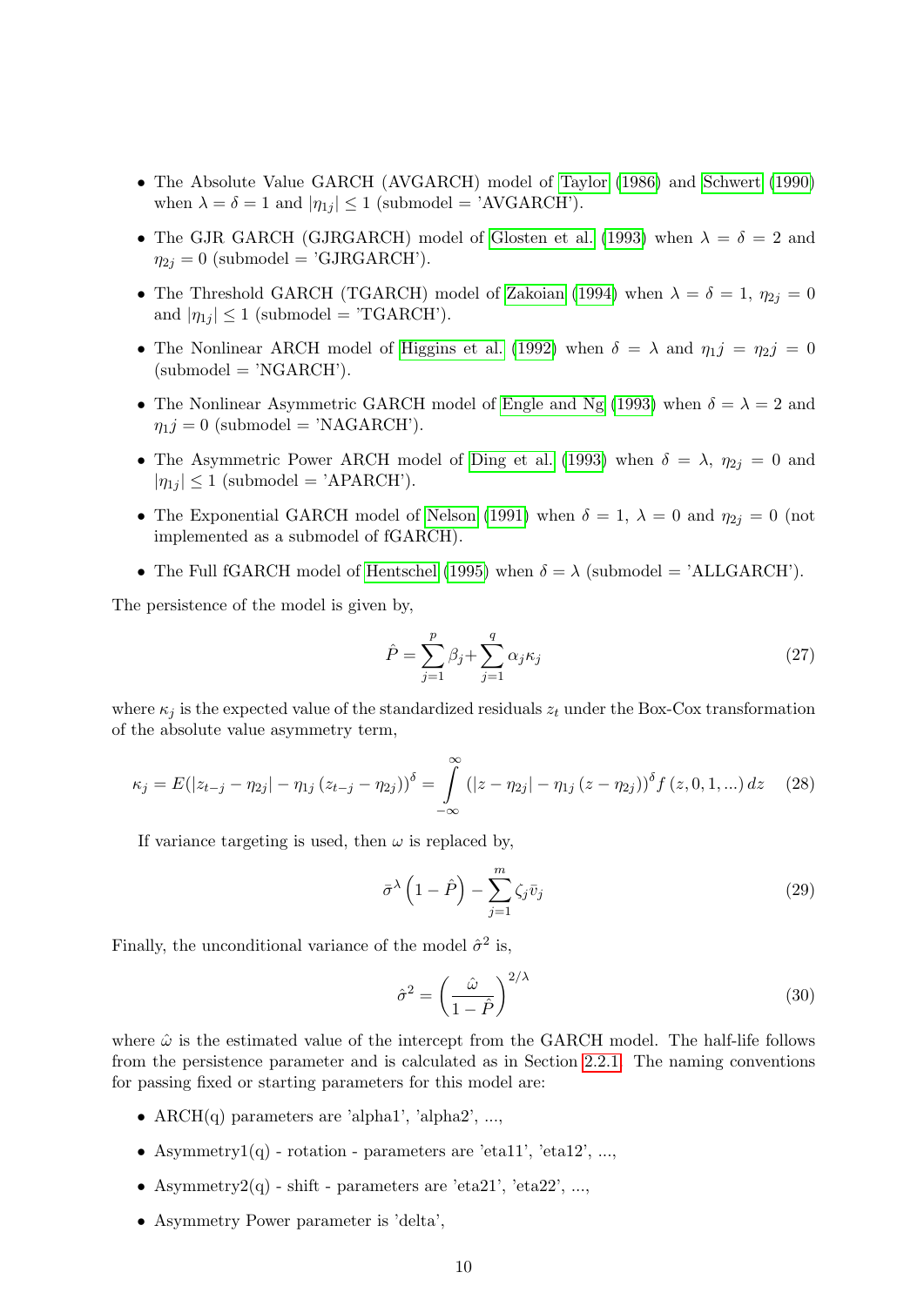- The Absolute Value GARCH (AVGARCH) model of Taylor (1986) and Schwert (1990) when $\lambda = \delta = 1$ and $|\eta_{1j}| \leq 1$ (submodel = 'AVGARCH').
- The GJR GARCH (GJRGARCH) model of Glosten et al. (1993) when $\lambda = \delta = 2$ and $\eta_{2j} = 0$ (submodel = 'GJRGARCH').
- The Threshold GARCH (TGARCH) model of Zakoian (1994) when $\lambda = \delta = 1$, $\eta_{2j} = 0$ and $|\eta_{1j}| \leq 1$ (submodel = 'TGARCH').
- The Nonlinear ARCH model of Higgins et al. (1992) when $\delta = \lambda$ and $\eta_1 j = \eta_2 j = 0$ (submodel = 'NGARCH').
- The Nonlinear Asymmetric GARCH model of Engle and Ng (1993) when $\delta = \lambda = 2$ and $\eta_1 j = 0$ (submodel = 'NAGARCH').
- The Asymmetric Power ARCH model of Ding et al. (1993) when $\delta = \lambda$, $\eta_{2j} = 0$ and $|\eta_{1j}| \leq 1$ (submodel = 'APARCH').
- The Exponential GARCH model of Nelson (1991) when $\delta = 1$, $\lambda = 0$ and $\eta_{2j} = 0$ (not implemented as a submodel of fGARCH).
- The Full fGARCH model of Hentschel (1995) when $\delta = \lambda$ (submodel = 'ALLGARCH').

The persistence of the model is given by,

$$\hat{P} = \sum_{j=1}^{p} \beta_j + \sum_{j=1}^{q} \alpha_j \kappa_j \tag{27}$$

where $\kappa_j$ is the expected value of the standardized residuals $z_t$ under the Box-Cox transformation of the absolute value asymmetry term,

$$\kappa_j = E(|z_{t-j} - \eta_{2j}| - \eta_{1j}(z_{t-j} - \eta_{2j}))^{\delta} = \int_{-\infty}^{\infty} (|z - \eta_{2j}| - \eta_{1j}(z - \eta_{2j}))^{\delta} f(z, 0, 1, ...)\, dz \tag{28}$$

If variance targeting is used, then $\omega$ is replaced by,

$$\bar{\sigma}^{\lambda}\left(1 - \hat{P}\right) - \sum_{j=1}^{m} \zeta_j \bar{v}_j \tag{29}$$

Finally, the unconditional variance of the model $\hat{\sigma}^2$ is,

$$\hat{\sigma}^2 = \left(\frac{\hat{\omega}}{1 - \hat{P}}\right)^{2/\lambda} \tag{30}$$

where $\hat{\omega}$ is the estimated value of the intercept from the GARCH model. The half-life follows from the persistence parameter and is calculated as in Section 2.2.1. The naming conventions for passing fixed or starting parameters for this model are:

- ARCH(q) parameters are 'alpha1', 'alpha2', ...,
- Asymmetry1(q) - rotation - parameters are 'eta11', 'eta12', ...,
- Asymmetry2(q) - shift - parameters are 'eta21', 'eta22', ...,
- Asymmetry Power parameter is 'delta',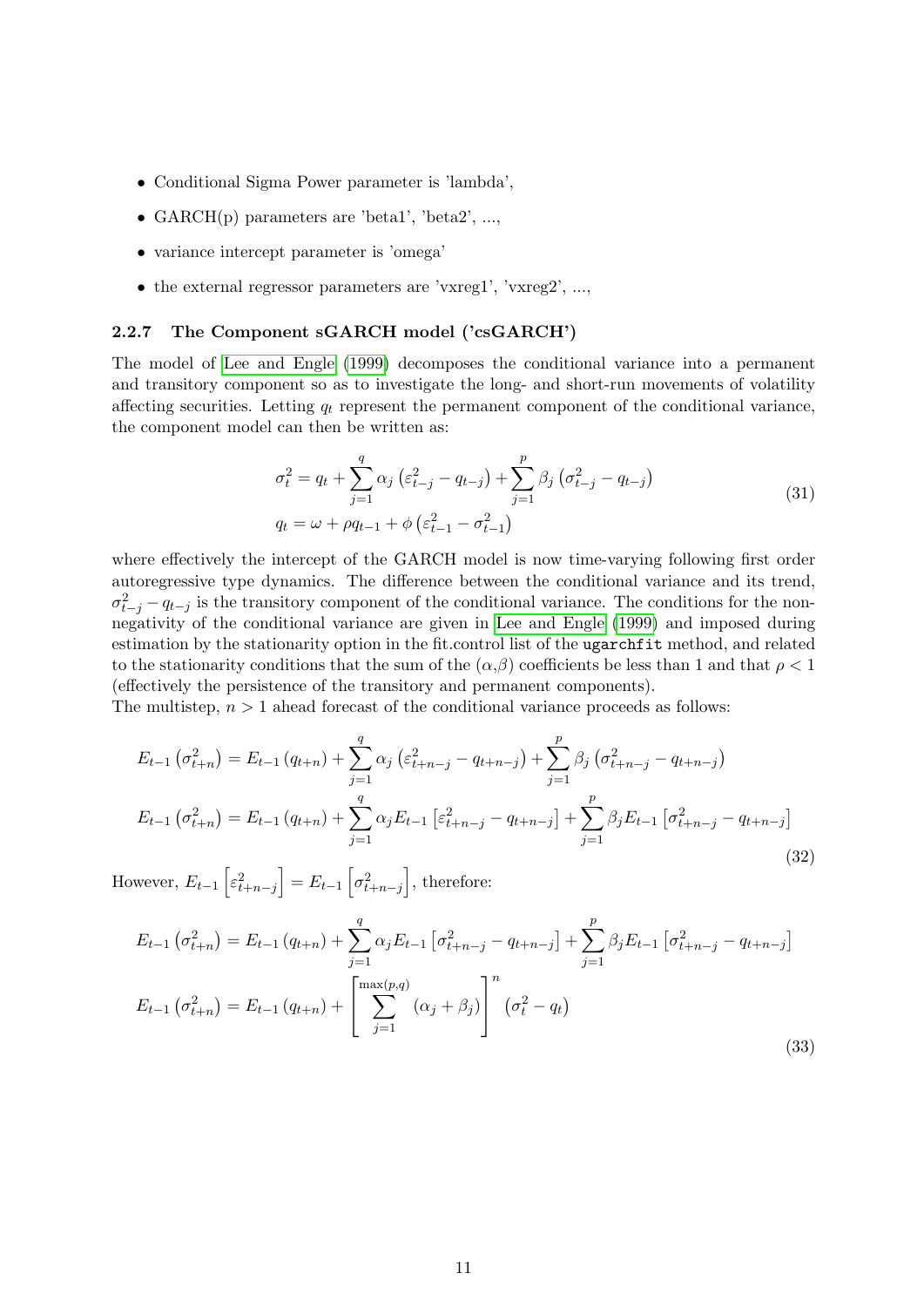- Conditional Sigma Power parameter is 'lambda',
- GARCH(p) parameters are 'beta1', 'beta2', ...,
- variance intercept parameter is 'omega'
- the external regressor parameters are 'vxreg1', 'vxreg2', ...,

### 2.2.7 The Component sGARCH model ('csGARCH')

The model of Lee and Engle (1999) decomposes the conditional variance into a permanent and transitory component so as to investigate the long- and short-run movements of volatility affecting securities. Letting $q_t$ represent the permanent component of the conditional variance, the component model can then be written as:

$$
\begin{aligned}
\sigma_t^2 &= q_t + \sum_{j=1}^{q} \alpha_j \left(\varepsilon_{t-j}^2 - q_{t-j}\right) + \sum_{j=1}^{p} \beta_j \left(\sigma_{t-j}^2 - q_{t-j}\right) \\
q_t &= \omega + \rho q_{t-1} + \phi \left(\varepsilon_{t-1}^2 - \sigma_{t-1}^2\right)
\end{aligned} \tag{31}
$$

where effectively the intercept of the GARCH model is now time-varying following first order autoregressive type dynamics. The difference between the conditional variance and its trend, $\sigma_{t-j}^2 - q_{t-j}$ is the transitory component of the conditional variance. The conditions for the non-negativity of the conditional variance are given in Lee and Engle (1999) and imposed during estimation by the stationarity option in the fit.control list of the `ugarchfit` method, and related to the stationarity conditions that the sum of the $(\alpha,\beta)$ coefficients be less than 1 and that $\rho < 1$ (effectively the persistence of the transitory and permanent components).
The multistep, $n > 1$ ahead forecast of the conditional variance proceeds as follows:

$$
\begin{aligned}
E_{t-1}\left(\sigma_{t+n}^2\right) &= E_{t-1}\left(q_{t+n}\right) + \sum_{j=1}^{q} \alpha_j \left(\varepsilon_{t+n-j}^2 - q_{t+n-j}\right) + \sum_{j=1}^{p} \beta_j \left(\sigma_{t+n-j}^2 - q_{t+n-j}\right) \\
E_{t-1}\left(\sigma_{t+n}^2\right) &= E_{t-1}\left(q_{t+n}\right) + \sum_{j=1}^{q} \alpha_j E_{t-1}\left[\varepsilon_{t+n-j}^2 - q_{t+n-j}\right] + \sum_{j=1}^{p} \beta_j E_{t-1}\left[\sigma_{t+n-j}^2 - q_{t+n-j}\right]
\end{aligned} \tag{32}
$$

However, $E_{t-1}\left[\varepsilon_{t+n-j}^2\right] = E_{t-1}\left[\sigma_{t+n-j}^2\right]$, therefore:

$$
\begin{aligned}
E_{t-1}\left(\sigma_{t+n}^2\right) &= E_{t-1}\left(q_{t+n}\right) + \sum_{j=1}^{q} \alpha_j E_{t-1}\left[\sigma_{t+n-j}^2 - q_{t+n-j}\right] + \sum_{j=1}^{p} \beta_j E_{t-1}\left[\sigma_{t+n-j}^2 - q_{t+n-j}\right] \\
E_{t-1}\left(\sigma_{t+n}^2\right) &= E_{t-1}\left(q_{t+n}\right) + \left[\sum_{j=1}^{\max(p,q)} \left(\alpha_j + \beta_j\right)\right]^n \left(\sigma_t^2 - q_t\right)
\end{aligned} \tag{33}
$$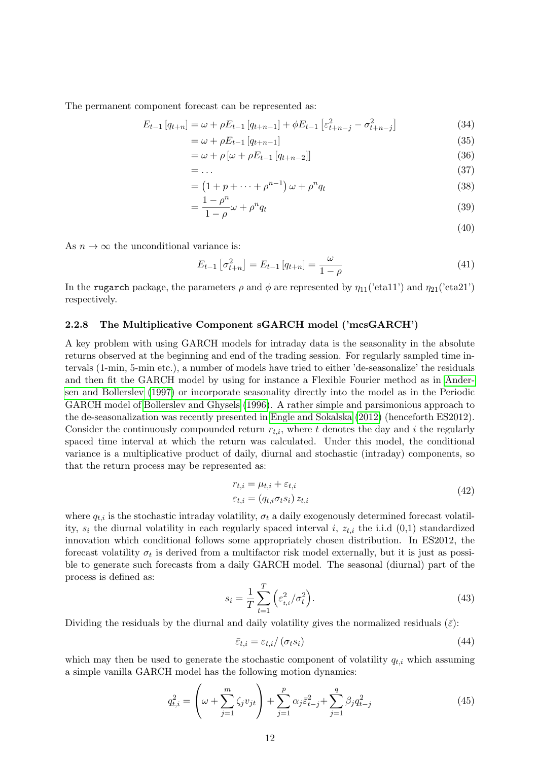The permanent component forecast can be represented as:

$$
\begin{aligned}
E_{t-1}\left[q_{t+n}\right] &= \omega + \rho E_{t-1}\left[q_{t+n-1}\right] + \phi E_{t-1}\left[\varepsilon^2_{t+n-j} - \sigma^2_{t+n-j}\right] & (34)\\
&= \omega + \rho E_{t-1}\left[q_{t+n-1}\right] & (35)\\
&= \omega + \rho\left[\omega + \rho E_{t-1}\left[q_{t+n-2}\right]\right] & (36)\\
&= \dots & (37)\\
&= \left(1 + p + \dots + \rho^{n-1}\right)\omega + \rho^n q_t & (38)\\
&= \frac{1-\rho^n}{1-\rho}\omega + \rho^n q_t & (39)\\
& & (40)
\end{aligned}
$$

As $n \to \infty$ the unconditional variance is:

$$
E_{t-1}\left[\sigma^2_{t+n}\right] = E_{t-1}\left[q_{t+n}\right] = \frac{\omega}{1-\rho} \tag{41}
$$

In the `rugarch` package, the parameters $\rho$ and $\phi$ are represented by $\eta_{11}$('eta11') and $\eta_{21}$('eta21') respectively.

### 2.2.8 The Multiplicative Component sGARCH model ('mcsGARCH')

A key problem with using GARCH models for intraday data is the seasonality in the absolute returns observed at the beginning and end of the trading session. For regularly sampled time intervals (1-min, 5-min etc.), a number of models have tried to either 'de-seasonalize' the residuals and then fit the GARCH model by using for instance a Flexible Fourier method as in Andersen and Bollerslev (1997) or incorporate seasonality directly into the model as in the Periodic GARCH model of Bollerslev and Ghysels (1996). A rather simple and parsimonious approach to the de-seasonalization was recently presented in Engle and Sokalska (2012) (henceforth ES2012). Consider the continuously compounded return $r_{t,i}$, where $t$ denotes the day and $i$ the regularly spaced time interval at which the return was calculated. Under this model, the conditional variance is a multiplicative product of daily, diurnal and stochastic (intraday) components, so that the return process may be represented as:

$$
\begin{aligned}
r_{t,i} &= \mu_{t,i} + \varepsilon_{t,i}\\
\varepsilon_{t,i} &= \left(q_{t,i}\sigma_t s_i\right) z_{t,i}
\end{aligned} \tag{42}
$$

where $q_{t,i}$ is the stochastic intraday volatility, $\sigma_t$ a daily exogenously determined forecast volatility, $s_i$ the diurnal volatility in each regularly spaced interval $i$, $z_{t,i}$ the i.i.d (0,1) standardized innovation which conditional follows some appropriately chosen distribution. In ES2012, the forecast volatility $\sigma_t$ is derived from a multifactor risk model externally, but it is just as possible to generate such forecasts from a daily GARCH model. The seasonal (diurnal) part of the process is defined as:

$$
s_i = \frac{1}{T}\sum_{t=1}^{T}\left(\varepsilon^2_{t,i}/\sigma^2_t\right). \tag{43}
$$

Dividing the residuals by the diurnal and daily volatility gives the normalized residuals ($\bar{\varepsilon}$):

$$
\bar{\varepsilon}_{t,i} = \varepsilon_{t,i}/\left(\sigma_t s_i\right) \tag{44}
$$

which may then be used to generate the stochastic component of volatility $q_{t,i}$ which assuming a simple vanilla GARCH model has the following motion dynamics:

$$
q^2_{t,i} = \left(\omega + \sum_{j=1}^{m}\zeta_j v_{jt}\right) + \sum_{j=1}^{p}\alpha_j\bar{\varepsilon}^2_{t-j} + \sum_{j=1}^{q}\beta_j q^2_{t-j} \tag{45}
$$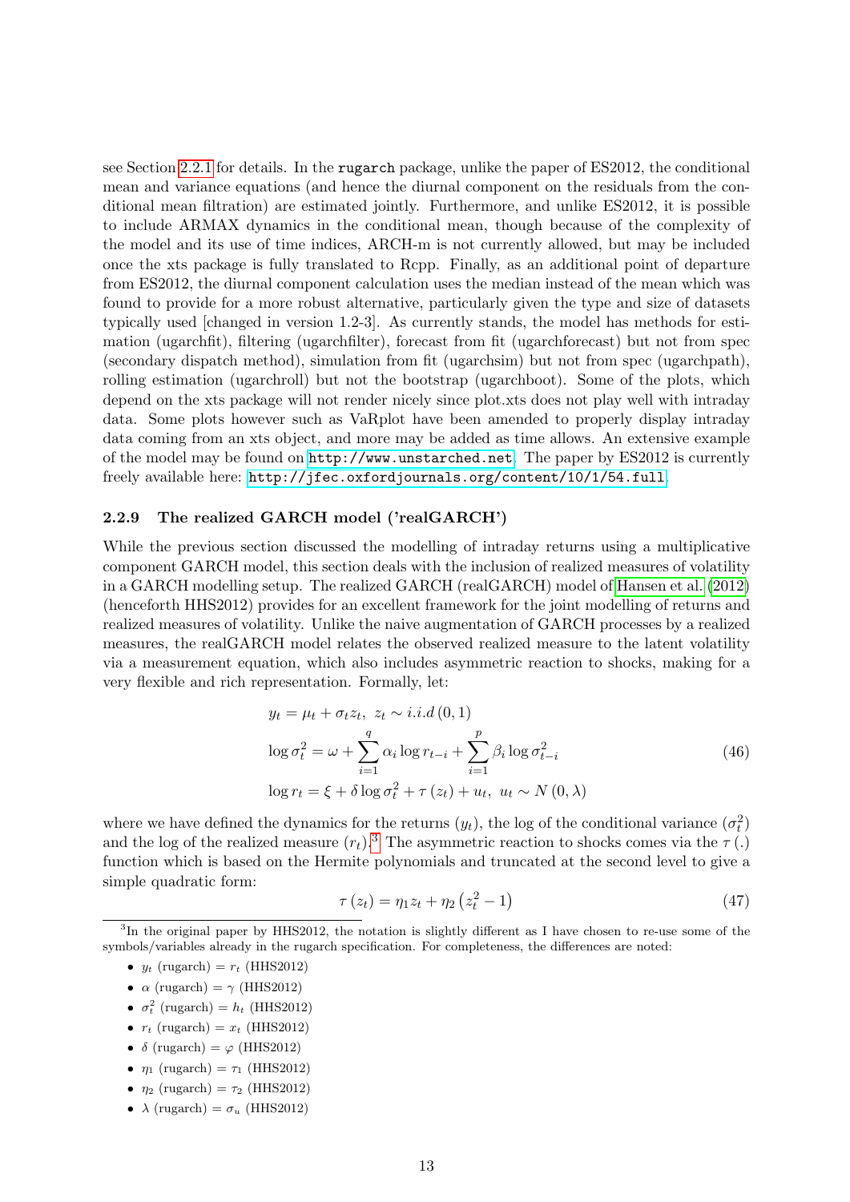see Section 2.2.1 for details. In the rugarch package, unlike the paper of ES2012, the conditional mean and variance equations (and hence the diurnal component on the residuals from the conditional mean filtration) are estimated jointly. Furthermore, and unlike ES2012, it is possible to include ARMAX dynamics in the conditional mean, though because of the complexity of the model and its use of time indices, ARCH-m is not currently allowed, but may be included once the xts package is fully translated to Rcpp. Finally, as an additional point of departure from ES2012, the diurnal component calculation uses the median instead of the mean which was found to provide for a more robust alternative, particularly given the type and size of datasets typically used [changed in version 1.2-3]. As currently stands, the model has methods for estimation (ugarchfit), filtering (ugarchfilter), forecast from fit (ugarchforecast) but not from spec (secondary dispatch method), simulation from fit (ugarchsim) but not from spec (ugarchpath), rolling estimation (ugarchroll) but not the bootstrap (ugarchboot). Some of the plots, which depend on the xts package will not render nicely since plot.xts does not play well with intraday data. Some plots however such as VaRplot have been amended to properly display intraday data coming from an xts object, and more may be added as time allows. An extensive example of the model may be found on `http://www.unstarched.net`. The paper by ES2012 is currently freely available here: `http://jfec.oxfordjournals.org/content/10/1/54.full`.

### 2.2.9 The realized GARCH model ('realGARCH')

While the previous section discussed the modelling of intraday returns using a multiplicative component GARCH model, this section deals with the inclusion of realized measures of volatility in a GARCH modelling setup. The realized GARCH (realGARCH) model of Hansen et al. (2012) (henceforth HHS2012) provides for an excellent framework for the joint modelling of returns and realized measures of volatility. Unlike the naive augmentation of GARCH processes by a realized measures, the realGARCH model relates the observed realized measure to the latent volatility via a measurement equation, which also includes asymmetric reaction to shocks, making for a very flexible and rich representation. Formally, let:

$$
\begin{aligned}
y_t &= \mu_t + \sigma_t z_t,\ \ z_t \sim i.i.d\left(0,1\right) \\
\log \sigma_t^2 &= \omega + \sum_{i=1}^{q} \alpha_i \log r_{t-i} + \sum_{i=1}^{p} \beta_i \log \sigma_{t-i}^2 \\
\log r_t &= \xi + \delta \log \sigma_t^2 + \tau\left(z_t\right) + u_t,\ \ u_t \sim N\left(0,\lambda\right)
\end{aligned}
\tag{46}
$$

where we have defined the dynamics for the returns ($y_t$), the log of the conditional variance ($\sigma_t^2$) and the log of the realized measure ($r_t$).[3] The asymmetric reaction to shocks comes via the $\tau\left(.\right)$ function which is based on the Hermite polynomials and truncated at the second level to give a simple quadratic form:

$$
\tau\left(z_t\right) = \eta_1 z_t + \eta_2\left(z_t^2 - 1\right)
\tag{47}
$$

[3] In the original paper by HHS2012, the notation is slightly different as I have chosen to re-use some of the symbols/variables already in the rugarch specification. For completeness, the differences are noted:

- $y_t$ (rugarch) = $r_t$ (HHS2012)
- $\alpha$ (rugarch) = $\gamma$ (HHS2012)
- $\sigma_t^2$ (rugarch) = $h_t$ (HHS2012)
- $r_t$ (rugarch) = $x_t$ (HHS2012)
- $\delta$ (rugarch) = $\varphi$ (HHS2012)
- $\eta_1$ (rugarch) = $\tau_1$ (HHS2012)
- $\eta_2$ (rugarch) = $\tau_2$ (HHS2012)
- $\lambda$ (rugarch) = $\sigma_u$ (HHS2012)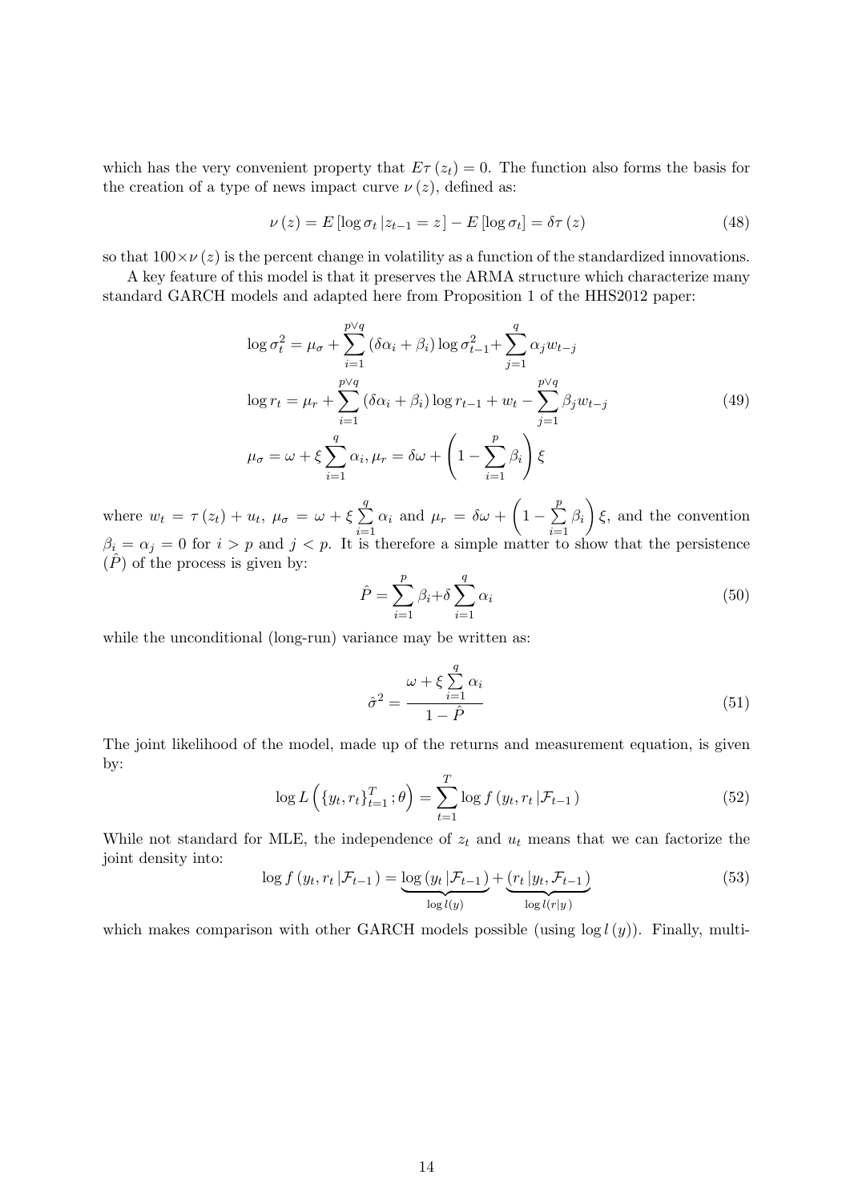which has the very convenient property that $E\tau(z_t) = 0$. The function also forms the basis for the creation of a type of news impact curve $\nu(z)$, defined as:

$$\nu(z) = E[\log \sigma_t | z_{t-1} = z] - E[\log \sigma_t] = \delta\tau(z) \tag{48}$$

so that $100 \times \nu(z)$ is the percent change in volatility as a function of the standardized innovations.

A key feature of this model is that it preserves the ARMA structure which characterize many standard GARCH models and adapted here from Proposition 1 of the HHS2012 paper:

$$\begin{aligned}
\log \sigma_t^2 &= \mu_\sigma + \sum_{i=1}^{p \vee q} (\delta\alpha_i + \beta_i) \log \sigma_{t-1}^2 + \sum_{j=1}^{q} \alpha_j w_{t-j} \\
\log r_t &= \mu_r + \sum_{i=1}^{p \vee q} (\delta\alpha_i + \beta_i) \log r_{t-1} + w_t - \sum_{j=1}^{p \vee q} \beta_j w_{t-j} \\
\mu_\sigma &= \omega + \xi \sum_{i=1}^{q} \alpha_i, \mu_r = \delta\omega + \left(1 - \sum_{i=1}^{p} \beta_i\right) \xi
\end{aligned} \tag{49}$$

where $w_t = \tau(z_t) + u_t$, $\mu_\sigma = \omega + \xi \sum_{i=1}^{q} \alpha_i$ and $\mu_r = \delta\omega + \left(1 - \sum_{i=1}^{p} \beta_i\right) \xi$, and the convention $\beta_i = \alpha_j = 0$ for $i > p$ and $j < p$. It is therefore a simple matter to show that the persistence $(\hat{P})$ of the process is given by:

$$\hat{P} = \sum_{i=1}^{p} \beta_i + \delta \sum_{i=1}^{q} \alpha_i \tag{50}$$

while the unconditional (long-run) variance may be written as:

$$\hat{\sigma}^2 = \frac{\omega + \xi \sum_{i=1}^{q} \alpha_i}{1 - \hat{P}} \tag{51}$$

The joint likelihood of the model, made up of the returns and measurement equation, is given by:

$$\log L\left(\{y_t, r_t\}_{t=1}^{T}; \theta\right) = \sum_{t=1}^{T} \log f(y_t, r_t | \mathcal{F}_{t-1}) \tag{52}$$

While not standard for MLE, the independence of $z_t$ and $u_t$ means that we can factorize the joint density into:

$$\log f(y_t, r_t | \mathcal{F}_{t-1}) = \underbrace{\log(y_t | \mathcal{F}_{t-1})}_{\log l(y)} + \underbrace{(r_t | y_t, \mathcal{F}_{t-1})}_{\log l(r|y)} \tag{53}$$

which makes comparison with other GARCH models possible (using $\log l(y)$). Finally, multi-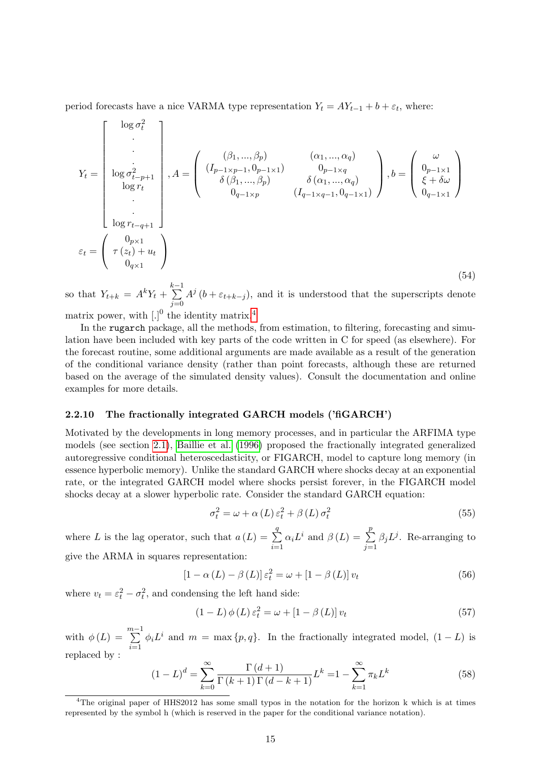period forecasts have a nice VARMA type representation $Y_t = AY_{t-1} + b + \varepsilon_t$, where:

$$
Y_t = \left[\begin{array}{c} \log \sigma_t^2 \\ . \\ . \\ . \\ \log \sigma_{t-p+1}^2 \\ \log r_t \\ . \\ . \\ \log r_{t-q+1} \end{array}\right], A = \left(\begin{array}{cc} (\beta_1, ..., \beta_p) & (\alpha_1, ..., \alpha_q) \\ (I_{p-1 \times p-1}, 0_{p-1 \times 1}) & 0_{p-1 \times q} \\ \delta(\beta_1, ..., \beta_p) & \delta(\alpha_1, ..., \alpha_q) \\ 0_{q-1 \times p} & (I_{q-1 \times q-1}, 0_{q-1 \times 1}) \end{array}\right), b = \left(\begin{array}{c} \omega \\ 0_{p-1 \times 1} \\ \xi + \delta\omega \\ 0_{q-1 \times 1} \end{array}\right)
$$

$$
\varepsilon_t = \left(\begin{array}{c} 0_{p \times 1} \\ \tau(z_t) + u_t \\ 0_{q \times 1} \end{array}\right) \tag{54}
$$

so that $Y_{t+k} = A^k Y_t + \sum_{j=0}^{k-1} A^j (b + \varepsilon_{t+k-j})$, and it is understood that the superscripts denote matrix power, with $[.]^0$ the identity matrix.[4]

In the `rugarch` package, all the methods, from estimation, to filtering, forecasting and simulation have been included with key parts of the code written in C for speed (as elsewhere). For the forecast routine, some additional arguments are made available as a result of the generation of the conditional variance density (rather than point forecasts, although these are returned based on the average of the simulated density values). Consult the documentation and online examples for more details.

#### 2.2.10 The fractionally integrated GARCH models ('fiGARCH')

Motivated by the developments in long memory processes, and in particular the ARFIMA type models (see section 2.1), Baillie et al. (1996) proposed the fractionally integrated generalized autoregressive conditional heteroscedasticity, or FIGARCH, model to capture long memory (in essence hyperbolic memory). Unlike the standard GARCH where shocks decay at an exponential rate, or the integrated GARCH model where shocks persist forever, in the FIGARCH model shocks decay at a slower hyperbolic rate. Consider the standard GARCH equation:

$$
\sigma_t^2 = \omega + \alpha(L)\varepsilon_t^2 + \beta(L)\sigma_t^2 \tag{55}
$$

where $L$ is the lag operator, such that $a(L) = \sum_{i=1}^{q} \alpha_i L^i$ and $\beta(L) = \sum_{j=1}^{p} \beta_j L^j$. Re-arranging to give the ARMA in squares representation:

$$
[1 - \alpha(L) - \beta(L)]\varepsilon_t^2 = \omega + [1 - \beta(L)] v_t \tag{56}
$$

where $v_t = \varepsilon_t^2 - \sigma_t^2$, and condensing the left hand side:

$$
(1 - L)\phi(L)\varepsilon_t^2 = \omega + [1 - \beta(L)] v_t \tag{57}
$$

with $\phi(L) = \sum_{i=1}^{m-1} \phi_i L^i$ and $m = \max\{p, q\}$. In the fractionally integrated model, $(1 - L)$ is replaced by :

$$
(1 - L)^d = \sum_{k=0}^{\infty} \frac{\Gamma(d+1)}{\Gamma(k+1)\Gamma(d-k+1)} L^k = 1 - \sum_{k=1}^{\infty} \pi_k L^k \tag{58}
$$

[4] The original paper of HHS2012 has some small typos in the notation for the horizon k which is at times represented by the symbol h (which is reserved in the paper for the conditional variance notation).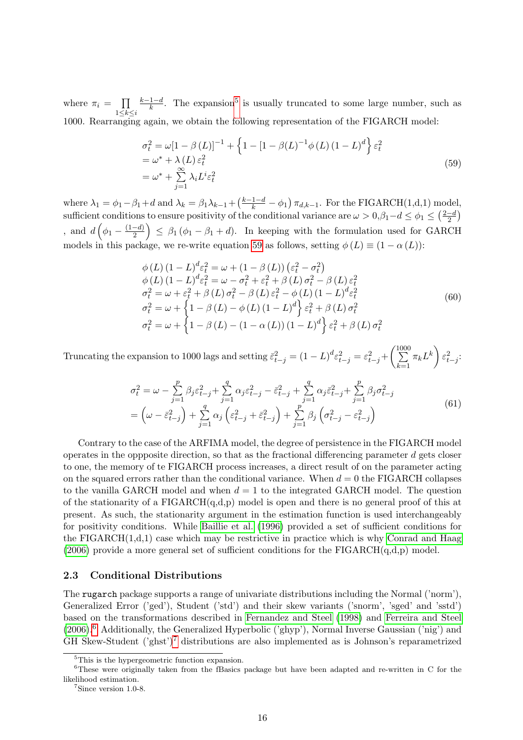where $\pi_i = \prod_{1 \leq k \leq i} \frac{k-1-d}{k}$. The expansion[5] is usually truncated to some large number, such as 1000. Rearranging again, we obtain the following representation of the FIGARCH model:

$$\begin{aligned}
\sigma_t^2 &= \omega[1-\beta(L)]^{-1} + \left\{1 - [1-\beta(L)^{-1}\phi(L)(1-L)^d\right\}\varepsilon_t^2 \\
&= \omega^* + \lambda(L)\varepsilon_t^2 \\
&= \omega^* + \sum_{j=1}^{\infty}\lambda_i L^i \varepsilon_t^2
\end{aligned} \tag{59}$$

where $\lambda_1 = \phi_1 - \beta_1 + d$ and $\lambda_k = \beta_1\lambda_{k-1} + \left(\frac{k-1-d}{k} - \phi_1\right)\pi_{d,k-1}$. For the FIGARCH(1,d,1) model, sufficient conditions to ensure positivity of the conditional variance are $\omega > 0, \beta_1 - d \leq \phi_1 \leq \left(\frac{2-d}{2}\right)$ , and $d\left(\phi_1 - \frac{(1-d)}{2}\right) \leq \beta_1\left(\phi_1 - \beta_1 + d\right)$. In keeping with the formulation used for GARCH models in this package, we re-write equation 59 as follows, setting $\phi(L) \equiv (1-\alpha(L))$:

$$\begin{aligned}
&\phi(L)(1-L)^d\varepsilon_t^2 = \omega + (1-\beta(L))\left(\varepsilon_t^2 - \sigma_t^2\right) \\
&\phi(L)(1-L)^d\varepsilon_t^2 = \omega - \sigma_t^2 + \varepsilon_t^2 + \beta(L)\sigma_t^2 - \beta(L)\varepsilon_t^2 \\
&\sigma_t^2 = \omega + \varepsilon_t^2 + \beta(L)\sigma_t^2 - \beta(L)\varepsilon_t^2 - \phi(L)(1-L)^d\varepsilon_t^2 \\
&\sigma_t^2 = \omega + \left\{1 - \beta(L) - \phi(L)(1-L)^d\right\}\varepsilon_t^2 + \beta(L)\sigma_t^2 \\
&\sigma_t^2 = \omega + \left\{1 - \beta(L) - (1-\alpha(L))(1-L)^d\right\}\varepsilon_t^2 + \beta(L)\sigma_t^2
\end{aligned} \tag{60}$$

Truncating the expansion to 1000 lags and setting $\bar{\varepsilon}_{t-j}^2 = (1-L)^d\varepsilon_{t-j}^2 = \varepsilon_{t-j}^2 + \left(\sum_{k=1}^{1000}\pi_k L^k\right)\varepsilon_{t-j}^2$:

$$\begin{aligned}
\sigma_t^2 &= \omega - \sum_{j=1}^{p}\beta_j\varepsilon_{t-j}^2 + \sum_{j=1}^{q}\alpha_j\varepsilon_{t-j}^2 - \bar{\varepsilon}_{t-j}^2 + \sum_{j=1}^{q}\alpha_j\bar{\varepsilon}_{t-j}^2 + \sum_{j=1}^{p}\beta_j\sigma_{t-j}^2 \\
&= \left(\omega - \bar{\varepsilon}_{t-j}^2\right) + \sum_{j=1}^{q}\alpha_j\left(\varepsilon_{t-j}^2 + \bar{\varepsilon}_{t-j}^2\right) + \sum_{j=1}^{p}\beta_j\left(\sigma_{t-j}^2 - \varepsilon_{t-j}^2\right)
\end{aligned} \tag{61}$$

Contrary to the case of the ARFIMA model, the degree of persistence in the FIGARCH model operates in the oppposite direction, so that as the fractional differencing parameter $d$ gets closer to one, the memory of te FIGARCH process increases, a direct result of on the parameter acting on the squared errors rather than the conditional variance. When $d = 0$ the FIGARCH collapses to the vanilla GARCH model and when $d = 1$ to the integrated GARCH model. The question of the stationarity of a FIGARCH(q,d,p) model is open and there is no general proof of this at present. As such, the stationarity argument in the estimation function is used interchangeably for positivity conditions. While Baillie et al. (1996) provided a set of sufficient conditions for the FIGARCH(1,d,1) case which may be restrictive in practice which is why Conrad and Haag (2006) provide a more general set of sufficient conditions for the FIGARCH(q,d,p) model.

### 2.3 Conditional Distributions

The `rugarch` package supports a range of univariate distributions including the Normal ('norm'), Generalized Error ('ged'), Student ('std') and their skew variants ('snorm', 'sged' and 'sstd') based on the transformations described in Fernandez and Steel (1998) and Ferreira and Steel (2006).[6] Additionally, the Generalized Hyperbolic ('ghyp'), Normal Inverse Gaussian ('nig') and GH Skew-Student ('ghst')[7] distributions are also implemented as is Johnson's reparametrized

---

[5] This is the hypergeometric function expansion.

[6] These were originally taken from the fBasics package but have been adapted and re-written in C for the likelihood estimation.

[7] Since version 1.0-8.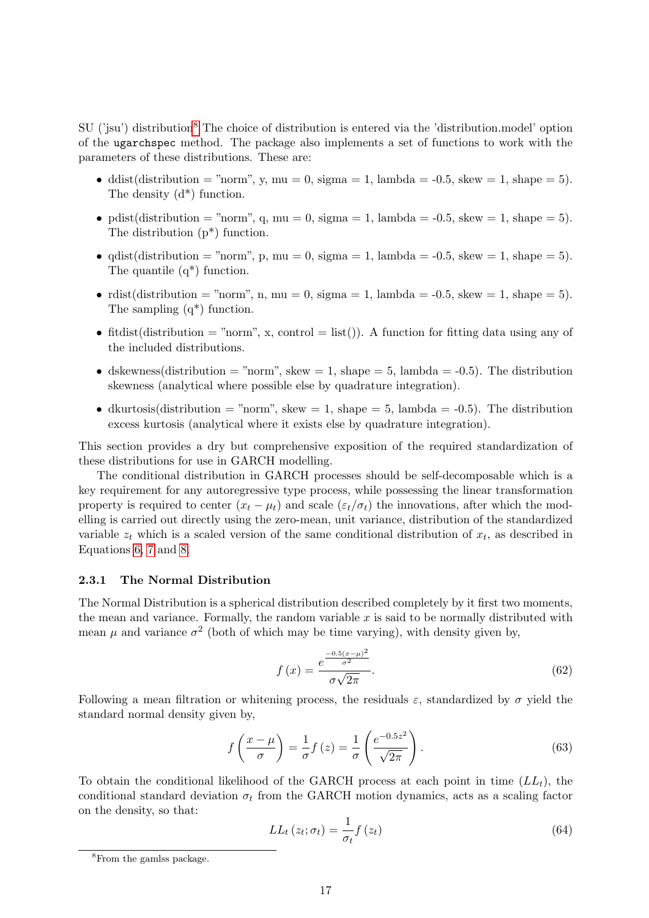SU ('jsu') distribution[8] The choice of distribution is entered via the 'distribution.model' option of the `ugarchspec` method. The package also implements a set of functions to work with the parameters of these distributions. These are:

- ddist(distribution = "norm", y, mu = 0, sigma = 1, lambda = -0.5, skew = 1, shape = 5). The density (d*) function.
- pdist(distribution = "norm", q, mu = 0, sigma = 1, lambda = -0.5, skew = 1, shape = 5). The distribution (p*) function.
- qdist(distribution = "norm", p, mu = 0, sigma = 1, lambda = -0.5, skew = 1, shape = 5). The quantile (q*) function.
- rdist(distribution = "norm", n, mu = 0, sigma = 1, lambda = -0.5, skew = 1, shape = 5). The sampling (q*) function.
- fitdist(distribution = "norm", x, control = list()). A function for fitting data using any of the included distributions.
- dskewness(distribution = "norm", skew = 1, shape = 5, lambda = -0.5). The distribution skewness (analytical where possible else by quadrature integration).
- dkurtosis(distribution = "norm", skew = 1, shape = 5, lambda = -0.5). The distribution excess kurtosis (analytical where it exists else by quadrature integration).

This section provides a dry but comprehensive exposition of the required standardization of these distributions for use in GARCH modelling.

The conditional distribution in GARCH processes should be self-decomposable which is a key requirement for any autoregressive type process, while possessing the linear transformation property is required to center $(x_t - \mu_t)$ and scale $(\varepsilon_t/\sigma_t)$ the innovations, after which the modelling is carried out directly using the zero-mean, unit variance, distribution of the standardized variable $z_t$ which is a scaled version of the same conditional distribution of $x_t$, as described in Equations 6, 7 and 8.

### 2.3.1 The Normal Distribution

The Normal Distribution is a spherical distribution described completely by it first two moments, the mean and variance. Formally, the random variable $x$ is said to be normally distributed with mean $\mu$ and variance $\sigma^2$ (both of which may be time varying), with density given by,

$$f\left(x\right) = \frac{e^{\frac{-0.5(x-\mu)^2}{\sigma^2}}}{\sigma\sqrt{2\pi}}. \tag{62}$$

Following a mean filtration or whitening process, the residuals $\varepsilon$, standardized by $\sigma$ yield the standard normal density given by,

$$f\left(\frac{x-\mu}{\sigma}\right) = \frac{1}{\sigma}f\left(z\right) = \frac{1}{\sigma}\left(\frac{e^{-0.5z^2}}{\sqrt{2\pi}}\right). \tag{63}$$

To obtain the conditional likelihood of the GARCH process at each point in time $(LL_t)$, the conditional standard deviation $\sigma_t$ from the GARCH motion dynamics, acts as a scaling factor on the density, so that:

$$LL_t\left(z_t;\sigma_t\right) = \frac{1}{\sigma_t}f\left(z_t\right) \tag{64}$$

[8] From the gamlss package.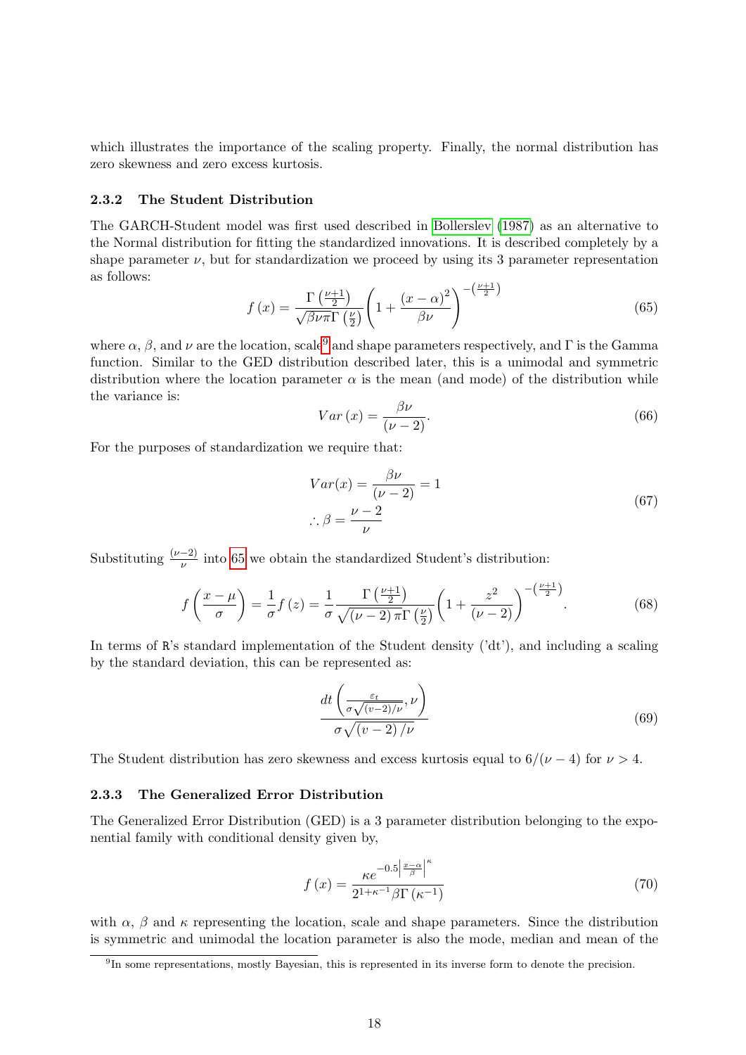which illustrates the importance of the scaling property. Finally, the normal distribution has zero skewness and zero excess kurtosis.

### 2.3.2 The Student Distribution

The GARCH-Student model was first used described in Bollerslev (1987) as an alternative to the Normal distribution for fitting the standardized innovations. It is described completely by a shape parameter $\nu$, but for standardization we proceed by using its 3 parameter representation as follows:

$$f\left(x\right) = \frac{\Gamma\left(\frac{\nu+1}{2}\right)}{\sqrt{\beta\nu\pi}\Gamma\left(\frac{\nu}{2}\right)}\left(1 + \frac{\left(x-\alpha\right)^2}{\beta\nu}\right)^{-\left(\frac{\nu+1}{2}\right)} \tag{65}$$

where $\alpha$, $\beta$, and $\nu$ are the location, scale[9] and shape parameters respectively, and $\Gamma$ is the Gamma function. Similar to the GED distribution described later, this is a unimodal and symmetric distribution where the location parameter $\alpha$ is the mean (and mode) of the distribution while the variance is:

$$Var\left(x\right) = \frac{\beta\nu}{\left(\nu-2\right)}. \tag{66}$$

For the purposes of standardization we require that:

$$\begin{aligned} Var(x) &= \frac{\beta\nu}{\left(\nu-2\right)} = 1 \\ \therefore \beta &= \frac{\nu-2}{\nu} \end{aligned} \tag{67}$$

Substituting $\frac{(\nu-2)}{\nu}$ into 65 we obtain the standardized Student's distribution:

$$f\left(\frac{x-\mu}{\sigma}\right) = \frac{1}{\sigma}f\left(z\right) = \frac{1}{\sigma}\frac{\Gamma\left(\frac{\nu+1}{2}\right)}{\sqrt{\left(\nu-2\right)\pi}\Gamma\left(\frac{\nu}{2}\right)}\left(1 + \frac{z^2}{\left(\nu-2\right)}\right)^{-\left(\frac{\nu+1}{2}\right)}. \tag{68}$$

In terms of R's standard implementation of the Student density ('dt'), and including a scaling by the standard deviation, this can be represented as:

$$\frac{dt\left(\frac{\varepsilon_t}{\sigma\sqrt{(v-2)/\nu}}, \nu\right)}{\sigma\sqrt{\left(v-2\right)/\nu}} \tag{69}$$

The Student distribution has zero skewness and excess kurtosis equal to $6/(\nu-4)$ for $\nu > 4$.

### 2.3.3 The Generalized Error Distribution

The Generalized Error Distribution (GED) is a 3 parameter distribution belonging to the exponential family with conditional density given by,

$$f\left(x\right) = \frac{\kappa e^{-0.5\left|\frac{x-\alpha}{\beta}\right|^{\kappa}}}{2^{1+\kappa^{-1}}\beta\Gamma\left(\kappa^{-1}\right)} \tag{70}$$

with $\alpha$, $\beta$ and $\kappa$ representing the location, scale and shape parameters. Since the distribution is symmetric and unimodal the location parameter is also the mode, median and mean of the

[9] In some representations, mostly Bayesian, this is represented in its inverse form to denote the precision.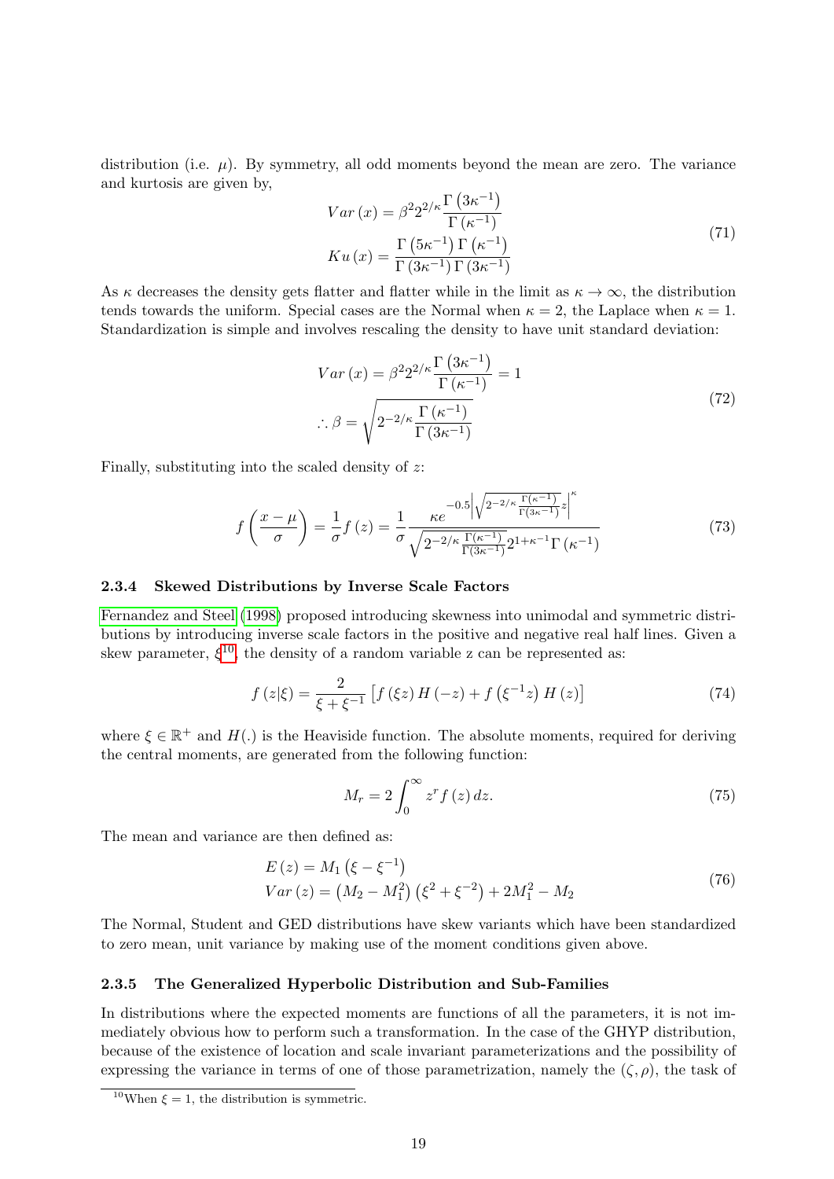distribution (i.e. $\mu$). By symmetry, all odd moments beyond the mean are zero. The variance and kurtosis are given by,

$$
\begin{aligned}
Var\left(x\right) &= \beta^2 2^{2/\kappa} \frac{\Gamma\left(3\kappa^{-1}\right)}{\Gamma\left(\kappa^{-1}\right)} \\
Ku\left(x\right) &= \frac{\Gamma\left(5\kappa^{-1}\right)\Gamma\left(\kappa^{-1}\right)}{\Gamma\left(3\kappa^{-1}\right)\Gamma\left(3\kappa^{-1}\right)}
\end{aligned}
\tag{71}
$$

As $\kappa$ decreases the density gets flatter and flatter while in the limit as $\kappa \to \infty$, the distribution tends towards the uniform. Special cases are the Normal when $\kappa = 2$, the Laplace when $\kappa = 1$. Standardization is simple and involves rescaling the density to have unit standard deviation:

$$
\begin{aligned}
Var\left(x\right) &= \beta^2 2^{2/\kappa} \frac{\Gamma\left(3\kappa^{-1}\right)}{\Gamma\left(\kappa^{-1}\right)} = 1 \\
\therefore \beta &= \sqrt{2^{-2/\kappa} \frac{\Gamma\left(\kappa^{-1}\right)}{\Gamma\left(3\kappa^{-1}\right)}}
\end{aligned}
\tag{72}
$$

Finally, substituting into the scaled density of $z$:

$$
f\left(\frac{x-\mu}{\sigma}\right) = \frac{1}{\sigma} f\left(z\right) = \frac{1}{\sigma} \frac{\kappa e^{-0.5\left|\sqrt{2^{-2/\kappa}\frac{\Gamma\left(\kappa^{-1}\right)}{\Gamma\left(3\kappa^{-1}\right)}}z\right|^{\kappa}}}{\sqrt{2^{-2/\kappa}\frac{\Gamma\left(\kappa^{-1}\right)}{\Gamma\left(3\kappa^{-1}\right)}} 2^{1+\kappa^{-1}} \Gamma\left(\kappa^{-1}\right)}
\tag{73}
$$

### 2.3.4 Skewed Distributions by Inverse Scale Factors

Fernandez and Steel (1998) proposed introducing skewness into unimodal and symmetric distributions by introducing inverse scale factors in the positive and negative real half lines. Given a skew parameter, $\xi$[10], the density of a random variable z can be represented as:

$$
f\left(z|\xi\right) = \frac{2}{\xi + \xi^{-1}} \left[ f\left(\xi z\right) H\left(-z\right) + f\left(\xi^{-1} z\right) H\left(z\right) \right]
\tag{74}
$$

where $\xi \in \mathbb{R}^+$ and $H(.)$ is the Heaviside function. The absolute moments, required for deriving the central moments, are generated from the following function:

$$
M_r = 2\int_0^{\infty} z^r f\left(z\right) dz.
\tag{75}
$$

The mean and variance are then defined as:

$$
\begin{aligned}
&E\left(z\right) = M_1\left(\xi - \xi^{-1}\right) \\
&Var\left(z\right) = \left(M_2 - M_1^2\right)\left(\xi^2 + \xi^{-2}\right) + 2M_1^2 - M_2
\end{aligned}
\tag{76}
$$

The Normal, Student and GED distributions have skew variants which have been standardized to zero mean, unit variance by making use of the moment conditions given above.

### 2.3.5 The Generalized Hyperbolic Distribution and Sub-Families

In distributions where the expected moments are functions of all the parameters, it is not immediately obvious how to perform such a transformation. In the case of the GHYP distribution, because of the existence of location and scale invariant parameterizations and the possibility of expressing the variance in terms of one of those parametrization, namely the $(\zeta, \rho)$, the task of

[10] When $\xi = 1$, the distribution is symmetric.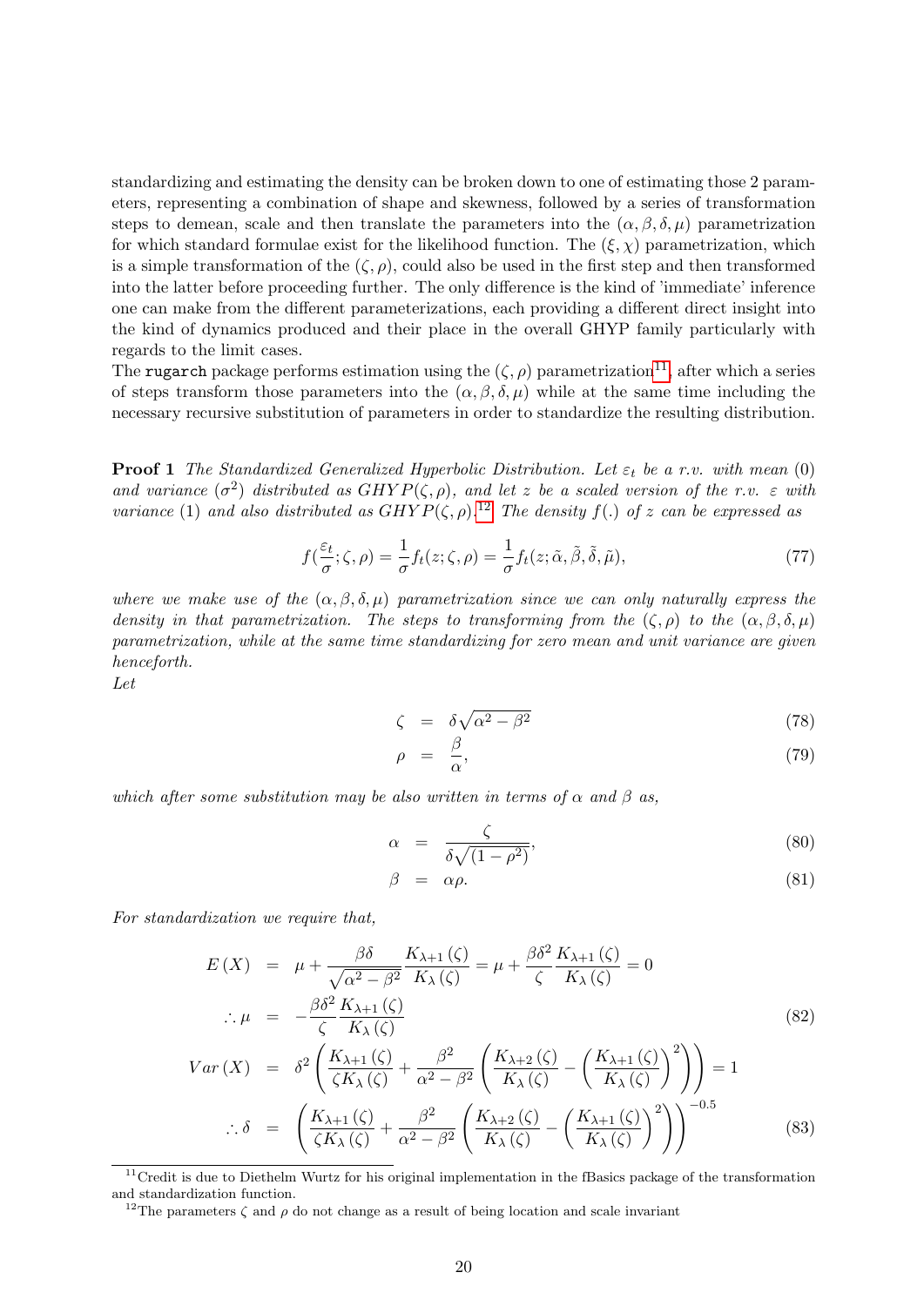standardizing and estimating the density can be broken down to one of estimating those 2 parameters, representing a combination of shape and skewness, followed by a series of transformation steps to demean, scale and then translate the parameters into the $(\alpha, \beta, \delta, \mu)$ parametrization for which standard formulae exist for the likelihood function. The $(\xi, \chi)$ parametrization, which is a simple transformation of the $(\zeta, \rho)$, could also be used in the first step and then transformed into the latter before proceeding further. The only difference is the kind of 'immediate' inference one can make from the different parameterizations, each providing a different direct insight into the kind of dynamics produced and their place in the overall GHYP family particularly with regards to the limit cases.

The `rugarch` package performs estimation using the $(\zeta, \rho)$ parametrization[11], after which a series of steps transform those parameters into the $(\alpha, \beta, \delta, \mu)$ while at the same time including the necessary recursive substitution of parameters in order to standardize the resulting distribution.

**Proof 1** *The Standardized Generalized Hyperbolic Distribution. Let $\varepsilon_t$ be a r.v. with mean $(0)$ and variance $(\sigma^2)$ distributed as $GHYP(\zeta, \rho)$, and let $z$ be a scaled version of the r.v. $\varepsilon$ with variance $(1)$ and also distributed as $GHYP(\zeta, \rho)$.*[12] *The density $f(.)$ of $z$ can be expressed as*

$$f(\frac{\varepsilon_t}{\sigma}; \zeta, \rho) = \frac{1}{\sigma} f_t(z; \zeta, \rho) = \frac{1}{\sigma} f_t(z; \tilde{\alpha}, \tilde{\beta}, \tilde{\delta}, \tilde{\mu}), \tag{77}$$

*where we make use of the $(\alpha, \beta, \delta, \mu)$ parametrization since we can only naturally express the density in that parametrization. The steps to transforming from the $(\zeta, \rho)$ to the $(\alpha, \beta, \delta, \mu)$ parametrization, while at the same time standardizing for zero mean and unit variance are given henceforth.*

*Let*

$$\zeta = \delta\sqrt{\alpha^2 - \beta^2} \tag{78}$$

$$\rho = \frac{\beta}{\alpha}, \tag{79}$$

*which after some substitution may be also written in terms of $\alpha$ and $\beta$ as,*

$$\alpha = \frac{\zeta}{\delta\sqrt{(1-\rho^2)}}, \tag{80}$$

$$\beta = \alpha\rho. \tag{81}$$

*For standardization we require that,*

$$\begin{aligned}
E(X) &= \mu + \frac{\beta\delta}{\sqrt{\alpha^2 - \beta^2}} \frac{K_{\lambda+1}(\zeta)}{K_\lambda(\zeta)} = \mu + \frac{\beta\delta^2}{\zeta} \frac{K_{\lambda+1}(\zeta)}{K_\lambda(\zeta)} = 0 \\
\therefore \mu &= -\frac{\beta\delta^2}{\zeta} \frac{K_{\lambda+1}(\zeta)}{K_\lambda(\zeta)}
\end{aligned} \tag{82}$$

$$\begin{aligned}
Var(X) &= \delta^2 \left( \frac{K_{\lambda+1}(\zeta)}{\zeta K_\lambda(\zeta)} + \frac{\beta^2}{\alpha^2 - \beta^2} \left( \frac{K_{\lambda+2}(\zeta)}{K_\lambda(\zeta)} - \left( \frac{K_{\lambda+1}(\zeta)}{K_\lambda(\zeta)} \right)^2 \right) \right) = 1 \\
\therefore \delta &= \left( \frac{K_{\lambda+1}(\zeta)}{\zeta K_\lambda(\zeta)} + \frac{\beta^2}{\alpha^2 - \beta^2} \left( \frac{K_{\lambda+2}(\zeta)}{K_\lambda(\zeta)} - \left( \frac{K_{\lambda+1}(\zeta)}{K_\lambda(\zeta)} \right)^2 \right) \right)^{-0.5}
\end{aligned} \tag{83}$$

[11] Credit is due to Diethelm Wurtz for his original implementation in the fBasics package of the transformation and standardization function.

[12] The parameters $\zeta$ and $\rho$ do not change as a result of being location and scale invariant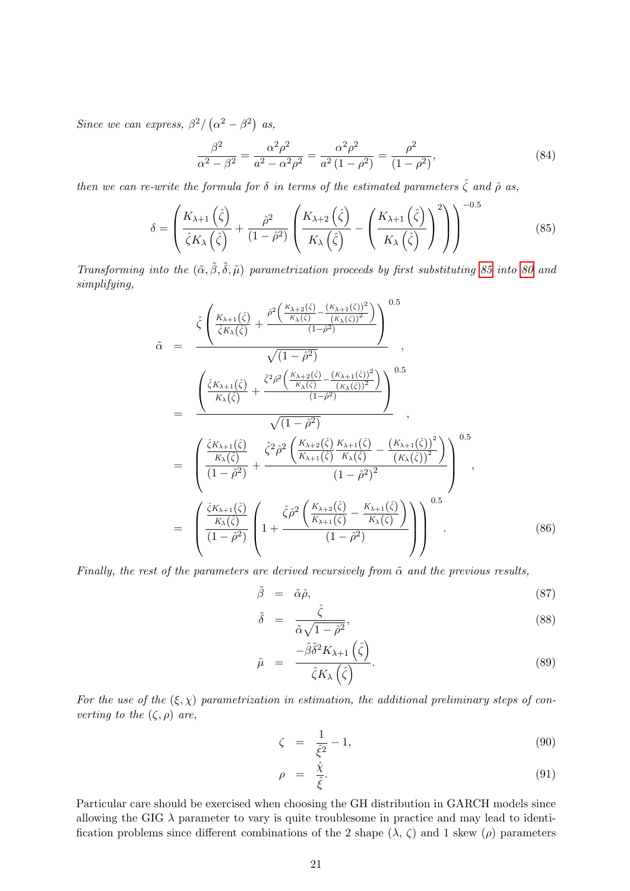*Since we can express, $\beta^2/\left(\alpha^2-\beta^2\right)$ as,*

$$\frac{\beta^2}{\alpha^2-\beta^2} = \frac{\alpha^2\rho^2}{a^2-\alpha^2\rho^2} = \frac{\alpha^2\rho^2}{a^2\left(1-\rho^2\right)} = \frac{\rho^2}{\left(1-\rho^2\right)}, \tag{84}$$

*then we can re-write the formula for $\delta$ in terms of the estimated parameters $\hat{\zeta}$ and $\hat{\rho}$ as,*

$$\delta = \left(\frac{K_{\lambda+1}\left(\hat{\zeta}\right)}{\hat{\zeta}K_{\lambda}\left(\hat{\zeta}\right)} + \frac{\hat{\rho}^2}{\left(1-\hat{\rho}^2\right)}\left(\frac{K_{\lambda+2}\left(\hat{\zeta}\right)}{K_{\lambda}\left(\hat{\zeta}\right)} - \left(\frac{K_{\lambda+1}\left(\hat{\zeta}\right)}{K_{\lambda}\left(\hat{\zeta}\right)}\right)^2\right)\right)^{-0.5} \tag{85}$$

*Transforming into the $(\tilde{\alpha},\tilde{\beta},\tilde{\delta},\tilde{\mu})$ parametrization proceeds by first substituting 85 into 80 and simplifying,*

$$\begin{aligned}
\tilde{\alpha} &= \frac{\hat{\zeta}\left(\frac{K_{\lambda+1}(\hat{\zeta})}{\hat{\zeta}K_{\lambda}(\hat{\zeta})} + \frac{\hat{\rho}^2\left(\frac{K_{\lambda+2}(\hat{\zeta})}{K_{\lambda}(\hat{\zeta})} - \frac{\left(K_{\lambda+1}(\hat{\zeta})\right)^2}{\left(K_{\lambda}(\hat{\zeta})\right)^2}\right)}{\left(1-\hat{\rho}^2\right)}\right)^{0.5}}{\sqrt{\left(1-\hat{\rho}^2\right)}}, \\
&= \frac{\left(\frac{\hat{\zeta}K_{\lambda+1}(\hat{\zeta})}{K_{\lambda}(\hat{\zeta})} + \frac{\hat{\zeta}^2\hat{\rho}^2\left(\frac{K_{\lambda+2}(\hat{\zeta})}{K_{\lambda}(\hat{\zeta})} - \frac{\left(K_{\lambda+1}(\hat{\zeta})\right)^2}{\left(K_{\lambda}(\hat{\zeta})\right)^2}\right)}{\left(1-\hat{\rho}^2\right)}\right)^{0.5}}{\sqrt{\left(1-\hat{\rho}^2\right)}}, \\
&= \left(\frac{\frac{\hat{\zeta}K_{\lambda+1}(\hat{\zeta})}{K_{\lambda}(\hat{\zeta})}}{\left(1-\hat{\rho}^2\right)} + \frac{\hat{\zeta}^2\hat{\rho}^2\left(\frac{K_{\lambda+2}(\hat{\zeta})}{K_{\lambda+1}(\hat{\zeta})}\frac{K_{\lambda+1}(\hat{\zeta})}{K_{\lambda}(\hat{\zeta})} - \frac{\left(K_{\lambda+1}(\hat{\zeta})\right)^2}{\left(K_{\lambda}(\hat{\zeta})\right)^2}\right)}{\left(1-\hat{\rho}^2\right)^2}\right)^{0.5}, \\
&= \left(\frac{\frac{\hat{\zeta}K_{\lambda+1}(\hat{\zeta})}{K_{\lambda}(\hat{\zeta})}}{\left(1-\hat{\rho}^2\right)}\left(1 + \frac{\hat{\zeta}\hat{\rho}^2\left(\frac{K_{\lambda+2}(\hat{\zeta})}{K_{\lambda+1}(\hat{\zeta})} - \frac{K_{\lambda+1}(\hat{\zeta})}{K_{\lambda}(\hat{\zeta})}\right)}{\left(1-\hat{\rho}^2\right)}\right)\right)^{0.5}.
\end{aligned} \tag{86}$$

*Finally, the rest of the parameters are derived recursively from $\tilde{\alpha}$ and the previous results,*

$$\tilde{\beta} = \tilde{\alpha}\hat{\rho}, \tag{87}$$

$$\tilde{\delta} = \frac{\hat{\zeta}}{\tilde{\alpha}\sqrt{1-\hat{\rho}^2}}, \tag{88}$$

$$\tilde{\mu} = \frac{-\tilde{\beta}\tilde{\delta}^2 K_{\lambda+1}\left(\hat{\zeta}\right)}{\hat{\zeta}K_{\lambda}\left(\hat{\zeta}\right)}. \tag{89}$$

*For the use of the $(\xi,\chi)$ parametrization in estimation, the additional preliminary steps of converting to the $(\zeta,\rho)$ are,*

$$\zeta = \frac{1}{\hat{\xi}^2} - 1, \tag{90}$$

$$\rho = \frac{\hat{\chi}}{\hat{\xi}}. \tag{91}$$

Particular care should be exercised when choosing the GH distribution in GARCH models since allowing the GIG $\lambda$ parameter to vary is quite troublesome in practice and may lead to identification problems since different combinations of the 2 shape ($\lambda$, $\zeta$) and 1 skew ($\rho$) parameters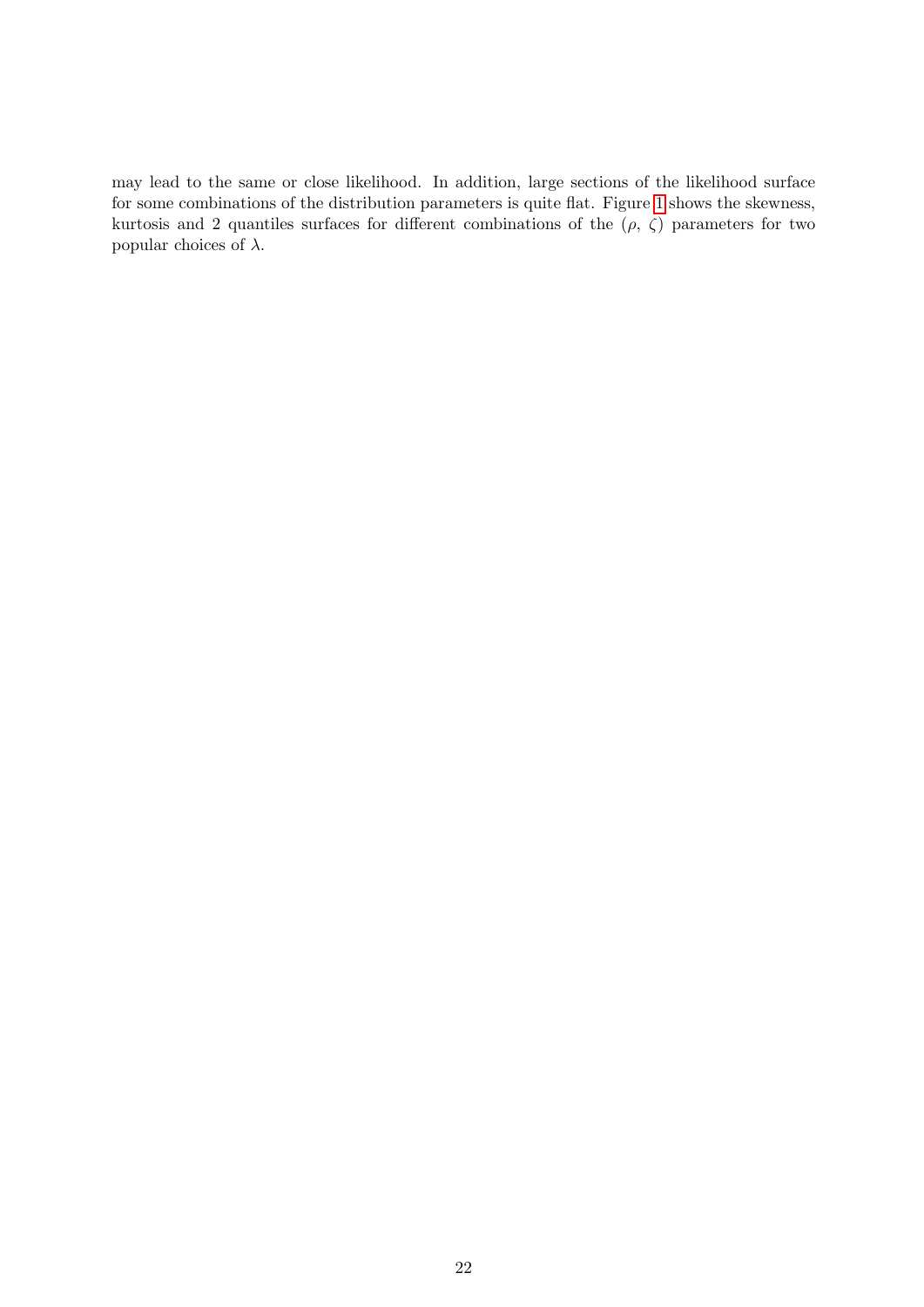may lead to the same or close likelihood. In addition, large sections of the likelihood surface for some combinations of the distribution parameters is quite flat. Figure 1 shows the skewness, kurtosis and 2 quantiles surfaces for different combinations of the $(\rho, \zeta)$ parameters for two popular choices of $\lambda$.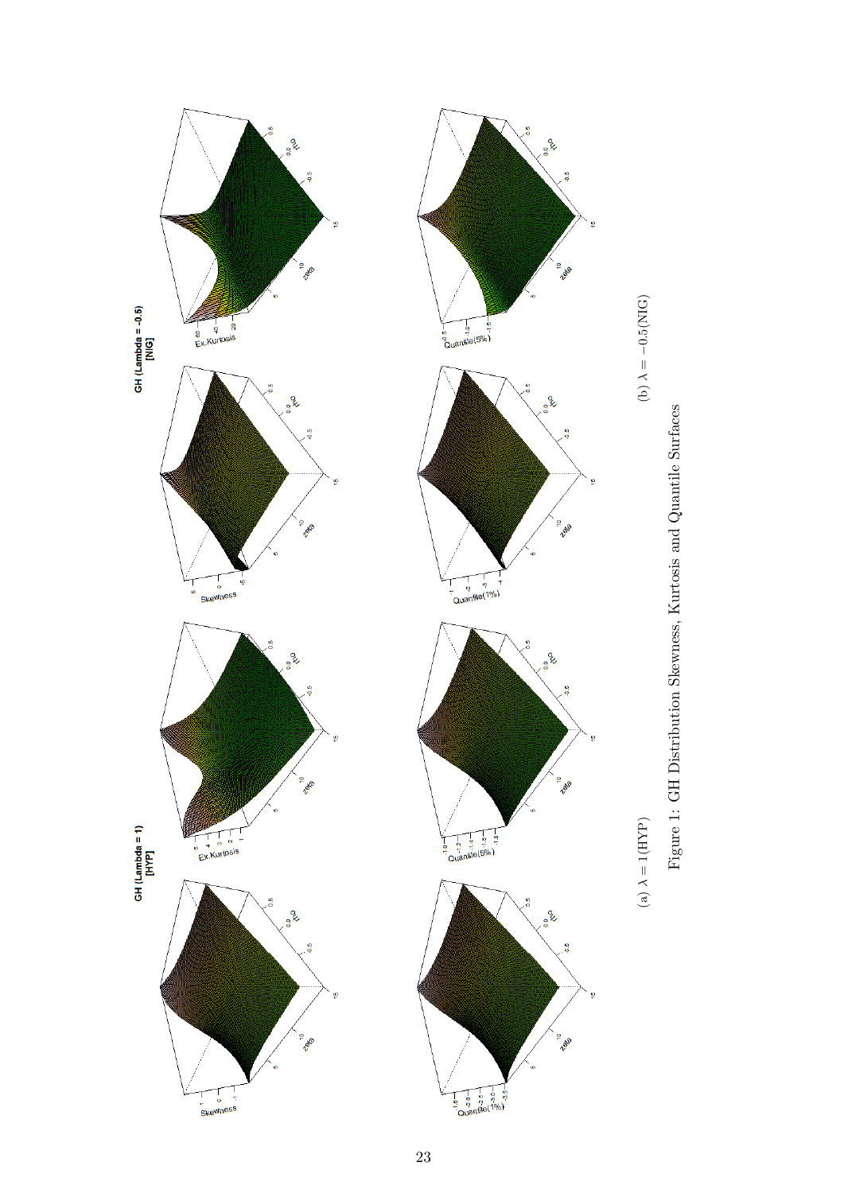(a) $\lambda = 1$(HYP)

(b) $\lambda = -0.5$(NIG)

Figure 1: GH Distribution Skewness, Kurtosis and Quantile Surfaces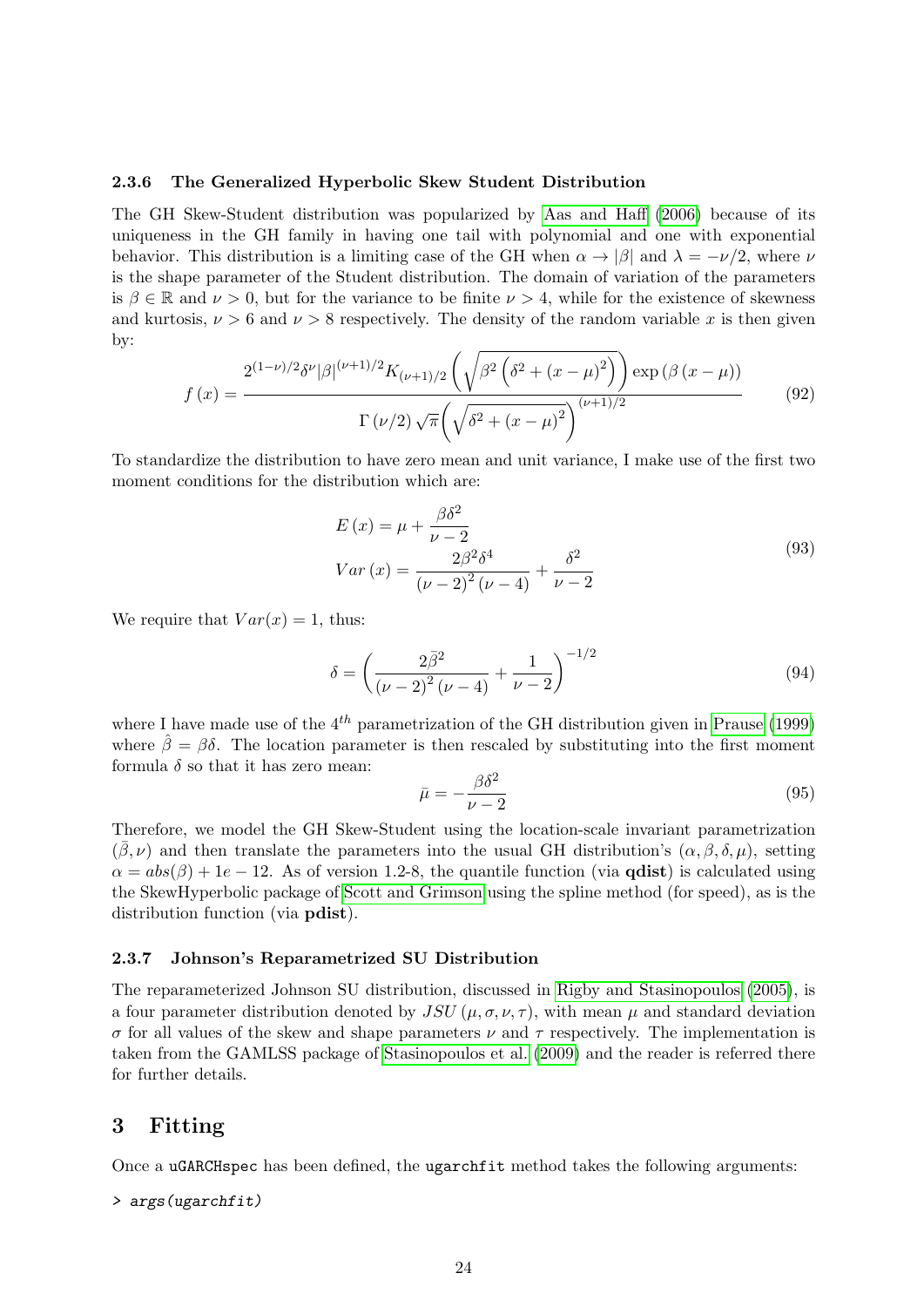### 2.3.6 The Generalized Hyperbolic Skew Student Distribution

The GH Skew-Student distribution was popularized by Aas and Haff (2006) because of its uniqueness in the GH family in having one tail with polynomial and one with exponential behavior. This distribution is a limiting case of the GH when $\alpha \to |\beta|$ and $\lambda = -\nu/2$, where $\nu$ is the shape parameter of the Student distribution. The domain of variation of the parameters is $\beta \in \mathbb{R}$ and $\nu > 0$, but for the variance to be finite $\nu > 4$, while for the existence of skewness and kurtosis, $\nu > 6$ and $\nu > 8$ respectively. The density of the random variable $x$ is then given by:

$$f(x) = \frac{2^{(1-\nu)/2}\delta^{\nu}|\beta|^{(\nu+1)/2}K_{(\nu+1)/2}\left(\sqrt{\beta^2\left(\delta^2+(x-\mu)^2\right)}\right)\exp\left(\beta\left(x-\mu\right)\right)}{\Gamma\left(\nu/2\right)\sqrt{\pi}\left(\sqrt{\delta^2+(x-\mu)^2}\right)^{(\nu+1)/2}} \tag{92}$$

To standardize the distribution to have zero mean and unit variance, I make use of the first two moment conditions for the distribution which are:

$$\begin{aligned} E(x) &= \mu + \frac{\beta\delta^2}{\nu-2} \\ Var(x) &= \frac{2\beta^2\delta^4}{(\nu-2)^2(\nu-4)} + \frac{\delta^2}{\nu-2} \end{aligned} \tag{93}$$

We require that $Var(x) = 1$, thus:

$$\delta = \left(\frac{2\bar{\beta}^2}{(\nu-2)^2(\nu-4)} + \frac{1}{\nu-2}\right)^{-1/2} \tag{94}$$

where I have made use of the $4^{th}$ parametrization of the GH distribution given in Prause (1999) where $\hat{\beta} = \beta\delta$. The location parameter is then rescaled by substituting into the first moment formula $\delta$ so that it has zero mean:

$$\bar{\mu} = -\frac{\beta\delta^2}{\nu-2} \tag{95}$$

Therefore, we model the GH Skew-Student using the location-scale invariant parametrization $(\bar{\beta}, \nu)$ and then translate the parameters into the usual GH distribution's $(\alpha, \beta, \delta, \mu)$, setting $\alpha = abs(\beta) + 1e-12$. As of version 1.2-8, the quantile function (via **qdist**) is calculated using the SkewHyperbolic package of Scott and Grimson using the spline method (for speed), as is the distribution function (via **pdist**).

### 2.3.7 Johnson's Reparametrized SU Distribution

The reparameterized Johnson SU distribution, discussed in Rigby and Stasinopoulos (2005), is a four parameter distribution denoted by $JSU(\mu, \sigma, \nu, \tau)$, with mean $\mu$ and standard deviation $\sigma$ for all values of the skew and shape parameters $\nu$ and $\tau$ respectively. The implementation is taken from the GAMLSS package of Stasinopoulos et al. (2009) and the reader is referred there for further details.

## 3 Fitting

Once a `uGARCHspec` has been defined, the `ugarchfit` method takes the following arguments:

```
> args(ugarchfit)
```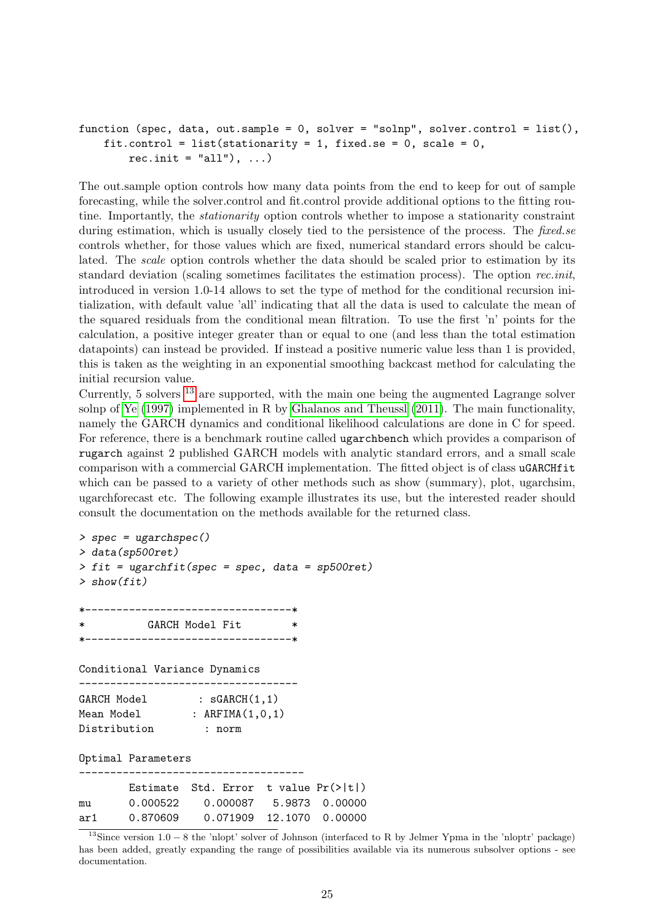```
function (spec, data, out.sample = 0, solver = "solnp", solver.control = list(),
    fit.control = list(stationarity = 1, fixed.se = 0, scale = 0,
        rec.init = "all"), ...)
```

The out.sample option controls how many data points from the end to keep for out of sample forecasting, while the solver.control and fit.control provide additional options to the fitting routine. Importantly, the *stationarity* option controls whether to impose a stationarity constraint during estimation, which is usually closely tied to the persistence of the process. The *fixed.se* controls whether, for those values which are fixed, numerical standard errors should be calculated. The *scale* option controls whether the data should be scaled prior to estimation by its standard deviation (scaling sometimes facilitates the estimation process). The option *rec.init*, introduced in version 1.0-14 allows to set the type of method for the conditional recursion initialization, with default value 'all' indicating that all the data is used to calculate the mean of the squared residuals from the conditional mean filtration. To use the first 'n' points for the calculation, a positive integer greater than or equal to one (and less than the total estimation datapoints) can instead be provided. If instead a positive numeric value less than 1 is provided, this is taken as the weighting in an exponential smoothing backcast method for calculating the initial recursion value.

Currently, 5 solvers [13] are supported, with the main one being the augmented Lagrange solver solnp of Ye (1997) implemented in R by Ghalanos and Theussl (2011). The main functionality, namely the GARCH dynamics and conditional likelihood calculations are done in C for speed. For reference, there is a benchmark routine called `ugarchbench` which provides a comparison of `rugarch` against 2 published GARCH models with analytic standard errors, and a small scale comparison with a commercial GARCH implementation. The fitted object is of class `uGARCHfit` which can be passed to a variety of other methods such as show (summary), plot, ugarchsim, ugarchforecast etc. The following example illustrates its use, but the interested reader should consult the documentation on the methods available for the returned class.

```
> spec = ugarchspec()
> data(sp500ret)
> fit = ugarchfit(spec = spec, data = sp500ret)
> show(fit)

*---------------------------------*
*          GARCH Model Fit        *
*---------------------------------*

Conditional Variance Dynamics
-----------------------------------
GARCH Model        : sGARCH(1,1)
Mean Model         : ARFIMA(1,0,1)
Distribution       : norm

Optimal Parameters
------------------------------------
        Estimate  Std. Error  t value Pr(>|t|)
mu      0.000522    0.000087   5.9873  0.00000
ar1     0.870609    0.071909  12.1070  0.00000
```

[13] Since version $1.0-8$ the 'nlopt' solver of Johnson (interfaced to R by Jelmer Ypma in the 'nloptr' package) has been added, greatly expanding the range of possibilities available via its numerous subsolver options - see documentation.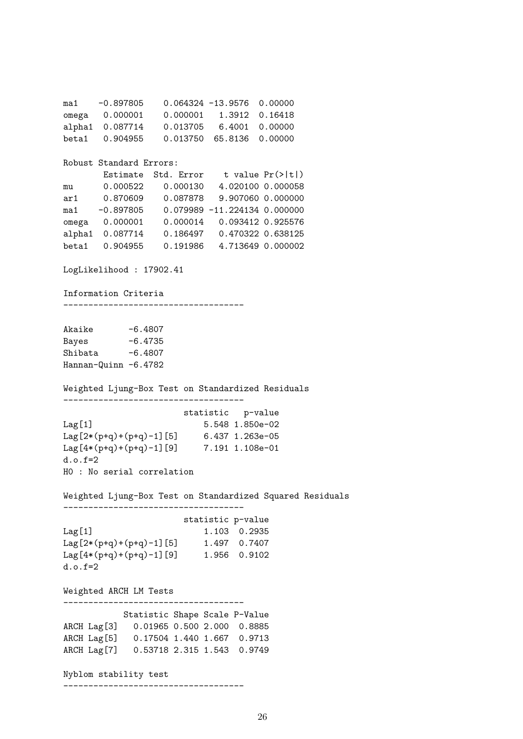```
ma1    -0.897805    0.064324 -13.9576  0.00000
omega   0.000001    0.000001   1.3912  0.16418
alpha1  0.087714    0.013705   6.4001  0.00000
beta1   0.904955    0.013750  65.8136  0.00000

Robust Standard Errors:
        Estimate  Std. Error    t value Pr(>|t|)
mu      0.000522    0.000130   4.020100 0.000058
ar1     0.870609    0.087878   9.907060 0.000000
ma1    -0.897805    0.079989 -11.224134 0.000000
omega   0.000001    0.000014   0.093412 0.925576
alpha1  0.087714    0.186497   0.470322 0.638125
beta1   0.904955    0.191986   4.713649 0.000002

LogLikelihood : 17902.41

Information Criteria
------------------------------------

Akaike       -6.4807
Bayes        -6.4735
Shibata      -6.4807
Hannan-Quinn -6.4782

Weighted Ljung-Box Test on Standardized Residuals
------------------------------------
                        statistic   p-value
Lag[1]                      5.548 1.850e-02
Lag[2*(p+q)+(p+q)-1][5]     6.437 1.263e-05
Lag[4*(p+q)+(p+q)-1][9]     7.191 1.108e-01
d.o.f=2
H0 : No serial correlation

Weighted Ljung-Box Test on Standardized Squared Residuals
------------------------------------
                        statistic p-value
Lag[1]                      1.103  0.2935
Lag[2*(p+q)+(p+q)-1][5]     1.497  0.7407
Lag[4*(p+q)+(p+q)-1][9]     1.956  0.9102
d.o.f=2

Weighted ARCH LM Tests
------------------------------------
            Statistic Shape Scale P-Value
ARCH Lag[3]   0.01965 0.500 2.000  0.8885
ARCH Lag[5]   0.17504 1.440 1.667  0.9713
ARCH Lag[7]   0.53718 2.315 1.543  0.9749

Nyblom stability test
------------------------------------
```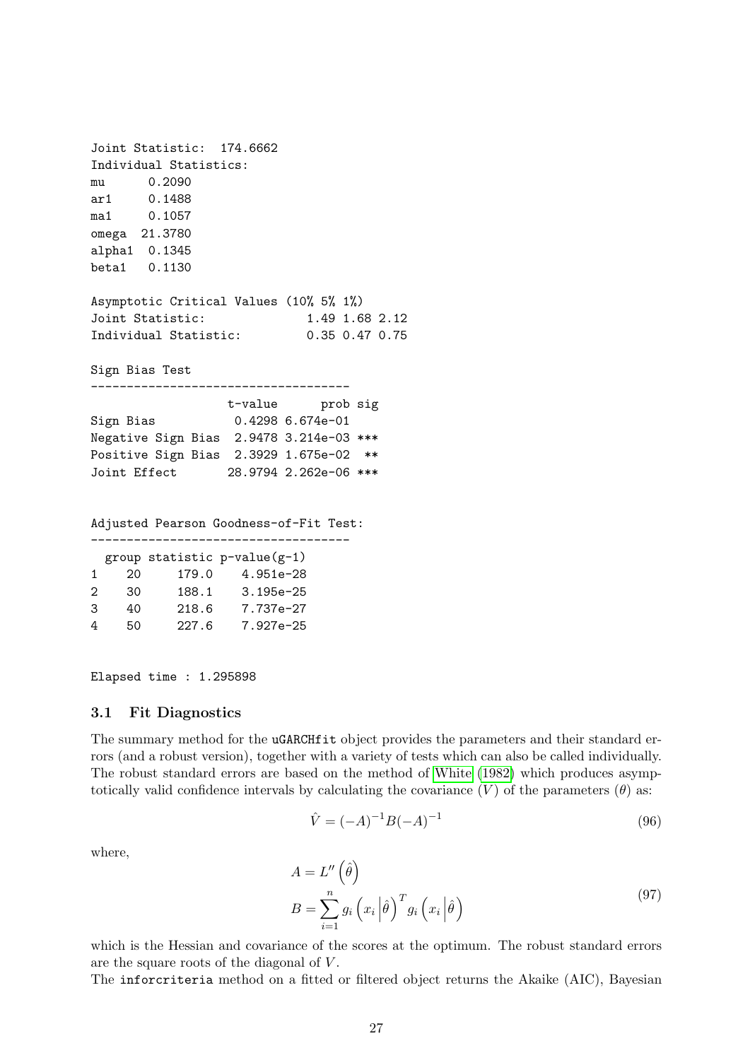```
Joint Statistic:  174.6662
Individual Statistics:
mu      0.2090
ar1     0.1488
ma1     0.1057
omega  21.3780
alpha1  0.1345
beta1   0.1130

Asymptotic Critical Values (10% 5% 1%)
Joint Statistic:              1.49 1.68 2.12
Individual Statistic:         0.35 0.47 0.75

Sign Bias Test
------------------------------------
                   t-value      prob sig
Sign Bias           0.4298 6.674e-01
Negative Sign Bias  2.9478 3.214e-03 ***
Positive Sign Bias  2.3929 1.675e-02  **
Joint Effect       28.9794 2.262e-06 ***


Adjusted Pearson Goodness-of-Fit Test:
------------------------------------
  group statistic p-value(g-1)
1    20     179.0    4.951e-28
2    30     188.1    3.195e-25
3    40     218.6    7.737e-27
4    50     227.6    7.927e-25


Elapsed time : 1.295898
```

### 3.1 Fit Diagnostics

The summary method for the uGARCHfit object provides the parameters and their standard errors (and a robust version), together with a variety of tests which can also be called individually. The robust standard errors are based on the method of White (1982) which produces asymptotically valid confidence intervals by calculating the covariance ($V$) of the parameters ($\theta$) as:

$$\hat{V} = (-A)^{-1} B (-A)^{-1} \tag{96}$$

where,

$$\begin{aligned} A &= L''\left(\hat{\theta}\right) \\ B &= \sum_{i=1}^{n} g_i\left(x_i \middle| \hat{\theta}\right)^T g_i\left(x_i \middle| \hat{\theta}\right) \end{aligned} \tag{97}$$

which is the Hessian and covariance of the scores at the optimum. The robust standard errors are the square roots of the diagonal of $V$.

The inforcriteria method on a fitted or filtered object returns the Akaike (AIC), Bayesian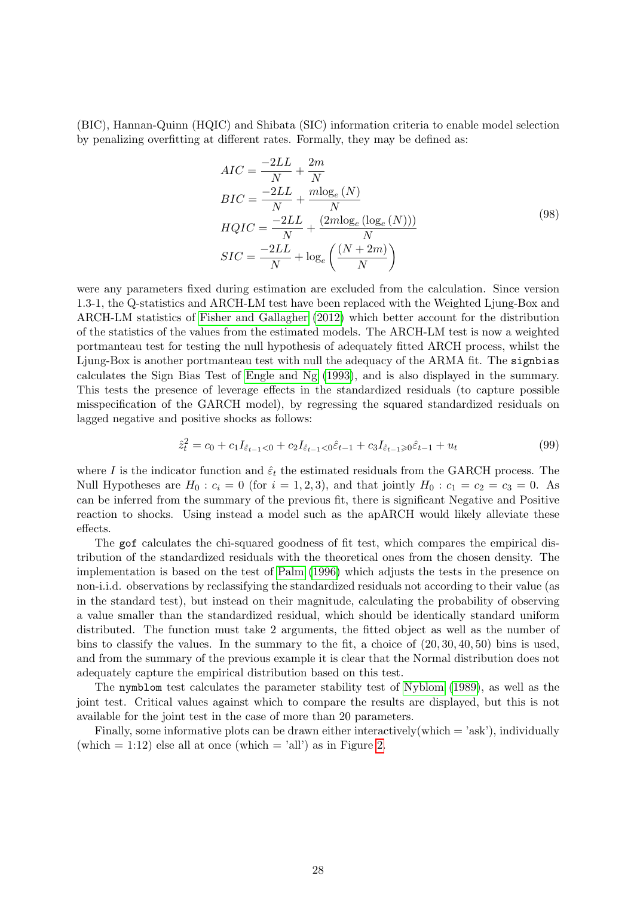(BIC), Hannan-Quinn (HQIC) and Shibata (SIC) information criteria to enable model selection by penalizing overfitting at different rates. Formally, they may be defined as:

$$
\begin{aligned}
AIC &= \frac{-2LL}{N} + \frac{2m}{N} \\
BIC &= \frac{-2LL}{N} + \frac{m\log_e(N)}{N} \\
HQIC &= \frac{-2LL}{N} + \frac{(2m\log_e(\log_e(N)))}{N} \\
SIC &= \frac{-2LL}{N} + \log_e\left(\frac{(N+2m)}{N}\right)
\end{aligned}
\tag{98}
$$

were any parameters fixed during estimation are excluded from the calculation. Since version 1.3-1, the Q-statistics and ARCH-LM test have been replaced with the Weighted Ljung-Box and ARCH-LM statistics of Fisher and Gallagher (2012) which better account for the distribution of the statistics of the values from the estimated models. The ARCH-LM test is now a weighted portmanteau test for testing the null hypothesis of adequately fitted ARCH process, whilst the Ljung-Box is another portmanteau test with null the adequacy of the ARMA fit. The `signbias` calculates the Sign Bias Test of Engle and Ng (1993), and is also displayed in the summary. This tests the presence of leverage effects in the standardized residuals (to capture possible misspecification of the GARCH model), by regressing the squared standardized residuals on lagged negative and positive shocks as follows:

$$
\hat{z}_t^2 = c_0 + c_1 I_{\hat{\varepsilon}_{t-1}<0} + c_2 I_{\hat{\varepsilon}_{t-1}<0}\hat{\varepsilon}_{t-1} + c_3 I_{\hat{\varepsilon}_{t-1}\geqslant 0}\hat{\varepsilon}_{t-1} + u_t \tag{99}
$$

where $I$ is the indicator function and $\hat{\varepsilon}_t$ the estimated residuals from the GARCH process. The Null Hypotheses are $H_0 : c_i = 0$ (for $i = 1, 2, 3$), and that jointly $H_0 : c_1 = c_2 = c_3 = 0$. As can be inferred from the summary of the previous fit, there is significant Negative and Positive reaction to shocks. Using instead a model such as the apARCH would likely alleviate these effects.

The `gof` calculates the chi-squared goodness of fit test, which compares the empirical distribution of the standardized residuals with the theoretical ones from the chosen density. The implementation is based on the test of Palm (1996) which adjusts the tests in the presence on non-i.i.d. observations by reclassifying the standardized residuals not according to their value (as in the standard test), but instead on their magnitude, calculating the probability of observing a value smaller than the standardized residual, which should be identically standard uniform distributed. The function must take 2 arguments, the fitted object as well as the number of bins to classify the values. In the summary to the fit, a choice of $(20, 30, 40, 50)$ bins is used, and from the summary of the previous example it is clear that the Normal distribution does not adequately capture the empirical distribution based on this test.

The `nymblom` test calculates the parameter stability test of Nyblom (1989), as well as the joint test. Critical values against which to compare the results are displayed, but this is not available for the joint test in the case of more than 20 parameters.

Finally, some informative plots can be drawn either interactively(which = 'ask'), individually (which = 1:12) else all at once (which = 'all') as in Figure 2.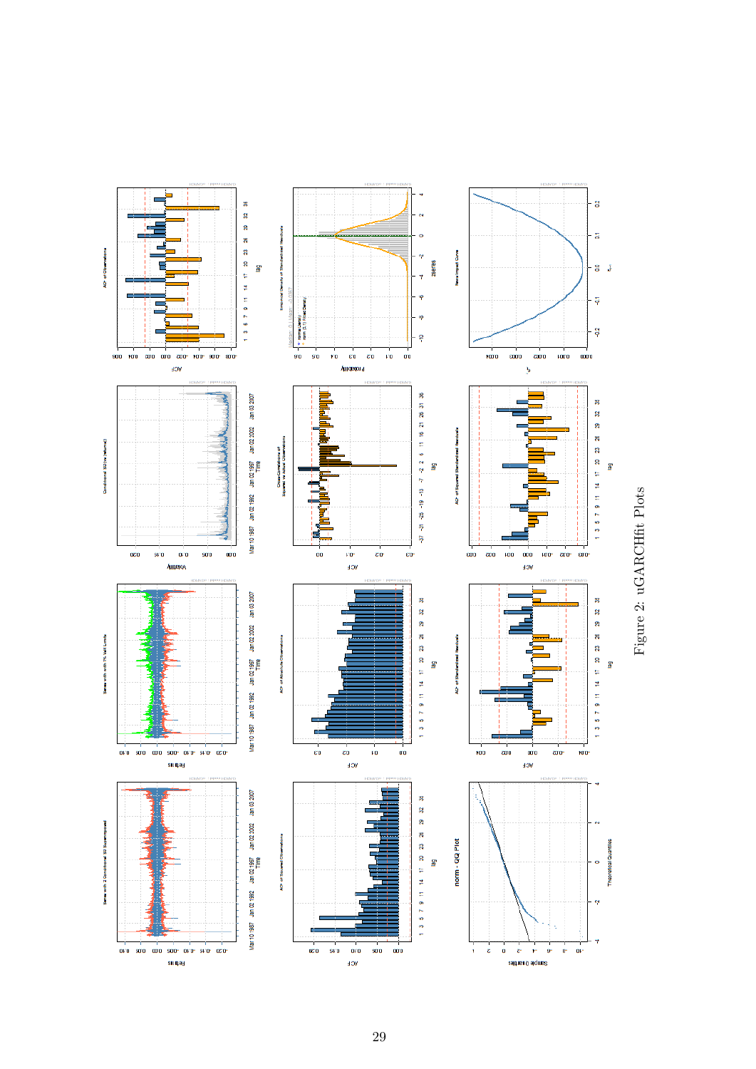Figure 2: uGARCHfit Plots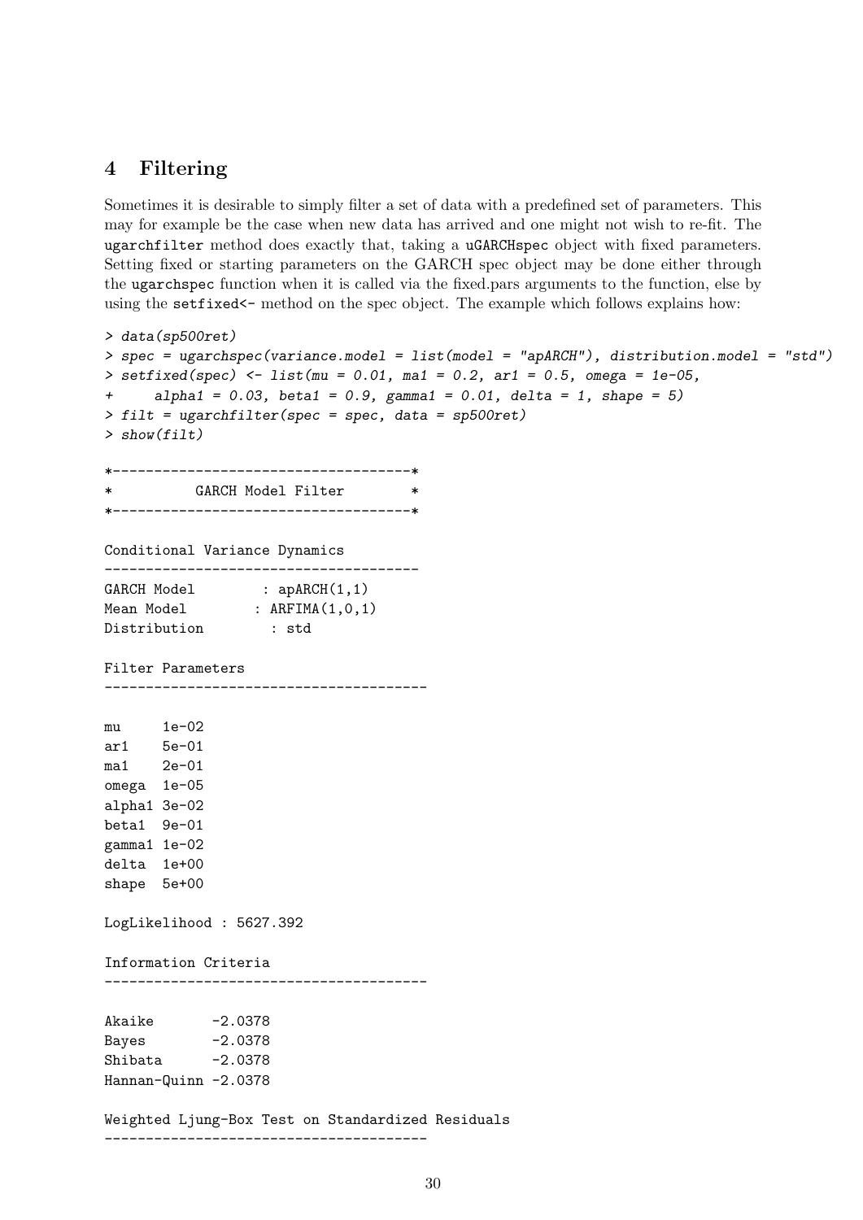# 4 Filtering

Sometimes it is desirable to simply filter a set of data with a predefined set of parameters. This may for example be the case when new data has arrived and one might not wish to re-fit. The ugarchfilter method does exactly that, taking a uGARCHspec object with fixed parameters. Setting fixed or starting parameters on the GARCH spec object may be done either through the ugarchspec function when it is called via the fixed.pars arguments to the function, else by using the setfixed<- method on the spec object. The example which follows explains how:

```
> data(sp500ret)
> spec = ugarchspec(variance.model = list(model = "apARCH"), distribution.model = "std")
> setfixed(spec) <- list(mu = 0.01, ma1 = 0.2, ar1 = 0.5, omega = 1e-05,
+     alpha1 = 0.03, beta1 = 0.9, gamma1 = 0.01, delta = 1, shape = 5)
> filt = ugarchfilter(spec = spec, data = sp500ret)
> show(filt)

*------------------------------------*
*          GARCH Model Filter        *
*------------------------------------*

Conditional Variance Dynamics
--------------------------------------
GARCH Model        : apARCH(1,1)
Mean Model        : ARFIMA(1,0,1)
Distribution        : std

Filter Parameters
---------------------------------------

mu     1e-02
ar1    5e-01
ma1    2e-01
omega  1e-05
alpha1 3e-02
beta1  9e-01
gamma1 1e-02
delta  1e+00
shape  5e+00

LogLikelihood : 5627.392

Information Criteria
---------------------------------------

Akaike       -2.0378
Bayes        -2.0378
Shibata      -2.0378
Hannan-Quinn -2.0378

Weighted Ljung-Box Test on Standardized Residuals
---------------------------------------
```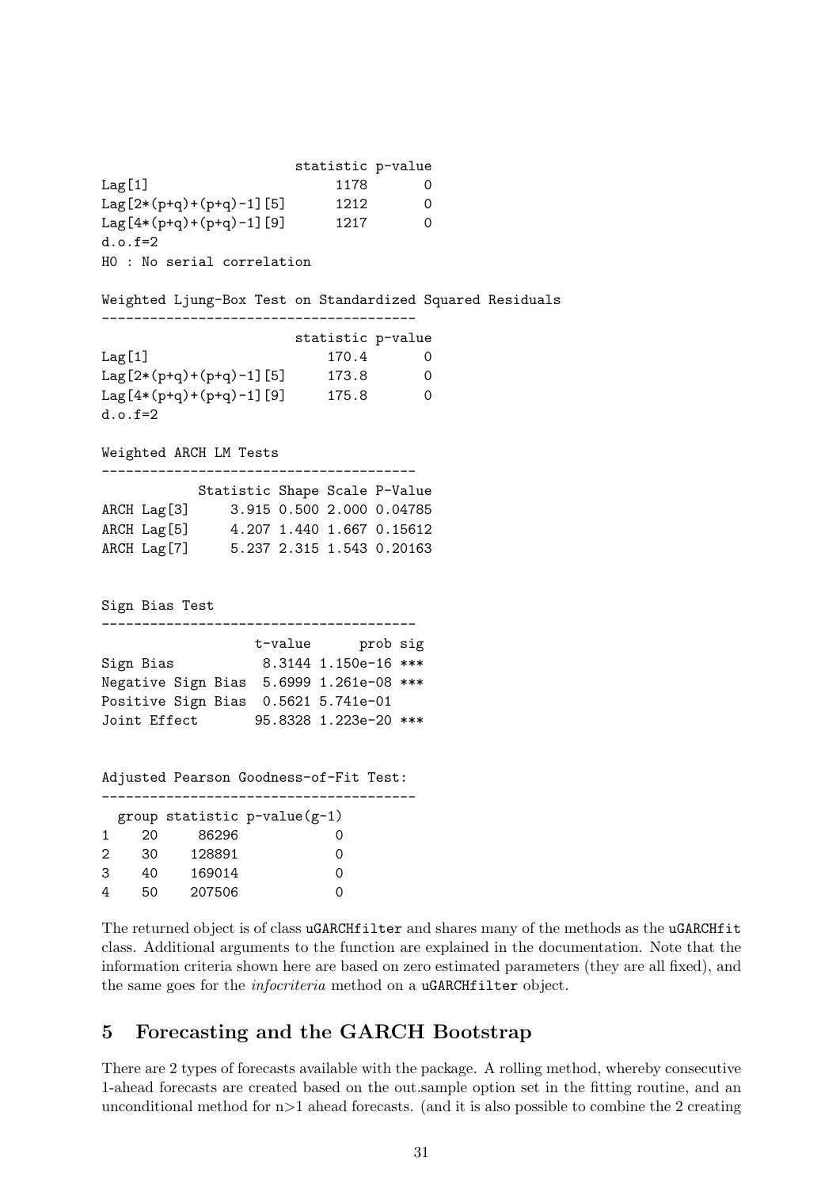```
                          statistic p-value
Lag[1]                         1178       0
Lag[2*(p+q)+(p+q)-1][5]        1212       0
Lag[4*(p+q)+(p+q)-1][9]        1217       0
d.o.f=2
H0 : No serial correlation

Weighted Ljung-Box Test on Standardized Squared Residuals
------------------------------------
                          statistic p-value
Lag[1]                        170.4       0
Lag[2*(p+q)+(p+q)-1][5]       173.8       0
Lag[4*(p+q)+(p+q)-1][9]       175.8       0
d.o.f=2

Weighted ARCH LM Tests
------------------------------------
             Statistic Shape Scale P-Value
ARCH Lag[3]      3.915 0.500 2.000 0.04785
ARCH Lag[5]      4.207 1.440 1.667 0.15612
ARCH Lag[7]      5.237 2.315 1.543 0.20163


Sign Bias Test
------------------------------------
                   t-value      prob sig
Sign Bias           8.3144 1.150e-16 ***
Negative Sign Bias  5.6999 1.261e-08 ***
Positive Sign Bias  0.5621 5.741e-01
Joint Effect       95.8328 1.223e-20 ***


Adjusted Pearson Goodness-of-Fit Test:
------------------------------------
  group statistic p-value(g-1)
1    20     86296            0
2    30    128891            0
3    40    169014            0
4    50    207506            0
```

The returned object is of class uGARCHfilter and shares many of the methods as the uGARCHfit class. Additional arguments to the function are explained in the documentation. Note that the information criteria shown here are based on zero estimated parameters (they are all fixed), and the same goes for the *infocriteria* method on a uGARCHfilter object.

## 5 Forecasting and the GARCH Bootstrap

There are 2 types of forecasts available with the package. A rolling method, whereby consecutive 1-ahead forecasts are created based on the out.sample option set in the fitting routine, and an unconditional method for n>1 ahead forecasts. (and it is also possible to combine the 2 creating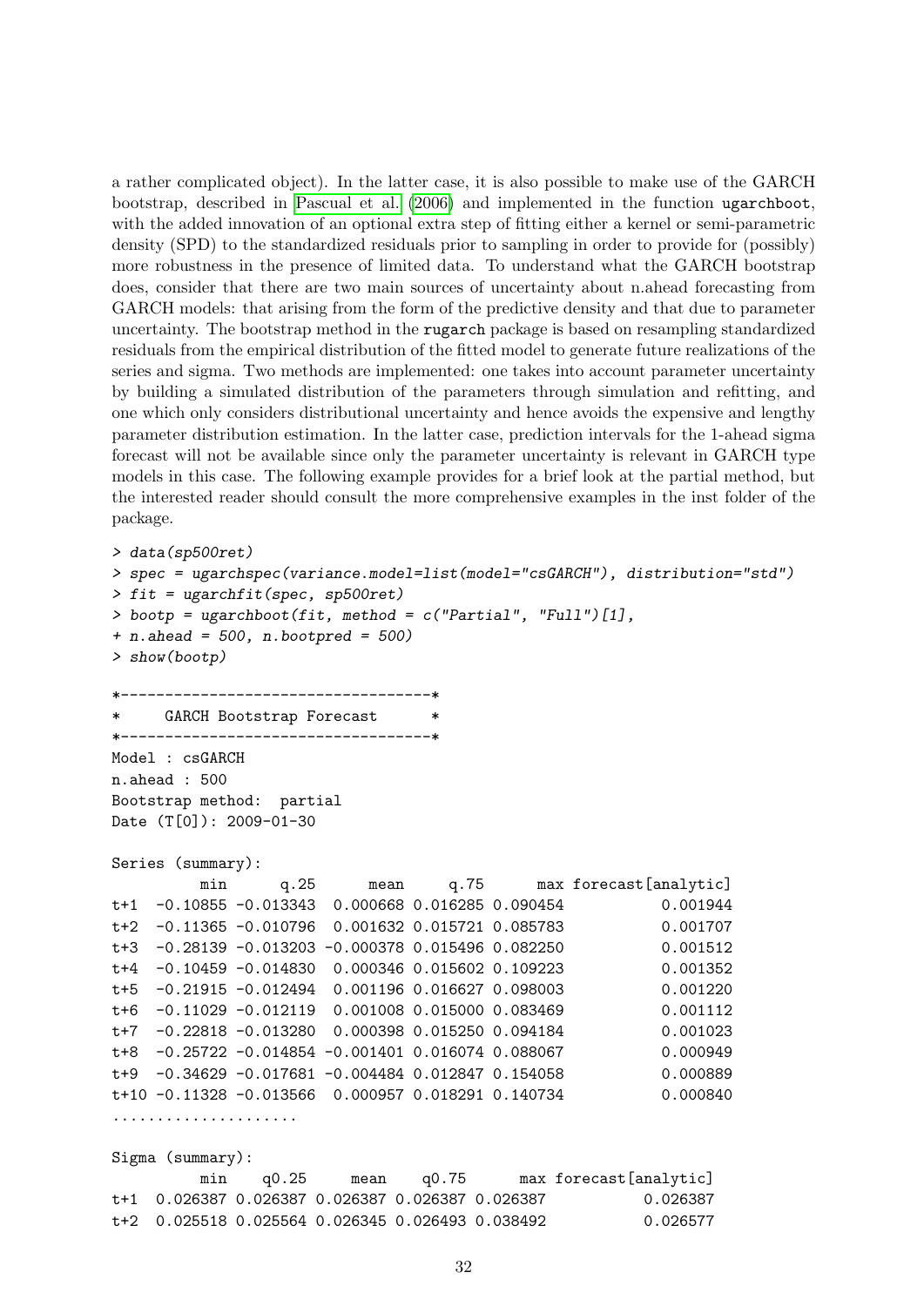a rather complicated object). In the latter case, it is also possible to make use of the GARCH bootstrap, described in Pascual et al. (2006) and implemented in the function ugarchboot, with the added innovation of an optional extra step of fitting either a kernel or semi-parametric density (SPD) to the standardized residuals prior to sampling in order to provide for (possibly) more robustness in the presence of limited data. To understand what the GARCH bootstrap does, consider that there are two main sources of uncertainty about n.ahead forecasting from GARCH models: that arising from the form of the predictive density and that due to parameter uncertainty. The bootstrap method in the rugarch package is based on resampling standardized residuals from the empirical distribution of the fitted model to generate future realizations of the series and sigma. Two methods are implemented: one takes into account parameter uncertainty by building a simulated distribution of the parameters through simulation and refitting, and one which only considers distributional uncertainty and hence avoids the expensive and lengthy parameter distribution estimation. In the latter case, prediction intervals for the 1-ahead sigma forecast will not be available since only the parameter uncertainty is relevant in GARCH type models in this case. The following example provides for a brief look at the partial method, but the interested reader should consult the more comprehensive examples in the inst folder of the package.

```
> data(sp500ret)
> spec = ugarchspec(variance.model=list(model="csGARCH"), distribution="std")
> fit = ugarchfit(spec, sp500ret)
> bootp = ugarchboot(fit, method = c("Partial", "Full")[1],
+ n.ahead = 500, n.bootpred = 500)
> show(bootp)

*-----------------------------------*
*     GARCH Bootstrap Forecast      *
*-----------------------------------*
Model : csGARCH
n.ahead : 500
Bootstrap method:  partial
Date (T[0]): 2009-01-30

Series (summary):
          min      q.25      mean     q.75      max forecast[analytic]
t+1  -0.10855 -0.013343  0.000668 0.016285 0.090454           0.001944
t+2  -0.11365 -0.010796  0.001632 0.015721 0.085783           0.001707
t+3  -0.28139 -0.013203 -0.000378 0.015496 0.082250           0.001512
t+4  -0.10459 -0.014830  0.000346 0.015602 0.109223           0.001352
t+5  -0.21915 -0.012494  0.001196 0.016627 0.098003           0.001220
t+6  -0.11029 -0.012119  0.001008 0.015000 0.083469           0.001112
t+7  -0.22818 -0.013280  0.000398 0.015250 0.094184           0.001023
t+8  -0.25722 -0.014854 -0.001401 0.016074 0.088067           0.000949
t+9  -0.34629 -0.017681 -0.004484 0.012847 0.154058           0.000889
t+10 -0.11328 -0.013566  0.000957 0.018291 0.140734           0.000840
.....................

Sigma (summary):
          min    q0.25     mean    q0.75      max forecast[analytic]
t+1  0.026387 0.026387 0.026387 0.026387 0.026387           0.026387
t+2  0.025518 0.025564 0.026345 0.026493 0.038492           0.026577
```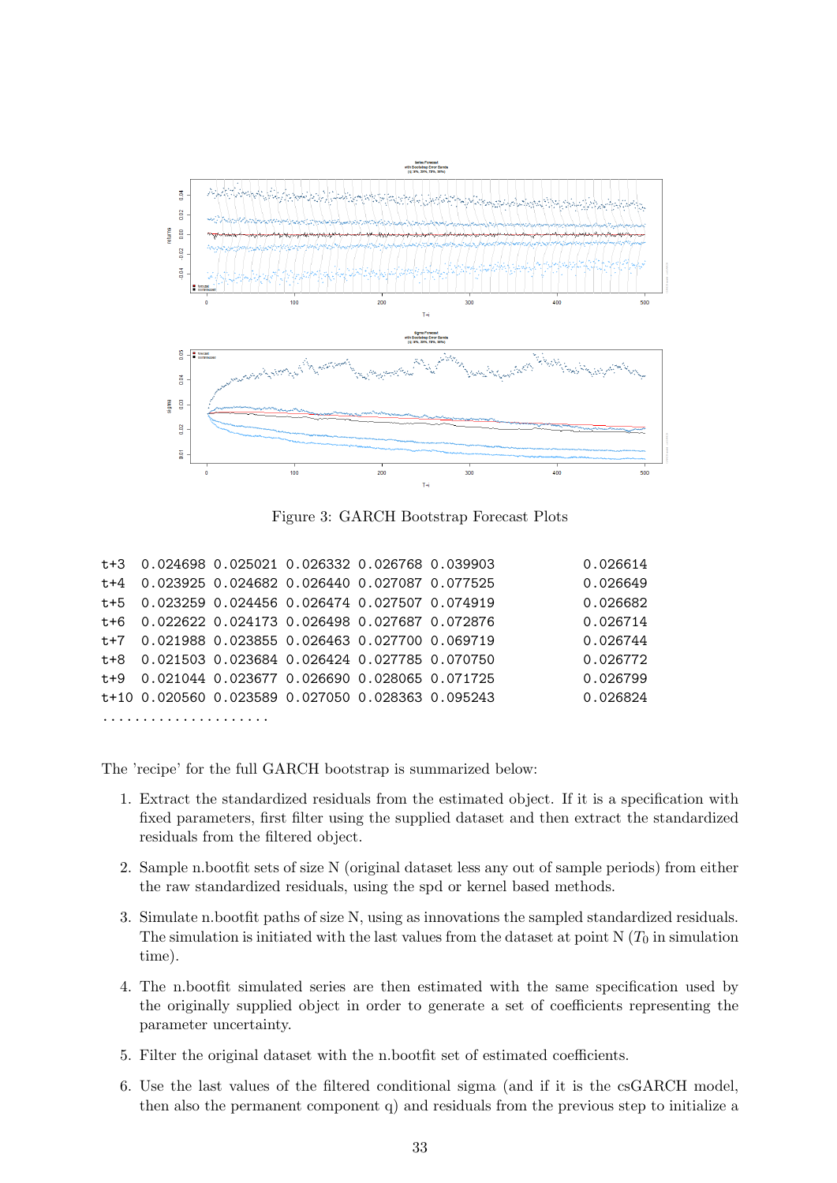Figure 3: GARCH Bootstrap Forecast Plots

```
t+3  0.024698 0.025021 0.026332 0.026768 0.039903           0.026614
t+4  0.023925 0.024682 0.026440 0.027087 0.077525           0.026649
t+5  0.023259 0.024456 0.026474 0.027507 0.074919           0.026682
t+6  0.022622 0.024173 0.026498 0.027687 0.072876           0.026714
t+7  0.021988 0.023855 0.026463 0.027700 0.069719           0.026744
t+8  0.021503 0.023684 0.026424 0.027785 0.070750           0.026772
t+9  0.021044 0.023677 0.026690 0.028065 0.071725           0.026799
t+10 0.020560 0.023589 0.027050 0.028363 0.095243           0.026824
.....................
```

The 'recipe' for the full GARCH bootstrap is summarized below:

1. Extract the standardized residuals from the estimated object. If it is a specification with fixed parameters, first filter using the supplied dataset and then extract the standardized residuals from the filtered object.
2. Sample n.bootfit sets of size N (original dataset less any out of sample periods) from either the raw standardized residuals, using the spd or kernel based methods.
3. Simulate n.bootfit paths of size N, using as innovations the sampled standardized residuals. The simulation is initiated with the last values from the dataset at point N ($T_0$ in simulation time).
4. The n.bootfit simulated series are then estimated with the same specification used by the originally supplied object in order to generate a set of coefficients representing the parameter uncertainty.
5. Filter the original dataset with the n.bootfit set of estimated coefficients.
6. Use the last values of the filtered conditional sigma (and if it is the csGARCH model, then also the permanent component q) and residuals from the previous step to initialize a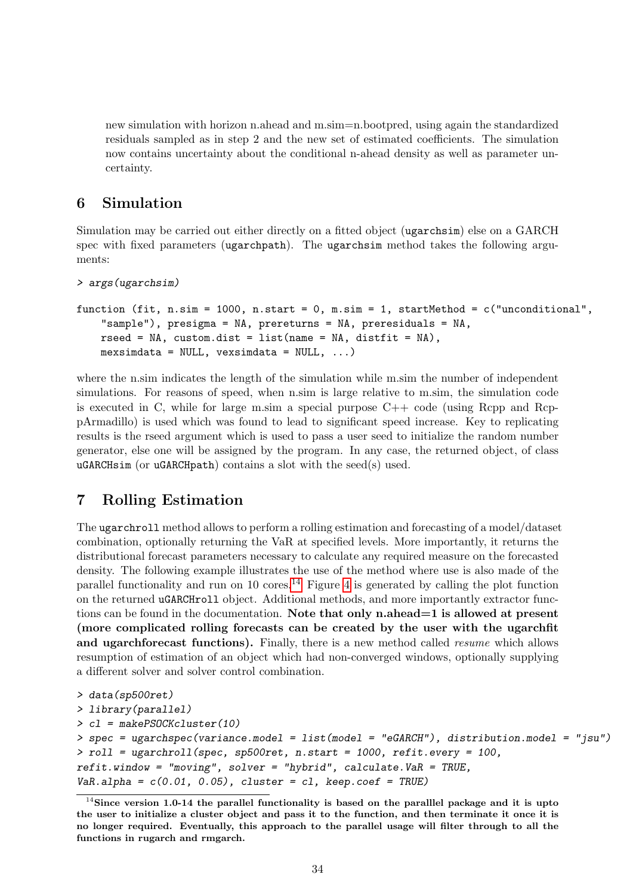new simulation with horizon n.ahead and m.sim=n.bootpred, using again the standardized residuals sampled as in step 2 and the new set of estimated coefficients. The simulation now contains uncertainty about the conditional n-ahead density as well as parameter uncertainty.

## 6 Simulation

Simulation may be carried out either directly on a fitted object (`ugarchsim`) else on a GARCH spec with fixed parameters (`ugarchpath`). The `ugarchsim` method takes the following arguments:

```
> args(ugarchsim)

function (fit, n.sim = 1000, n.start = 0, m.sim = 1, startMethod = c("unconditional",
    "sample"), presigma = NA, prereturns = NA, preresiduals = NA,
    rseed = NA, custom.dist = list(name = NA, distfit = NA),
    mexsimdata = NULL, vexsimdata = NULL, ...)
```

where the n.sim indicates the length of the simulation while m.sim the number of independent simulations. For reasons of speed, when n.sim is large relative to m.sim, the simulation code is executed in C, while for large m.sim a special purpose C++ code (using Rcpp and RcppArmadillo) is used which was found to lead to significant speed increase. Key to replicating results is the rseed argument which is used to pass a user seed to initialize the random number generator, else one will be assigned by the program. In any case, the returned object, of class `uGARCHsim` (or `uGARCHpath`) contains a slot with the seed(s) used.

## 7 Rolling Estimation

The `ugarchroll` method allows to perform a rolling estimation and forecasting of a model/dataset combination, optionally returning the VaR at specified levels. More importantly, it returns the distributional forecast parameters necessary to calculate any required measure on the forecasted density. The following example illustrates the use of the method where use is also made of the parallel functionality and run on 10 cores.[14] Figure 4 is generated by calling the plot function on the returned `uGARCHroll` object. Additional methods, and more importantly extractor functions can be found in the documentation. **Note that only n.ahead=1 is allowed at present (more complicated rolling forecasts can be created by the user with the ugarchfit and ugarchforecast functions).** Finally, there is a new method called *resume* which allows resumption of estimation of an object which had non-converged windows, optionally supplying a different solver and solver control combination.

```
> data(sp500ret)
> library(parallel)
> cl = makePSOCKcluster(10)
> spec = ugarchspec(variance.model = list(model = "eGARCH"), distribution.model = "jsu")
> roll = ugarchroll(spec, sp500ret, n.start = 1000, refit.every = 100,
refit.window = "moving", solver = "hybrid", calculate.VaR = TRUE,
VaR.alpha = c(0.01, 0.05), cluster = cl, keep.coef = TRUE)
```

[14] **Since version 1.0-14 the parallel functionality is based on the paralllel package and it is upto the user to initialize a cluster object and pass it to the function, and then terminate it once it is no longer required. Eventually, this approach to the parallel usage will filter through to all the functions in rugarch and rmgarch.**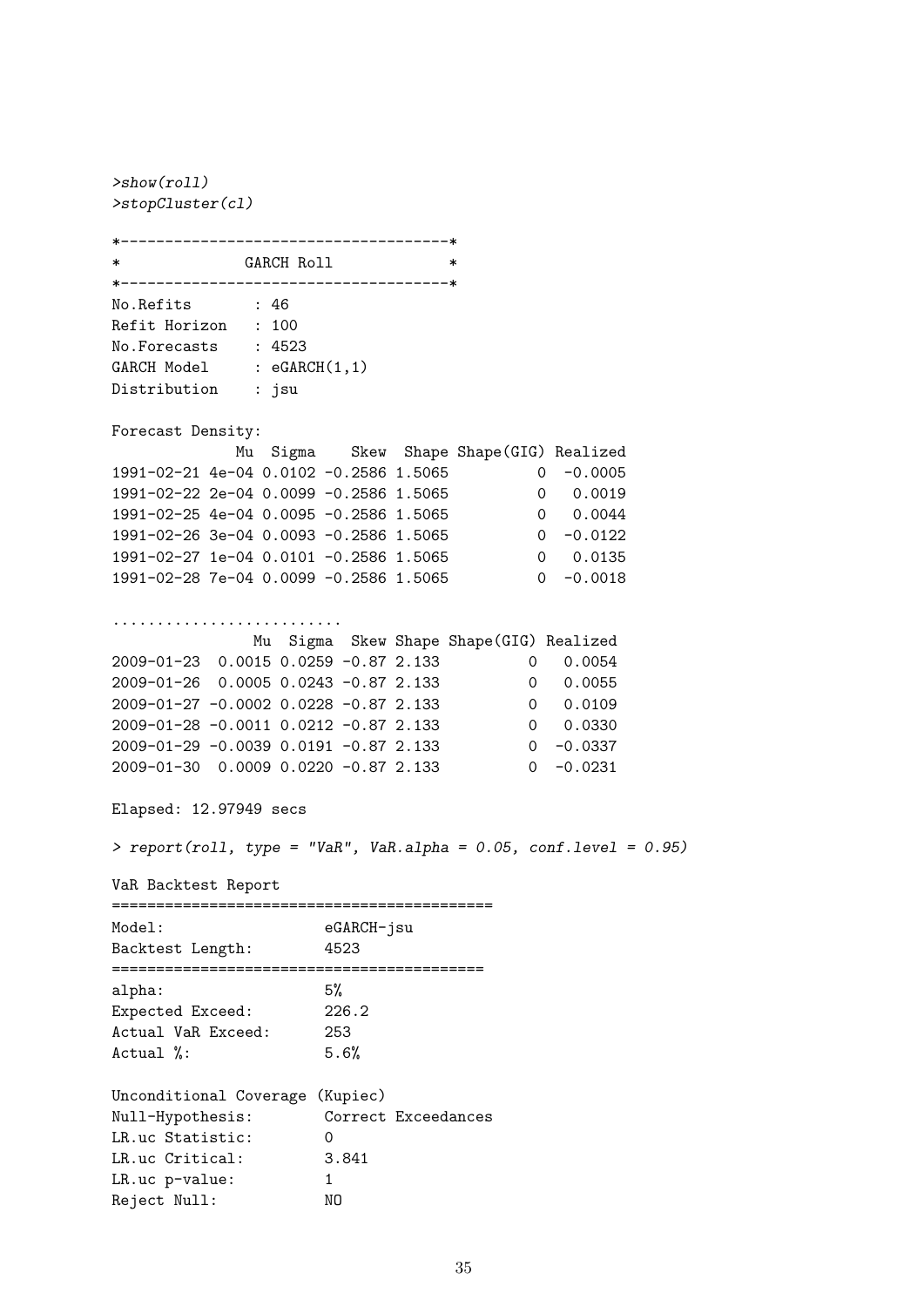```
>show(roll)
>stopCluster(cl)

*-------------------------------------*
*              GARCH Roll             *
*-------------------------------------*
No.Refits       : 46
Refit Horizon   : 100
No.Forecasts    : 4523
GARCH Model     : eGARCH(1,1)
Distribution    : jsu

Forecast Density:
               Mu  Sigma    Skew  Shape Shape(GIG) Realized
1991-02-21 4e-04 0.0102 -0.2586 1.5065          0  -0.0005
1991-02-22 2e-04 0.0099 -0.2586 1.5065          0   0.0019
1991-02-25 4e-04 0.0095 -0.2586 1.5065          0   0.0044
1991-02-26 3e-04 0.0093 -0.2586 1.5065          0  -0.0122
1991-02-27 1e-04 0.0101 -0.2586 1.5065          0   0.0135
1991-02-28 7e-04 0.0099 -0.2586 1.5065          0  -0.0018

..........................
                 Mu  Sigma  Skew Shape Shape(GIG) Realized
2009-01-23  0.0015 0.0259 -0.87 2.133          0   0.0054
2009-01-26  0.0005 0.0243 -0.87 2.133          0   0.0055
2009-01-27 -0.0002 0.0228 -0.87 2.133          0   0.0109
2009-01-28 -0.0011 0.0212 -0.87 2.133          0   0.0330
2009-01-29 -0.0039 0.0191 -0.87 2.133          0  -0.0337
2009-01-30  0.0009 0.0220 -0.87 2.133          0  -0.0231

Elapsed: 12.97949 secs

> report(roll, type = "VaR", VaR.alpha = 0.05, conf.level = 0.95)

VaR Backtest Report
===========================================
Model:                  eGARCH-jsu
Backtest Length:        4523
==========================================
alpha:                  5%
Expected Exceed:        226.2
Actual VaR Exceed:      253
Actual %:               5.6%

Unconditional Coverage (Kupiec)
Null-Hypothesis:        Correct Exceedances
LR.uc Statistic:        0
LR.uc Critical:         3.841
LR.uc p-value:          1
Reject Null:            NO
```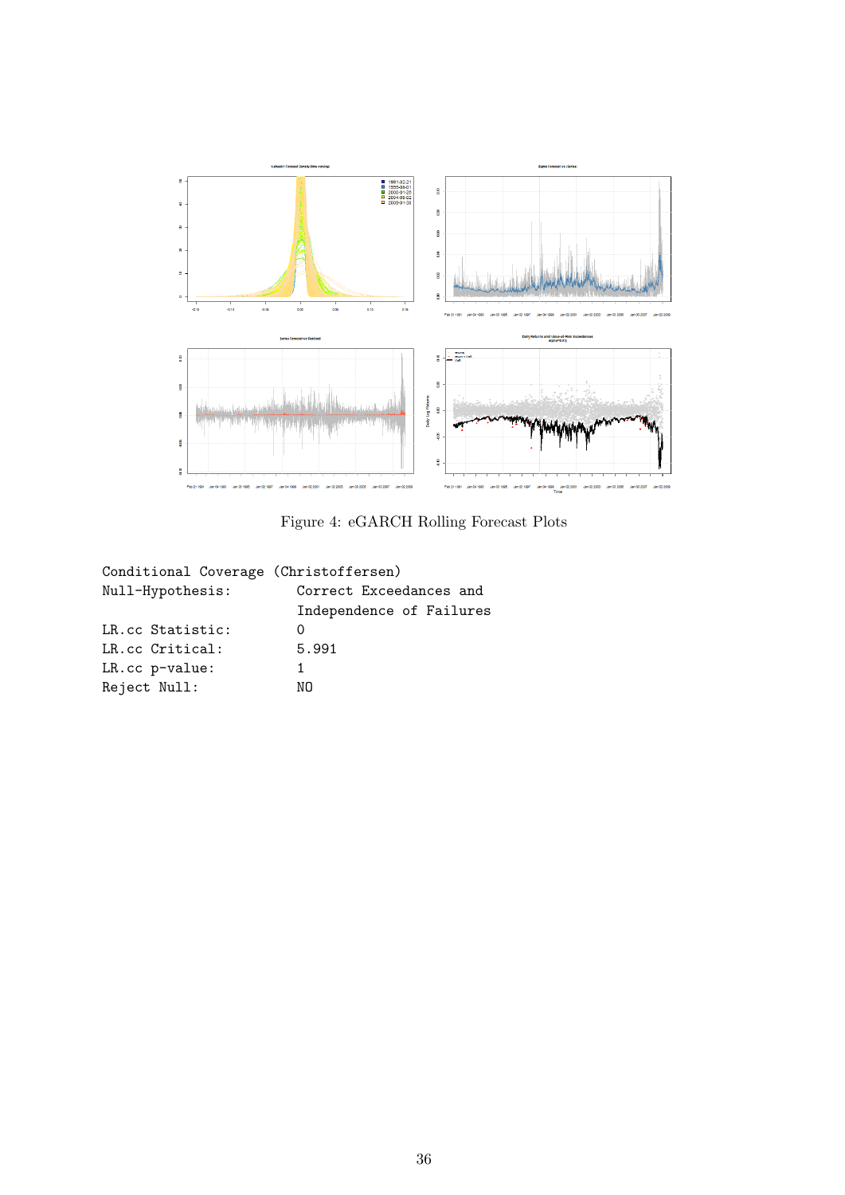Figure 4: eGARCH Rolling Forecast Plots

```
Conditional Coverage (Christoffersen)
Null-Hypothesis:          Correct Exceedances and
                          Independence of Failures
LR.cc Statistic:          0
LR.cc Critical:           5.991
LR.cc p-value:            1
Reject Null:              NO
```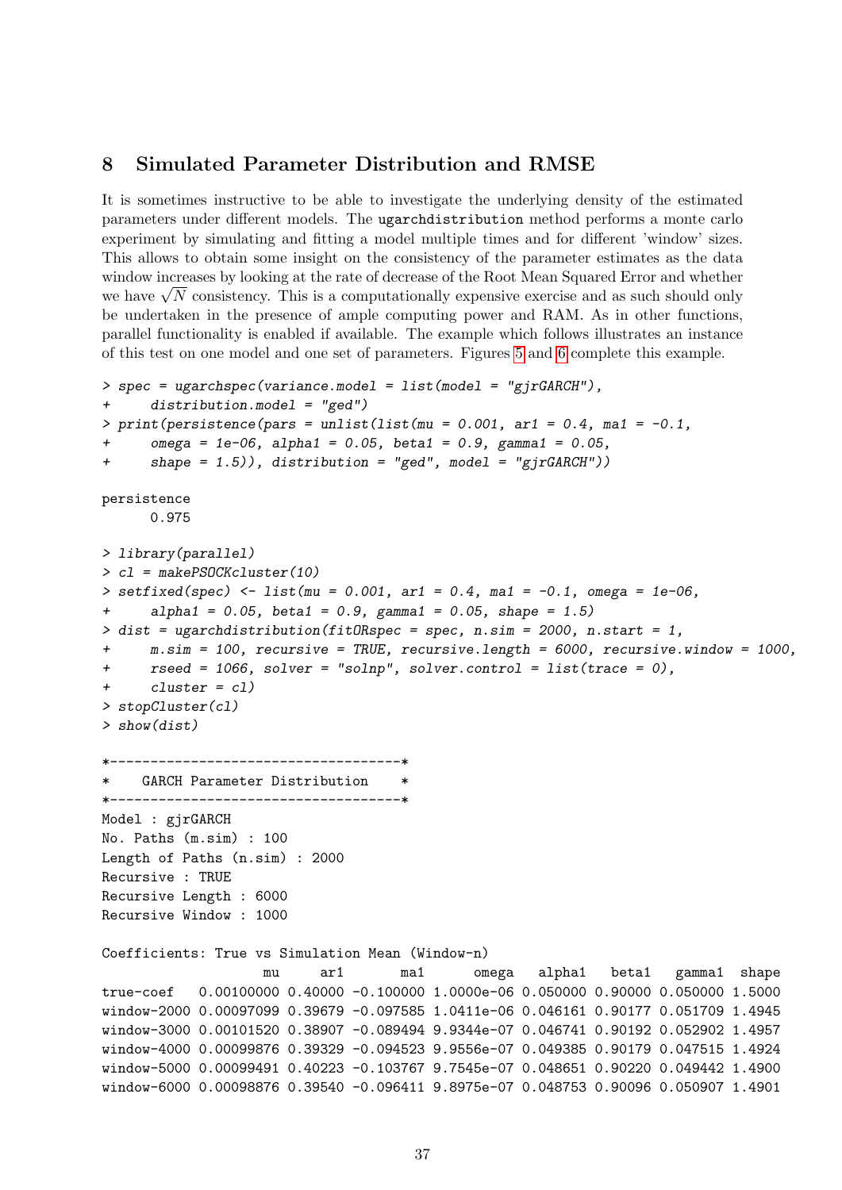## 8 Simulated Parameter Distribution and RMSE

It is sometimes instructive to be able to investigate the underlying density of the estimated parameters under different models. The `ugarchdistribution` method performs a monte carlo experiment by simulating and fitting a model multiple times and for different 'window' sizes. This allows to obtain some insight on the consistency of the parameter estimates as the data window increases by looking at the rate of decrease of the Root Mean Squared Error and whether we have $\sqrt{N}$ consistency. This is a computationally expensive exercise and as such should only be undertaken in the presence of ample computing power and RAM. As in other functions, parallel functionality is enabled if available. The example which follows illustrates an instance of this test on one model and one set of parameters. Figures 5 and 6 complete this example.

```
> spec = ugarchspec(variance.model = list(model = "gjrGARCH"),
+     distribution.model = "ged")
> print(persistence(pars = unlist(list(mu = 0.001, ar1 = 0.4, ma1 = -0.1,
+     omega = 1e-06, alpha1 = 0.05, beta1 = 0.9, gamma1 = 0.05,
+     shape = 1.5)), distribution = "ged", model = "gjrGARCH"))

persistence
      0.975

> library(parallel)
> cl = makePSOCKcluster(10)
> setfixed(spec) <- list(mu = 0.001, ar1 = 0.4, ma1 = -0.1, omega = 1e-06,
+     alpha1 = 0.05, beta1 = 0.9, gamma1 = 0.05, shape = 1.5)
> dist = ugarchdistribution(fitORspec = spec, n.sim = 2000, n.start = 1,
+     m.sim = 100, recursive = TRUE, recursive.length = 6000, recursive.window = 1000,
+     rseed = 1066, solver = "solnp", solver.control = list(trace = 0),
+     cluster = cl)
> stopCluster(cl)
> show(dist)

*------------------------------------*
*    GARCH Parameter Distribution    *
*------------------------------------*
Model : gjrGARCH
No. Paths (m.sim) : 100
Length of Paths (n.sim) : 2000
Recursive : TRUE
Recursive Length : 6000
Recursive Window : 1000

Coefficients: True vs Simulation Mean (Window-n)
                    mu     ar1       ma1      omega   alpha1   beta1   gamma1  shape
true-coef   0.00100000 0.40000 -0.100000 1.0000e-06 0.050000 0.90000 0.050000 1.5000
window-2000 0.00097099 0.39679 -0.097585 1.0411e-06 0.046161 0.90177 0.051709 1.4945
window-3000 0.00101520 0.38907 -0.089494 9.9344e-07 0.046741 0.90192 0.052902 1.4957
window-4000 0.00099876 0.39329 -0.094523 9.9556e-07 0.049385 0.90179 0.047515 1.4924
window-5000 0.00099491 0.40223 -0.103767 9.7545e-07 0.048651 0.90220 0.049442 1.4900
window-6000 0.00098876 0.39540 -0.096411 9.8975e-07 0.048753 0.90096 0.050907 1.4901
```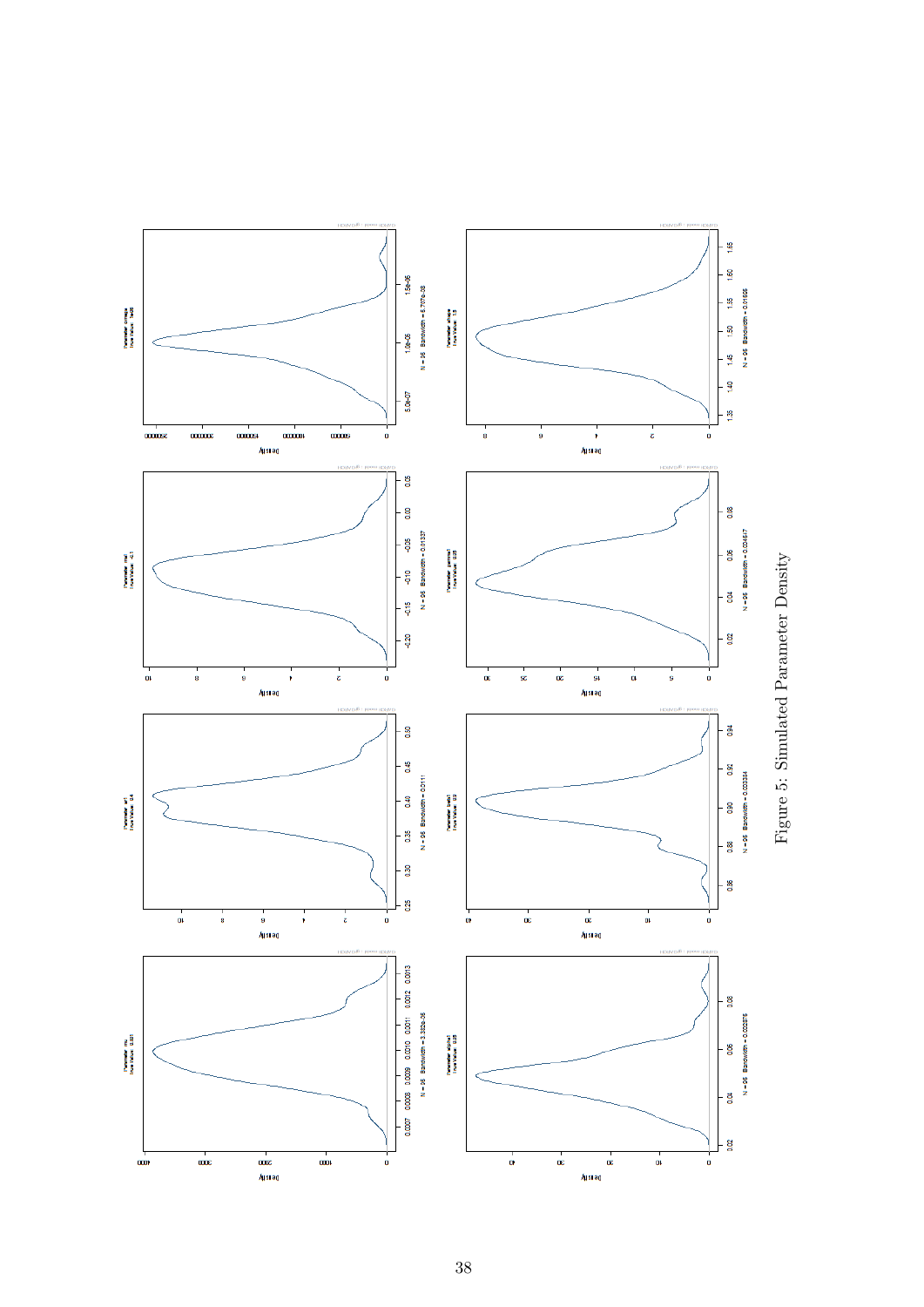Figure 5: Simulated Parameter Density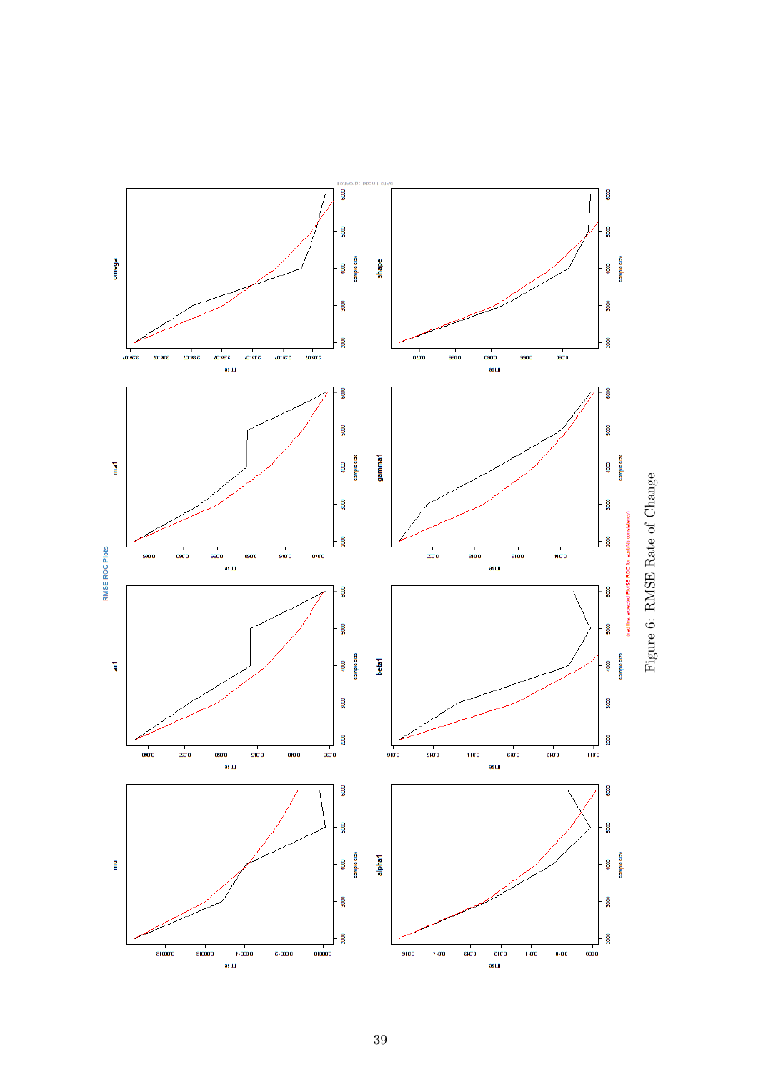Figure 6: RMSE Rate of Change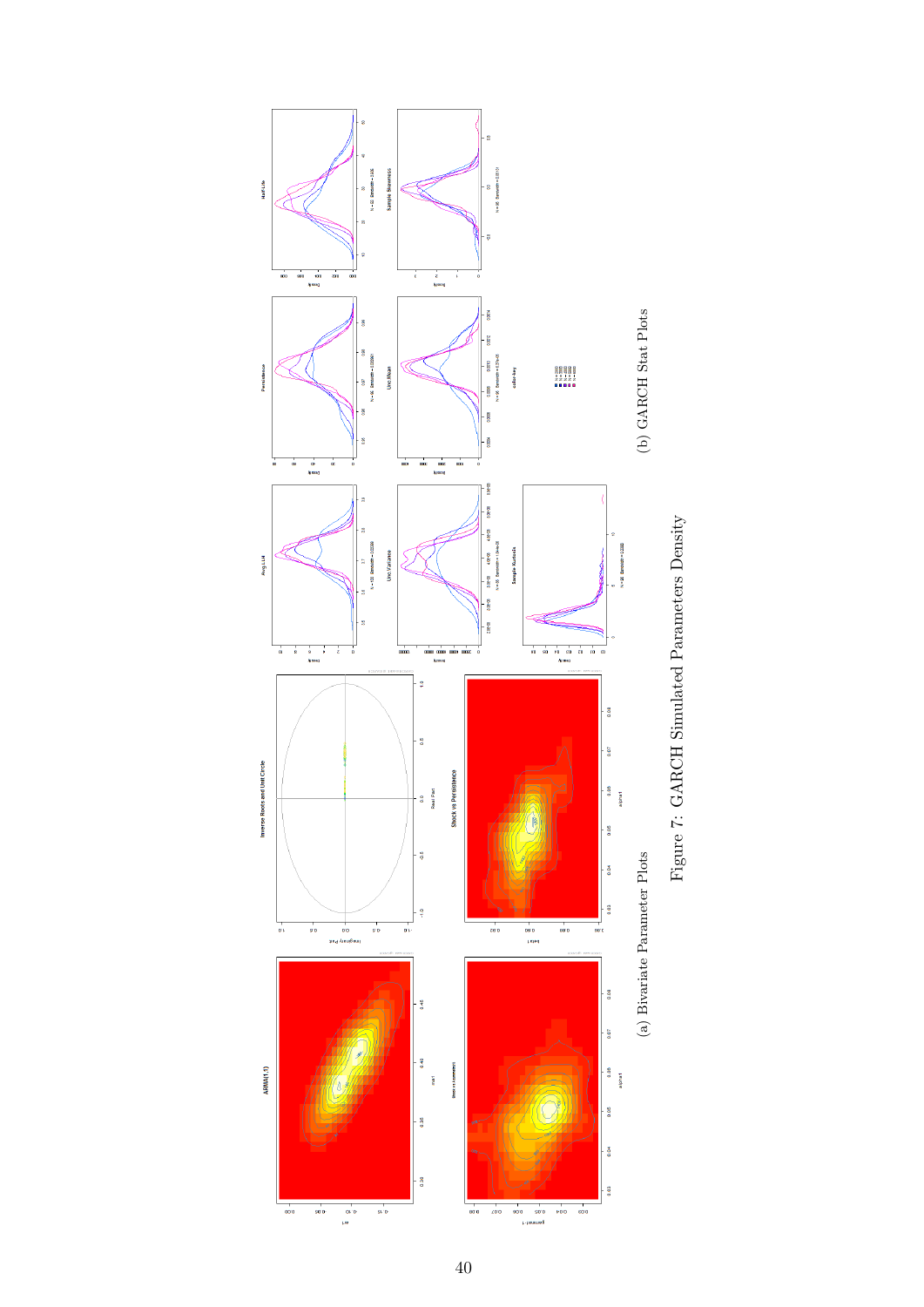(a) Bivariate Parameter Plots

(b) GARCH Stat Plots

Figure 7: GARCH Simulated Parameters Density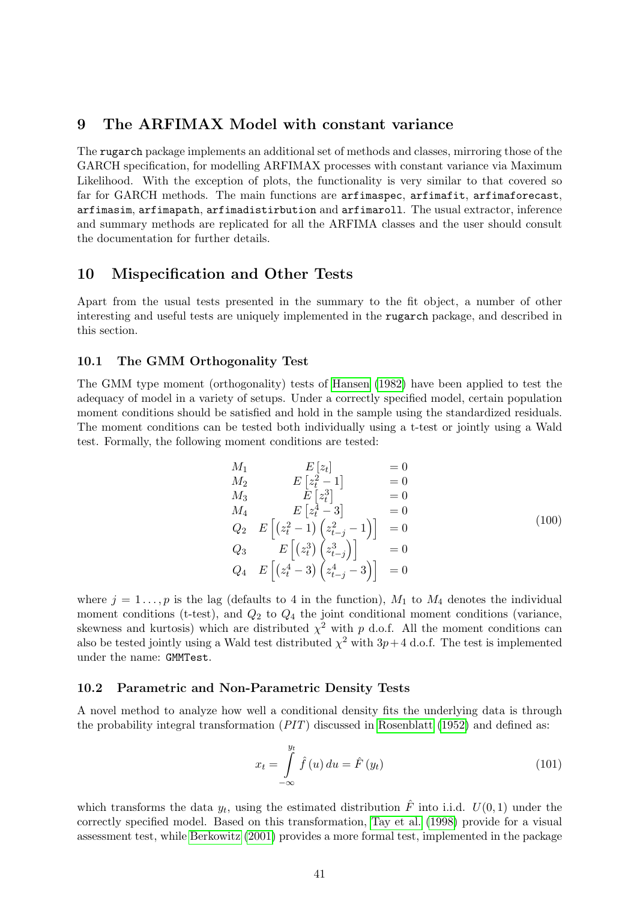## 9 The ARFIMAX Model with constant variance

The rugarch package implements an additional set of methods and classes, mirroring those of the GARCH specification, for modelling ARFIMAX processes with constant variance via Maximum Likelihood. With the exception of plots, the functionality is very similar to that covered so far for GARCH methods. The main functions are `arfimaspec`, `arfimafit`, `arfimaforecast`, `arfimasim`, `arfimapath`, `arfimadistirbution` and `arfimaroll`. The usual extractor, inference and summary methods are replicated for all the ARFIMA classes and the user should consult the documentation for further details.

## 10 Mispecification and Other Tests

Apart from the usual tests presented in the summary to the fit object, a number of other interesting and useful tests are uniquely implemented in the rugarch package, and described in this section.

### 10.1 The GMM Orthogonality Test

The GMM type moment (orthogonality) tests of Hansen (1982) have been applied to test the adequacy of model in a variety of setups. Under a correctly specified model, certain population moment conditions should be satisfied and hold in the sample using the standardized residuals. The moment conditions can be tested both individually using a t-test or jointly using a Wald test. Formally, the following moment conditions are tested:

$$
\begin{array}{lcl}
M_1 & E\left[z_t\right] & = 0 \\
M_2 & E\left[z_t^2 - 1\right] & = 0 \\
M_3 & E\left[z_t^3\right] & = 0 \\
M_4 & E\left[z_t^4 - 3\right] & = 0 \\
Q_2 & E\left[\left(z_t^2 - 1\right)\left(z_{t-j}^2 - 1\right)\right] & = 0 \\
Q_3 & E\left[\left(z_t^3\right)\left(z_{t-j}^3\right)\right] & = 0 \\
Q_4 & E\left[\left(z_t^4 - 3\right)\left(z_{t-j}^4 - 3\right)\right] & = 0
\end{array}
\tag{100}
$$

where $j = 1 \ldots, p$ is the lag (defaults to 4 in the function), $M_1$ to $M_4$ denotes the individual moment conditions (t-test), and $Q_2$ to $Q_4$ the joint conditional moment conditions (variance, skewness and kurtosis) which are distributed $\chi^2$ with $p$ d.o.f. All the moment conditions can also be tested jointly using a Wald test distributed $\chi^2$ with $3p+4$ d.o.f. The test is implemented under the name: `GMMTest`.

### 10.2 Parametric and Non-Parametric Density Tests

A novel method to analyze how well a conditional density fits the underlying data is through the probability integral transformation ($PIT$) discussed in Rosenblatt (1952) and defined as:

$$
x_t = \int_{-\infty}^{y_t} \hat{f}\left(u\right) du = \hat{F}\left(y_t\right)
\tag{101}
$$

which transforms the data $y_t$, using the estimated distribution $\hat{F}$ into i.i.d. $U(0,1)$ under the correctly specified model. Based on this transformation, Tay et al. (1998) provide for a visual assessment test, while Berkowitz (2001) provides a more formal test, implemented in the package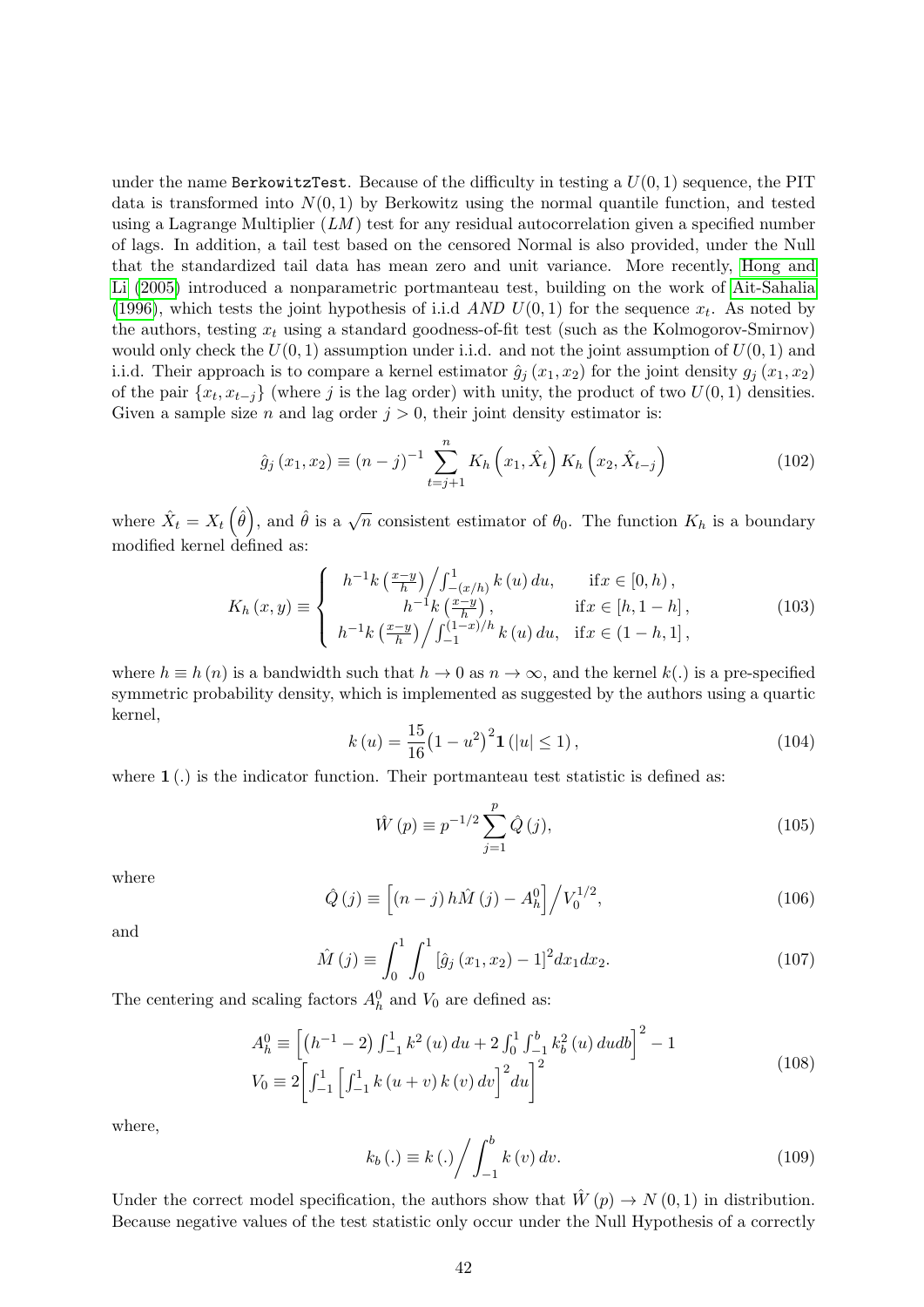under the name `BerkowitzTest`. Because of the difficulty in testing a $U(0,1)$ sequence, the PIT data is transformed into $N(0,1)$ by Berkowitz using the normal quantile function, and tested using a Lagrange Multiplier ($LM$) test for any residual autocorrelation given a specified number of lags. In addition, a tail test based on the censored Normal is also provided, under the Null that the standardized tail data has mean zero and unit variance. More recently, Hong and Li (2005) introduced a nonparametric portmanteau test, building on the work of Ait-Sahalia (1996), which tests the joint hypothesis of i.i.d *AND* $U(0,1)$ for the sequence $x_t$. As noted by the authors, testing $x_t$ using a standard goodness-of-fit test (such as the Kolmogorov-Smirnov) would only check the $U(0,1)$ assumption under i.i.d. and not the joint assumption of $U(0,1)$ and i.i.d. Their approach is to compare a kernel estimator $\hat{g}_j(x_1, x_2)$ for the joint density $g_j(x_1, x_2)$ of the pair $\{x_t, x_{t-j}\}$ (where $j$ is the lag order) with unity, the product of two $U(0,1)$ densities. Given a sample size $n$ and lag order $j > 0$, their joint density estimator is:

$$\hat{g}_j(x_1, x_2) \equiv (n-j)^{-1} \sum_{t=j+1}^{n} K_h\left(x_1, \hat{X}_t\right) K_h\left(x_2, \hat{X}_{t-j}\right) \tag{102}$$

where $\hat{X}_t = X_t\left(\hat{\theta}\right)$, and $\hat{\theta}$ is a $\sqrt{n}$ consistent estimator of $\theta_0$. The function $K_h$ is a boundary modified kernel defined as:

$$K_h(x, y) \equiv \begin{cases} h^{-1} k\left(\frac{x-y}{h}\right) \Big/ \int_{-(x/h)}^{1} k(u)\, du, & \text{if} x \in [0, h), \\ h^{-1} k\left(\frac{x-y}{h}\right), & \text{if} x \in [h, 1-h], \\ h^{-1} k\left(\frac{x-y}{h}\right) \Big/ \int_{-1}^{(1-x)/h} k(u)\, du, & \text{if} x \in (1-h, 1], \end{cases} \tag{103}$$

where $h \equiv h(n)$ is a bandwidth such that $h \to 0$ as $n \to \infty$, and the kernel $k(.)$ is a pre-specified symmetric probability density, which is implemented as suggested by the authors using a quartic kernel,

$$k(u) = \frac{15}{16}\left(1-u^2\right)^2 \mathbf{1}(|u| \leq 1), \tag{104}$$

where $\mathbf{1}(.)$ is the indicator function. Their portmanteau test statistic is defined as:

$$\hat{W}(p) \equiv p^{-1/2} \sum_{j=1}^{p} \hat{Q}(j), \tag{105}$$

where

$$\hat{Q}(j) \equiv \left[(n-j)\, h \hat{M}(j) - A_h^0\right] \Big/ V_0^{1/2}, \tag{106}$$

and

$$\hat{M}(j) \equiv \int_0^1 \int_0^1 \left[\hat{g}_j(x_1, x_2) - 1\right]^2 dx_1 dx_2. \tag{107}$$

The centering and scaling factors $A_h^0$ and $V_0$ are defined as:

$$\begin{aligned} A_h^0 &\equiv \left[\left(h^{-1} - 2\right) \int_{-1}^{1} k^2(u)\, du + 2 \int_0^1 \int_{-1}^{b} k_b^2(u)\, du db\right]^2 - 1 \\ V_0 &\equiv 2 \left[\int_{-1}^{1} \left[\int_{-1}^{1} k(u+v)\, k(v)\, dv\right]^2 du\right]^2 \end{aligned} \tag{108}$$

where,

$$k_b(.) \equiv k(.) \Big/ \int_{-1}^{b} k(v)\, dv. \tag{109}$$

Under the correct model specification, the authors show that $\hat{W}(p) \to N(0,1)$ in distribution. Because negative values of the test statistic only occur under the Null Hypothesis of a correctly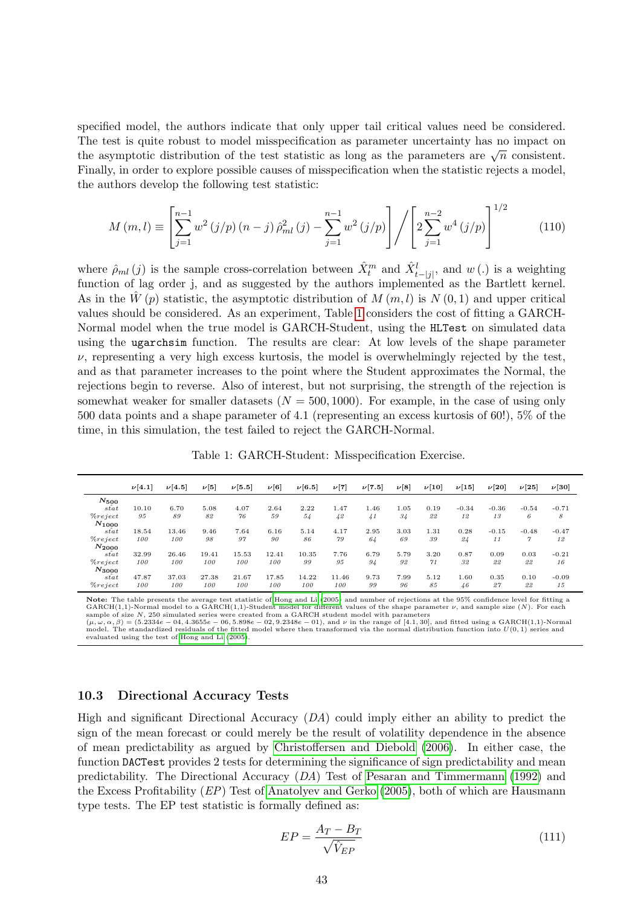specified model, the authors indicate that only upper tail critical values need be considered. The test is quite robust to model misspecification as parameter uncertainty has no impact on the asymptotic distribution of the test statistic as long as the parameters are $\sqrt{n}$ consistent. Finally, in order to explore possible causes of misspecification when the statistic rejects a model, the authors develop the following test statistic:

$$M(m,l) \equiv \left[ \sum_{j=1}^{n-1} w^2(j/p)(n-j)\hat{\rho}_{ml}^2(j) - \sum_{j=1}^{n-1} w^2(j/p) \right] \Bigg/ \left[ 2\sum_{j=1}^{n-2} w^4(j/p) \right]^{1/2} \tag{110}$$

where $\hat{\rho}_{ml}(j)$ is the sample cross-correlation between $\hat{X}_t^m$ and $\hat{X}_{t-|j|}^l$, and $w(.)$ is a weighting function of lag order j, and as suggested by the authors implemented as the Bartlett kernel. As in the $\hat{W}(p)$ statistic, the asymptotic distribution of $M(m,l)$ is $N(0,1)$ and upper critical values should be considered. As an experiment, Table 1 considers the cost of fitting a GARCH-Normal model when the true model is GARCH-Student, using the `HLTest` on simulated data using the `ugarchsim` function. The results are clear: At low levels of the shape parameter $\nu$, representing a very high excess kurtosis, the model is overwhelmingly rejected by the test, and as that parameter increases to the point where the Student approximates the Normal, the rejections begin to reverse. Also of interest, but not surprising, the strength of the rejection is somewhat weaker for smaller datasets ($N = 500, 1000$). For example, in the case of using only 500 data points and a shape parameter of 4.1 (representing an excess kurtosis of 60!), 5% of the time, in this simulation, the test failed to reject the GARCH-Normal.

Table 1: GARCH-Student: Misspecification Exercise.

| | $\nu$[4.1] | $\nu$[4.5] | $\nu$[5] | $\nu$[5.5] | $\nu$[6] | $\nu$[6.5] | $\nu$[7] | $\nu$[7.5] | $\nu$[8] | $\nu$[10] | $\nu$[15] | $\nu$[20] | $\nu$[25] | $\nu$[30] |
|---|---|---|---|---|---|---|---|---|---|---|---|---|---|---|
| $N_{500}$ | | | | | | | | | | | | | | |
| *stat* | 10.10 | 6.70 | 5.08 | 4.07 | 2.64 | 2.22 | 1.47 | 1.46 | 1.05 | 0.19 | -0.34 | -0.36 | -0.54 | -0.71 |
| *%reject* | 95 | 89 | 82 | 76 | 59 | 54 | 42 | 41 | 34 | 22 | 12 | 13 | 6 | 8 |
| $N_{1000}$ | | | | | | | | | | | | | | |
| *stat* | 18.54 | 13.46 | 9.46 | 7.64 | 6.16 | 5.14 | 4.17 | 2.95 | 3.03 | 1.31 | 0.28 | -0.15 | -0.48 | -0.47 |
| *%reject* | 100 | 100 | 98 | 97 | 90 | 86 | 79 | 64 | 69 | 39 | 24 | 11 | 7 | 12 |
| $N_{2000}$ | | | | | | | | | | | | | | |
| *stat* | 32.99 | 26.46 | 19.41 | 15.53 | 12.41 | 10.35 | 7.76 | 6.79 | 5.79 | 3.20 | 0.87 | 0.09 | 0.03 | -0.21 |
| *%reject* | 100 | 100 | 100 | 100 | 100 | 99 | 95 | 94 | 92 | 71 | 32 | 22 | 22 | 16 |
| $N_{3000}$ | | | | | | | | | | | | | | |
| *stat* | 47.87 | 37.03 | 27.38 | 21.67 | 17.85 | 14.22 | 11.46 | 9.73 | 7.99 | 5.12 | 1.60 | 0.35 | 0.10 | -0.09 |
| *%reject* | 100 | 100 | 100 | 100 | 100 | 100 | 100 | 99 | 96 | 85 | 46 | 27 | 22 | 15 |

**Note:** The table presents the average test statistic of Hong and Li (2005) and number of rejections at the 95% confidence level for fitting a GARCH(1,1)-Normal model to a GARCH(1,1)-Student model for different values of the shape parameter $\nu$, and sample size ($N$). For each sample of size $N$, 250 simulated series were created from a GARCH student model with parameters $(\mu, \omega, \alpha, \beta) = (5.2334e-04, 4.3655e-06, 5.898e-02, 9.2348e-01)$, and $\nu$ in the range of [4.1, 30], and fitted using a GARCH(1,1)-Normal model. The standardized residuals of the fitted model where then transformed via the normal distribution function into $U(0,1)$ series and evaluated using the test of Hong and Li (2005).

### 10.3 Directional Accuracy Tests

High and significant Directional Accuracy ($DA$) could imply either an ability to predict the sign of the mean forecast or could merely be the result of volatility dependence in the absence of mean predictability as argued by Christoffersen and Diebold (2006). In either case, the function `DACTest` provides 2 tests for determining the significance of sign predictability and mean predictability. The Directional Accuracy ($DA$) Test of Pesaran and Timmermann (1992) and the Excess Profitability ($EP$) Test of Anatolyev and Gerko (2005), both of which are Hausmann type tests. The EP test statistic is formally defined as:

$$EP = \frac{A_T - B_T}{\sqrt{\hat{V}_{EP}}} \tag{111}$$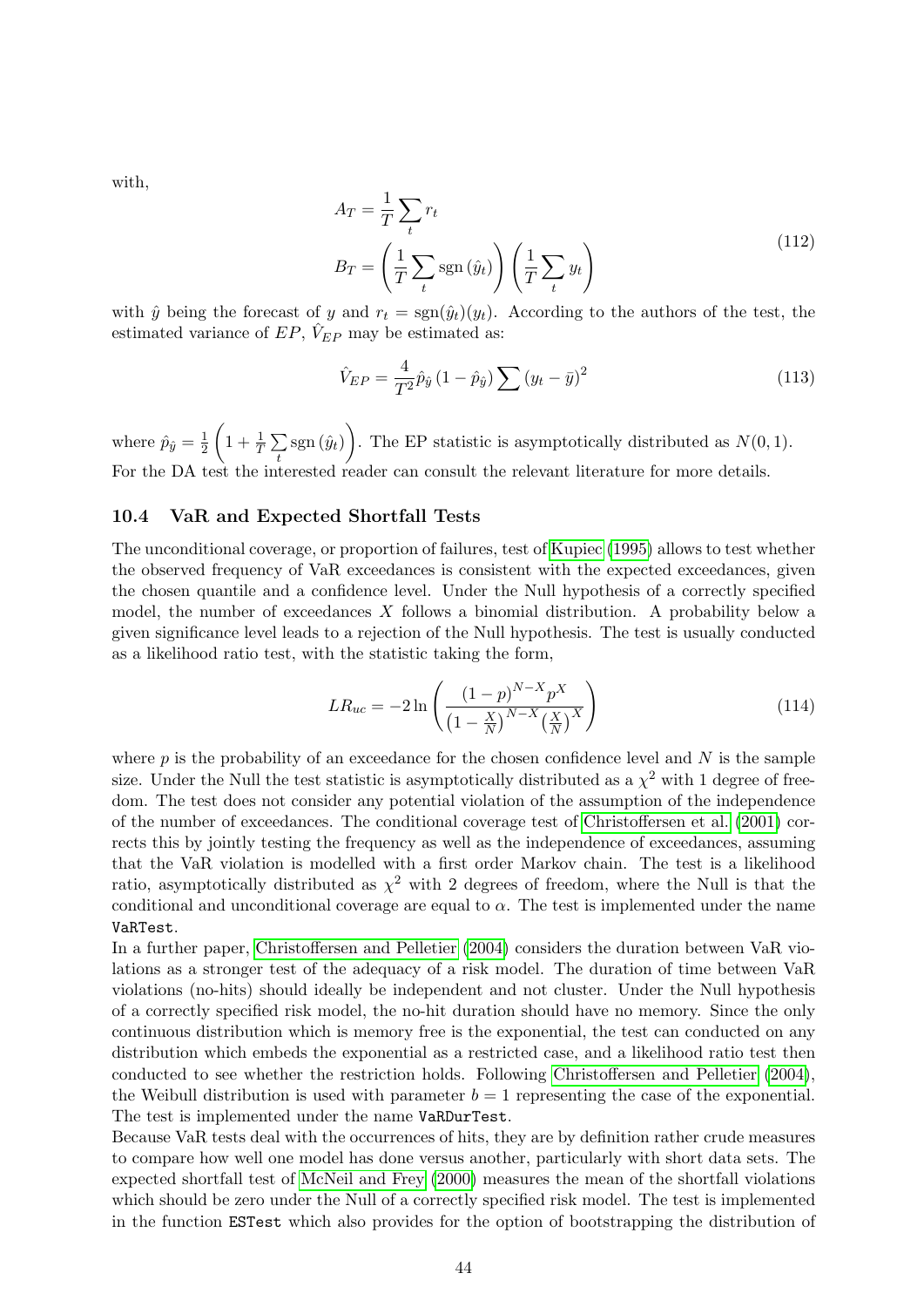with,

$$
\begin{aligned}
A_T &= \frac{1}{T}\sum_t r_t \\
B_T &= \left(\frac{1}{T}\sum_t \operatorname{sgn}(\hat{y}_t)\right)\left(\frac{1}{T}\sum_t y_t\right)
\end{aligned}
\tag{112}
$$

with $\hat{y}$ being the forecast of $y$ and $r_t = \operatorname{sgn}(\hat{y}_t)(y_t)$. According to the authors of the test, the estimated variance of $EP$, $\hat{V}_{EP}$ may be estimated as:

$$
\hat{V}_{EP} = \frac{4}{T^2}\hat{p}_{\hat{y}}\left(1-\hat{p}_{\hat{y}}\right)\sum\left(y_t - \bar{y}\right)^2 \tag{113}
$$

where $\hat{p}_{\hat{y}} = \frac{1}{2}\left(1 + \frac{1}{T}\sum_t \operatorname{sgn}(\hat{y}_t)\right)$. The EP statistic is asymptotically distributed as $N(0,1)$. For the DA test the interested reader can consult the relevant literature for more details.

### 10.4 VaR and Expected Shortfall Tests

The unconditional coverage, or proportion of failures, test of Kupiec (1995) allows to test whether the observed frequency of VaR exceedances is consistent with the expected exceedances, given the chosen quantile and a confidence level. Under the Null hypothesis of a correctly specified model, the number of exceedances $X$ follows a binomial distribution. A probability below a given significance level leads to a rejection of the Null hypothesis. The test is usually conducted as a likelihood ratio test, with the statistic taking the form,

$$
LR_{uc} = -2\ln\left(\frac{(1-p)^{N-X}p^X}{\left(1-\frac{X}{N}\right)^{N-X}\left(\frac{X}{N}\right)^X}\right) \tag{114}
$$

where $p$ is the probability of an exceedance for the chosen confidence level and $N$ is the sample size. Under the Null the test statistic is asymptotically distributed as a $\chi^2$ with 1 degree of freedom. The test does not consider any potential violation of the assumption of the independence of the number of exceedances. The conditional coverage test of Christoffersen et al. (2001) corrects this by jointly testing the frequency as well as the independence of exceedances, assuming that the VaR violation is modelled with a first order Markov chain. The test is a likelihood ratio, asymptotically distributed as $\chi^2$ with 2 degrees of freedom, where the Null is that the conditional and unconditional coverage are equal to $\alpha$. The test is implemented under the name `VaRTest`.

In a further paper, Christoffersen and Pelletier (2004) considers the duration between VaR violations as a stronger test of the adequacy of a risk model. The duration of time between VaR violations (no-hits) should ideally be independent and not cluster. Under the Null hypothesis of a correctly specified risk model, the no-hit duration should have no memory. Since the only continuous distribution which is memory free is the exponential, the test can conducted on any distribution which embeds the exponential as a restricted case, and a likelihood ratio test then conducted to see whether the restriction holds. Following Christoffersen and Pelletier (2004), the Weibull distribution is used with parameter $b = 1$ representing the case of the exponential. The test is implemented under the name `VaRDurTest`.

Because VaR tests deal with the occurrences of hits, they are by definition rather crude measures to compare how well one model has done versus another, particularly with short data sets. The expected shortfall test of McNeil and Frey (2000) measures the mean of the shortfall violations which should be zero under the Null of a correctly specified risk model. The test is implemented in the function `ESTest` which also provides for the option of bootstrapping the distribution of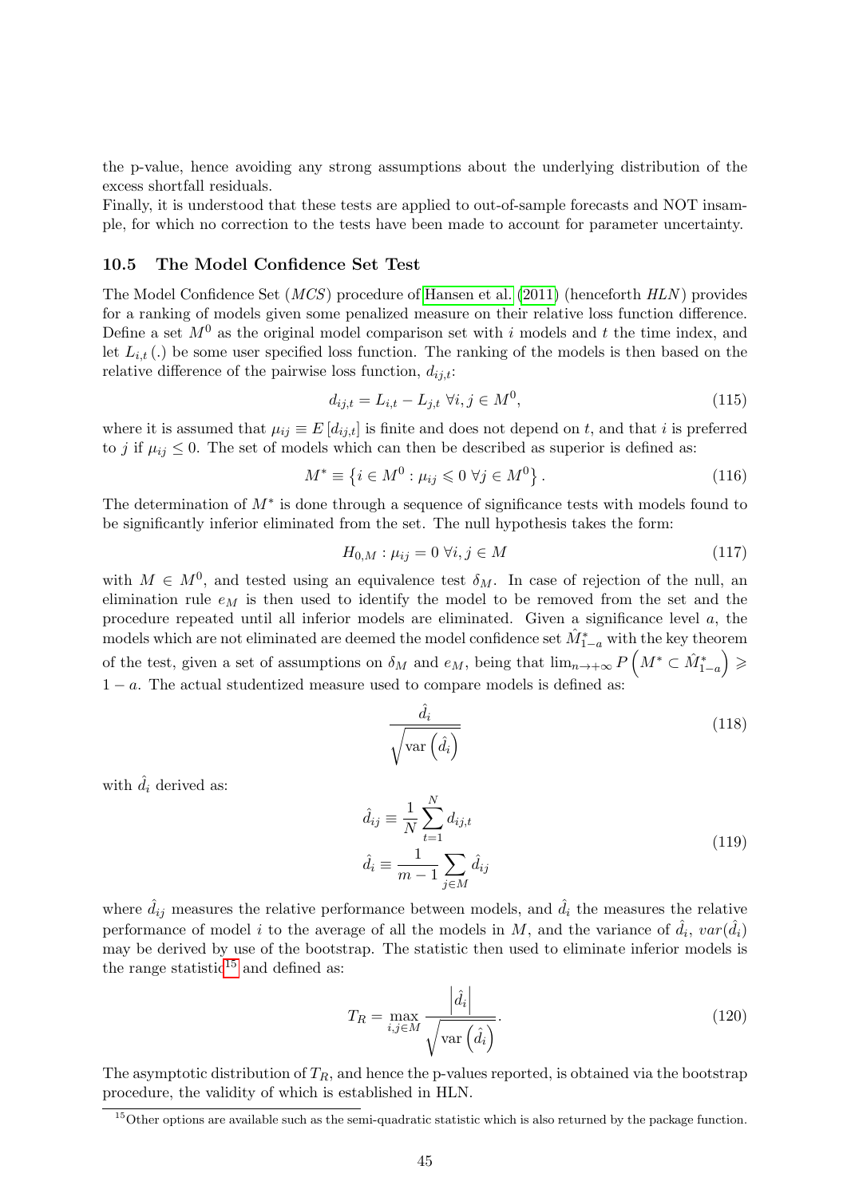the p-value, hence avoiding any strong assumptions about the underlying distribution of the excess shortfall residuals.
Finally, it is understood that these tests are applied to out-of-sample forecasts and NOT insample, for which no correction to the tests have been made to account for parameter uncertainty.

### 10.5 The Model Confidence Set Test

The Model Confidence Set (*MCS*) procedure of Hansen et al. (2011) (henceforth *HLN*) provides for a ranking of models given some penalized measure on their relative loss function difference. Define a set $M^0$ as the original model comparison set with $i$ models and $t$ the time index, and let $L_{i,t}(.)$ be some user specified loss function. The ranking of the models is then based on the relative difference of the pairwise loss function, $d_{ij,t}$:

$$d_{ij,t} = L_{i,t} - L_{j,t} \ \forall i,j \in M^0, \tag{115}$$

where it is assumed that $\mu_{ij} \equiv E[d_{ij,t}]$ is finite and does not depend on $t$, and that $i$ is preferred to $j$ if $\mu_{ij} \leq 0$. The set of models which can then be described as superior is defined as:

$$M^* \equiv \left\{ i \in M^0 : \mu_{ij} \leqslant 0 \ \forall j \in M^0 \right\}. \tag{116}$$

The determination of $M^*$ is done through a sequence of significance tests with models found to be significantly inferior eliminated from the set. The null hypothesis takes the form:

$$H_{0,M} : \mu_{ij} = 0 \ \forall i,j \in M \tag{117}$$

with $M \in M^0$, and tested using an equivalence test $\delta_M$. In case of rejection of the null, an elimination rule $e_M$ is then used to identify the model to be removed from the set and the procedure repeated until all inferior models are eliminated. Given a significance level $a$, the models which are not eliminated are deemed the model confidence set $\hat{M}^*_{1-a}$ with the key theorem of the test, given a set of assumptions on $\delta_M$ and $e_M$, being that $\lim_{n \to +\infty} P\left(M^* \subset \hat{M}^*_{1-a}\right) \geqslant 1-a$. The actual studentized measure used to compare models is defined as:

$$\frac{\hat{d}_i}{\sqrt{\operatorname{var}\left(\hat{d}_i\right)}} \tag{118}$$

with $\hat{d}_i$ derived as:

$$\begin{aligned}
\hat{d}_{ij} &\equiv \frac{1}{N} \sum_{t=1}^{N} d_{ij,t} \\
\hat{d}_i &\equiv \frac{1}{m-1} \sum_{j \in M} \hat{d}_{ij}
\end{aligned} \tag{119}$$

where $\hat{d}_{ij}$ measures the relative performance between models, and $\hat{d}_i$ the measures the relative performance of model $i$ to the average of all the models in $M$, and the variance of $\hat{d}_i$, $var(\hat{d}_i)$ may be derived by use of the bootstrap. The statistic then used to eliminate inferior models is the range statistic[15] and defined as:

$$T_R = \max_{i,j \in M} \frac{\left|\hat{d}_i\right|}{\sqrt{\operatorname{var}\left(\hat{d}_i\right)}}. \tag{120}$$

The asymptotic distribution of $T_R$, and hence the p-values reported, is obtained via the bootstrap procedure, the validity of which is established in HLN.

[15] Other options are available such as the semi-quadratic statistic which is also returned by the package function.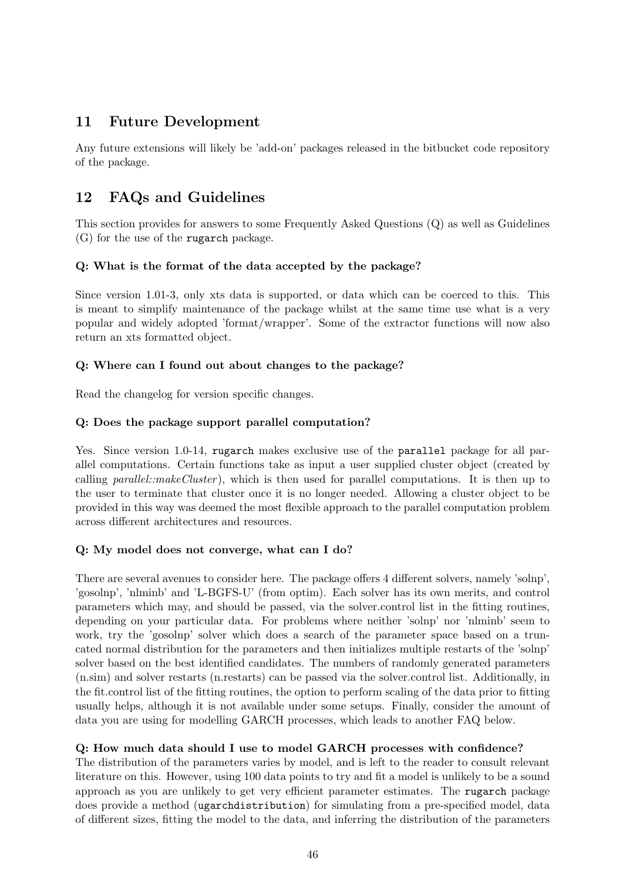## 11 Future Development

Any future extensions will likely be 'add-on' packages released in the bitbucket code repository of the package.

## 12 FAQs and Guidelines

This section provides for answers to some Frequently Asked Questions (Q) as well as Guidelines (G) for the use of the `rugarch` package.

#### Q: What is the format of the data accepted by the package?

Since version 1.01-3, only xts data is supported, or data which can be coerced to this. This is meant to simplify maintenance of the package whilst at the same time use what is a very popular and widely adopted 'format/wrapper'. Some of the extractor functions will now also return an xts formatted object.

#### Q: Where can I found out about changes to the package?

Read the changelog for version specific changes.

#### Q: Does the package support parallel computation?

Yes. Since version 1.0-14, `rugarch` makes exclusive use of the `parallel` package for all parallel computations. Certain functions take as input a user supplied cluster object (created by calling *parallel::makeCluster*), which is then used for parallel computations. It is then up to the user to terminate that cluster once it is no longer needed. Allowing a cluster object to be provided in this way was deemed the most flexible approach to the parallel computation problem across different architectures and resources.

#### Q: My model does not converge, what can I do?

There are several avenues to consider here. The package offers 4 different solvers, namely 'solnp', 'gosolnp', 'nlminb' and 'L-BGFS-U' (from optim). Each solver has its own merits, and control parameters which may, and should be passed, via the solver.control list in the fitting routines, depending on your particular data. For problems where neither 'solnp' nor 'nlminb' seem to work, try the 'gosolnp' solver which does a search of the parameter space based on a truncated normal distribution for the parameters and then initializes multiple restarts of the 'solnp' solver based on the best identified candidates. The numbers of randomly generated parameters (n.sim) and solver restarts (n.restarts) can be passed via the solver.control list. Additionally, in the fit.control list of the fitting routines, the option to perform scaling of the data prior to fitting usually helps, although it is not available under some setups. Finally, consider the amount of data you are using for modelling GARCH processes, which leads to another FAQ below.

#### Q: How much data should I use to model GARCH processes with confidence?

The distribution of the parameters varies by model, and is left to the reader to consult relevant literature on this. However, using 100 data points to try and fit a model is unlikely to be a sound approach as you are unlikely to get very efficient parameter estimates. The `rugarch` package does provide a method (`ugarchdistribution`) for simulating from a pre-specified model, data of different sizes, fitting the model to the data, and inferring the distribution of the parameters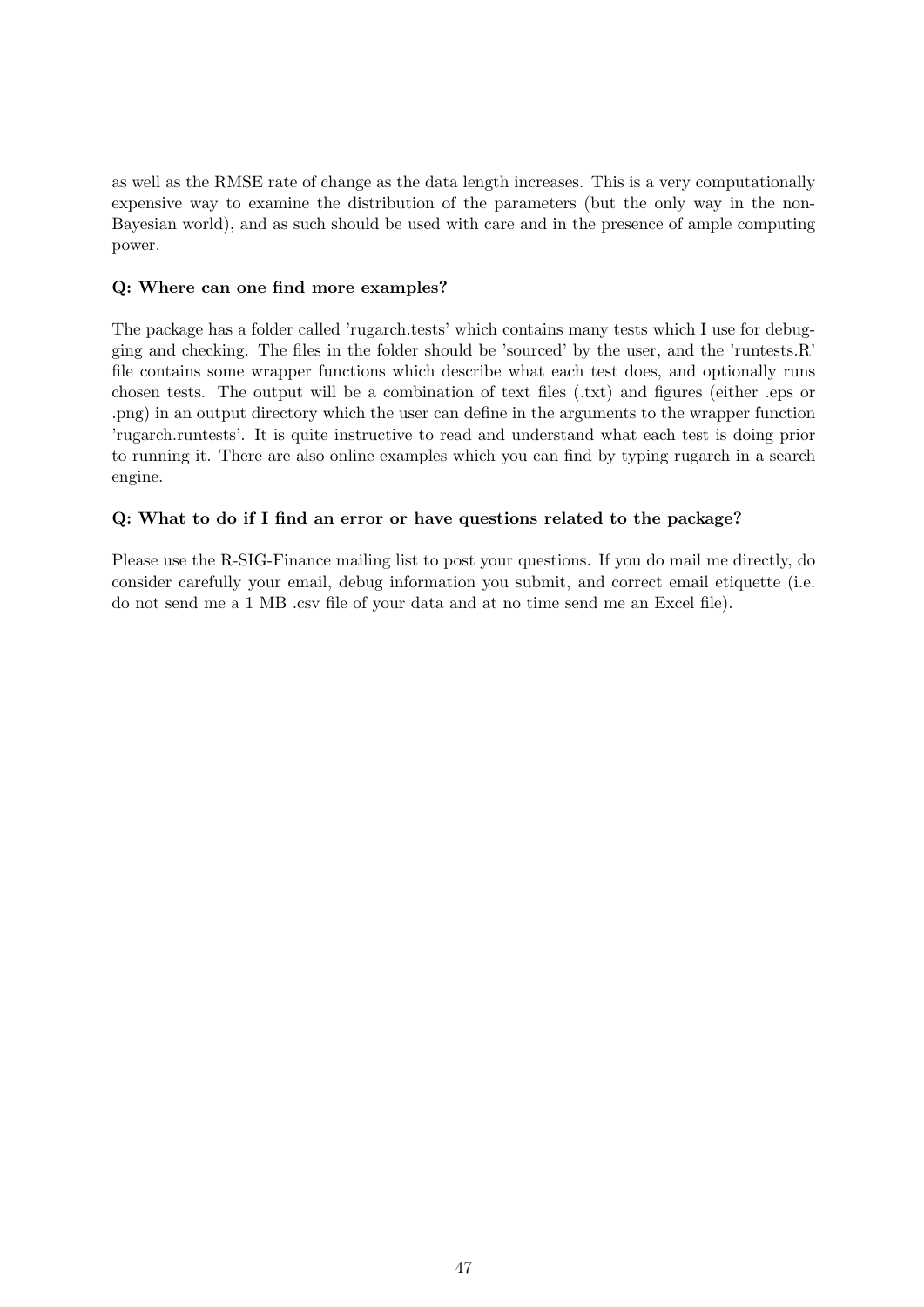as well as the RMSE rate of change as the data length increases. This is a very computationally expensive way to examine the distribution of the parameters (but the only way in the non-Bayesian world), and as such should be used with care and in the presence of ample computing power.

**Q: Where can one find more examples?**

The package has a folder called 'rugarch.tests' which contains many tests which I use for debugging and checking. The files in the folder should be 'sourced' by the user, and the 'runtests.R' file contains some wrapper functions which describe what each test does, and optionally runs chosen tests. The output will be a combination of text files (.txt) and figures (either .eps or .png) in an output directory which the user can define in the arguments to the wrapper function 'rugarch.runtests'. It is quite instructive to read and understand what each test is doing prior to running it. There are also online examples which you can find by typing rugarch in a search engine.

**Q: What to do if I find an error or have questions related to the package?**

Please use the R-SIG-Finance mailing list to post your questions. If you do mail me directly, do consider carefully your email, debug information you submit, and correct email etiquette (i.e. do not send me a 1 MB .csv file of your data and at no time send me an Excel file).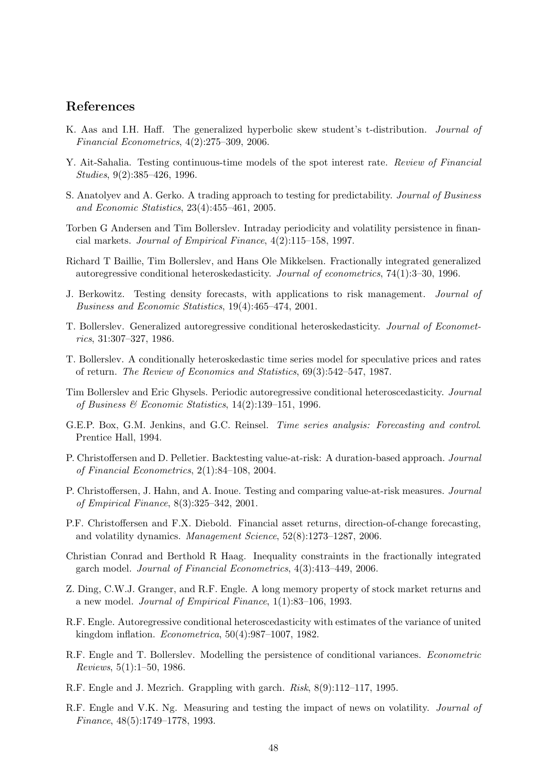## References

K. Aas and I.H. Haff. The generalized hyperbolic skew student's t-distribution. *Journal of Financial Econometrics*, 4(2):275–309, 2006.

Y. Ait-Sahalia. Testing continuous-time models of the spot interest rate. *Review of Financial Studies*, 9(2):385–426, 1996.

S. Anatolyev and A. Gerko. A trading approach to testing for predictability. *Journal of Business and Economic Statistics*, 23(4):455–461, 2005.

Torben G Andersen and Tim Bollerslev. Intraday periodicity and volatility persistence in financial markets. *Journal of Empirical Finance*, 4(2):115–158, 1997.

Richard T Baillie, Tim Bollerslev, and Hans Ole Mikkelsen. Fractionally integrated generalized autoregressive conditional heteroskedasticity. *Journal of econometrics*, 74(1):3–30, 1996.

J. Berkowitz. Testing density forecasts, with applications to risk management. *Journal of Business and Economic Statistics*, 19(4):465–474, 2001.

T. Bollerslev. Generalized autoregressive conditional heteroskedasticity. *Journal of Econometrics*, 31:307–327, 1986.

T. Bollerslev. A conditionally heteroskedastic time series model for speculative prices and rates of return. *The Review of Economics and Statistics*, 69(3):542–547, 1987.

Tim Bollerslev and Eric Ghysels. Periodic autoregressive conditional heteroscedasticity. *Journal of Business & Economic Statistics*, 14(2):139–151, 1996.

G.E.P. Box, G.M. Jenkins, and G.C. Reinsel. *Time series analysis: Forecasting and control*. Prentice Hall, 1994.

P. Christoffersen and D. Pelletier. Backtesting value-at-risk: A duration-based approach. *Journal of Financial Econometrics*, 2(1):84–108, 2004.

P. Christoffersen, J. Hahn, and A. Inoue. Testing and comparing value-at-risk measures. *Journal of Empirical Finance*, 8(3):325–342, 2001.

P.F. Christoffersen and F.X. Diebold. Financial asset returns, direction-of-change forecasting, and volatility dynamics. *Management Science*, 52(8):1273–1287, 2006.

Christian Conrad and Berthold R Haag. Inequality constraints in the fractionally integrated garch model. *Journal of Financial Econometrics*, 4(3):413–449, 2006.

Z. Ding, C.W.J. Granger, and R.F. Engle. A long memory property of stock market returns and a new model. *Journal of Empirical Finance*, 1(1):83–106, 1993.

R.F. Engle. Autoregressive conditional heteroscedasticity with estimates of the variance of united kingdom inflation. *Econometrica*, 50(4):987–1007, 1982.

R.F. Engle and T. Bollerslev. Modelling the persistence of conditional variances. *Econometric Reviews*, 5(1):1–50, 1986.

R.F. Engle and J. Mezrich. Grappling with garch. *Risk*, 8(9):112–117, 1995.

R.F. Engle and V.K. Ng. Measuring and testing the impact of news on volatility. *Journal of Finance*, 48(5):1749–1778, 1993.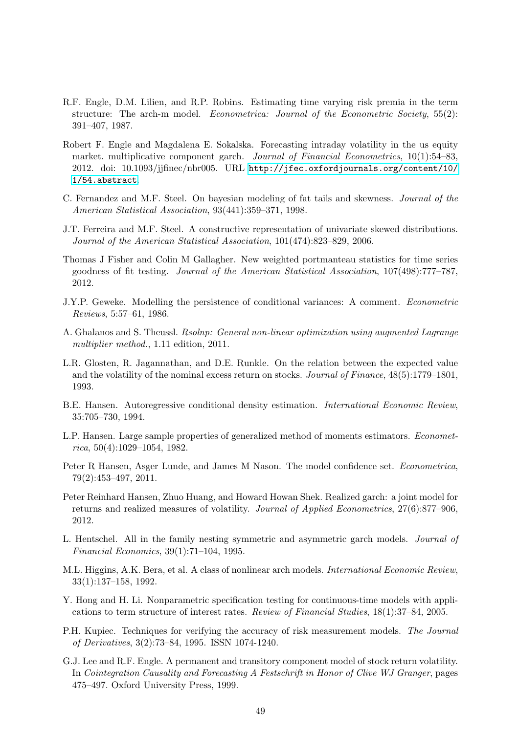R.F. Engle, D.M. Lilien, and R.P. Robins. Estimating time varying risk premia in the term structure: The arch-m model. *Econometrica: Journal of the Econometric Society*, 55(2): 391–407, 1987.

Robert F. Engle and Magdalena E. Sokalska. Forecasting intraday volatility in the us equity market. multiplicative component garch. *Journal of Financial Econometrics*, 10(1):54–83, 2012. doi: 10.1093/jjfinec/nbr005. URL http://jfec.oxfordjournals.org/content/10/1/54.abstract.

C. Fernandez and M.F. Steel. On bayesian modeling of fat tails and skewness. *Journal of the American Statistical Association*, 93(441):359–371, 1998.

J.T. Ferreira and M.F. Steel. A constructive representation of univariate skewed distributions. *Journal of the American Statistical Association*, 101(474):823–829, 2006.

Thomas J Fisher and Colin M Gallagher. New weighted portmanteau statistics for time series goodness of fit testing. *Journal of the American Statistical Association*, 107(498):777–787, 2012.

J.Y.P. Geweke. Modelling the persistence of conditional variances: A comment. *Econometric Reviews*, 5:57–61, 1986.

A. Ghalanos and S. Theussl. *Rsolnp: General non-linear optimization using augmented Lagrange multiplier method.*, 1.11 edition, 2011.

L.R. Glosten, R. Jagannathan, and D.E. Runkle. On the relation between the expected value and the volatility of the nominal excess return on stocks. *Journal of Finance*, 48(5):1779–1801, 1993.

B.E. Hansen. Autoregressive conditional density estimation. *International Economic Review*, 35:705–730, 1994.

L.P. Hansen. Large sample properties of generalized method of moments estimators. *Econometrica*, 50(4):1029–1054, 1982.

Peter R Hansen, Asger Lunde, and James M Nason. The model confidence set. *Econometrica*, 79(2):453–497, 2011.

Peter Reinhard Hansen, Zhuo Huang, and Howard Howan Shek. Realized garch: a joint model for returns and realized measures of volatility. *Journal of Applied Econometrics*, 27(6):877–906, 2012.

L. Hentschel. All in the family nesting symmetric and asymmetric garch models. *Journal of Financial Economics*, 39(1):71–104, 1995.

M.L. Higgins, A.K. Bera, et al. A class of nonlinear arch models. *International Economic Review*, 33(1):137–158, 1992.

Y. Hong and H. Li. Nonparametric specification testing for continuous-time models with applications to term structure of interest rates. *Review of Financial Studies*, 18(1):37–84, 2005.

P.H. Kupiec. Techniques for verifying the accuracy of risk measurement models. *The Journal of Derivatives*, 3(2):73–84, 1995. ISSN 1074-1240.

G.J. Lee and R.F. Engle. A permanent and transitory component model of stock return volatility. In *Cointegration Causality and Forecasting A Festschrift in Honor of Clive WJ Granger*, pages 475–497. Oxford University Press, 1999.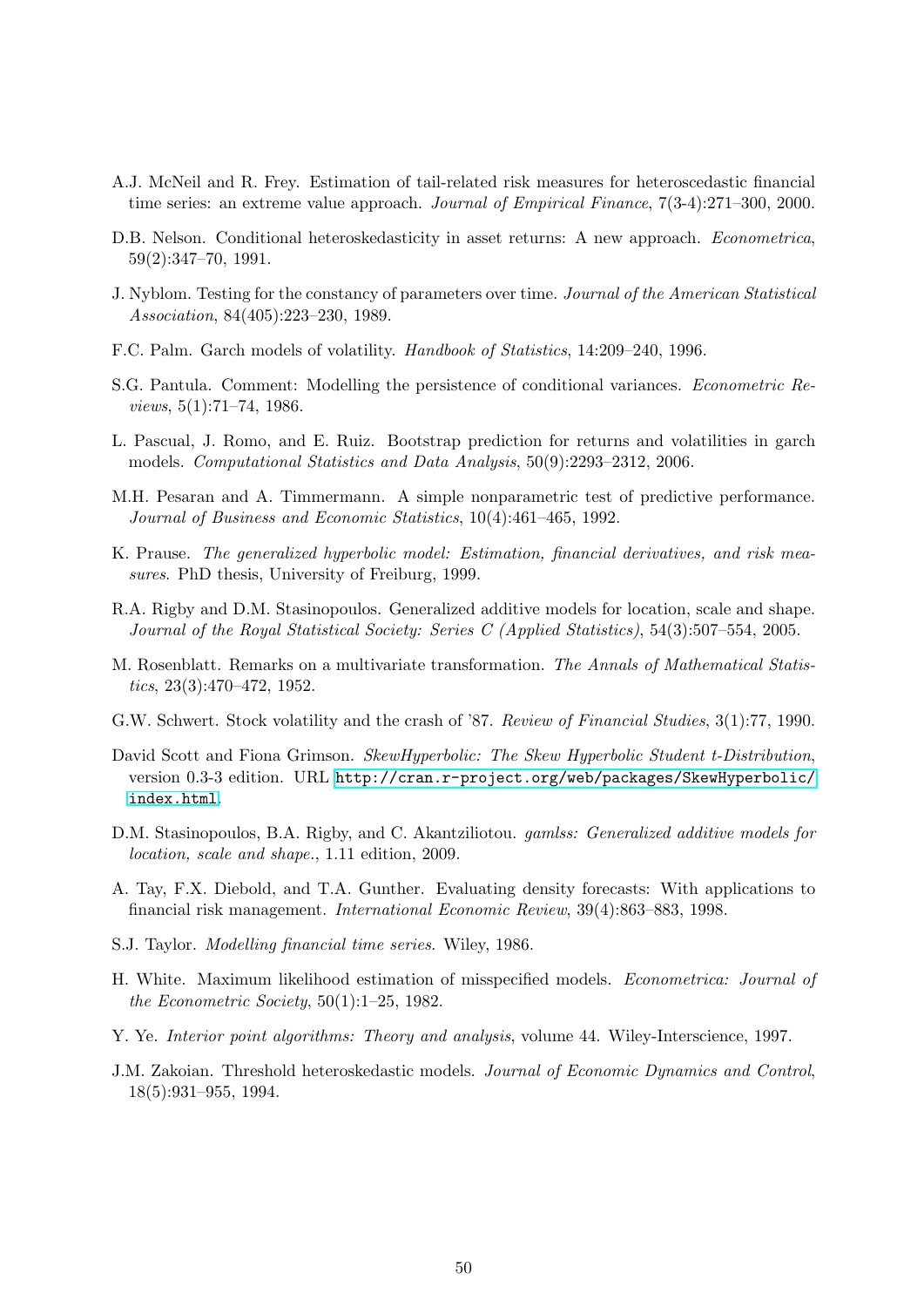A.J. McNeil and R. Frey. Estimation of tail-related risk measures for heteroscedastic financial time series: an extreme value approach. *Journal of Empirical Finance*, 7(3-4):271–300, 2000.

D.B. Nelson. Conditional heteroskedasticity in asset returns: A new approach. *Econometrica*, 59(2):347–70, 1991.

J. Nyblom. Testing for the constancy of parameters over time. *Journal of the American Statistical Association*, 84(405):223–230, 1989.

F.C. Palm. Garch models of volatility. *Handbook of Statistics*, 14:209–240, 1996.

S.G. Pantula. Comment: Modelling the persistence of conditional variances. *Econometric Reviews*, 5(1):71–74, 1986.

L. Pascual, J. Romo, and E. Ruiz. Bootstrap prediction for returns and volatilities in garch models. *Computational Statistics and Data Analysis*, 50(9):2293–2312, 2006.

M.H. Pesaran and A. Timmermann. A simple nonparametric test of predictive performance. *Journal of Business and Economic Statistics*, 10(4):461–465, 1992.

K. Prause. *The generalized hyperbolic model: Estimation, financial derivatives, and risk measures*. PhD thesis, University of Freiburg, 1999.

R.A. Rigby and D.M. Stasinopoulos. Generalized additive models for location, scale and shape. *Journal of the Royal Statistical Society: Series C (Applied Statistics)*, 54(3):507–554, 2005.

M. Rosenblatt. Remarks on a multivariate transformation. *The Annals of Mathematical Statistics*, 23(3):470–472, 1952.

G.W. Schwert. Stock volatility and the crash of '87. *Review of Financial Studies*, 3(1):77, 1990.

David Scott and Fiona Grimson. *SkewHyperbolic: The Skew Hyperbolic Student t-Distribution*, version 0.3-3 edition. URL http://cran.r-project.org/web/packages/SkewHyperbolic/index.html.

D.M. Stasinopoulos, B.A. Rigby, and C. Akantziliotou. *gamlss: Generalized additive models for location, scale and shape.*, 1.11 edition, 2009.

A. Tay, F.X. Diebold, and T.A. Gunther. Evaluating density forecasts: With applications to financial risk management. *International Economic Review*, 39(4):863–883, 1998.

S.J. Taylor. *Modelling financial time series*. Wiley, 1986.

H. White. Maximum likelihood estimation of misspecified models. *Econometrica: Journal of the Econometric Society*, 50(1):1–25, 1982.

Y. Ye. *Interior point algorithms: Theory and analysis*, volume 44. Wiley-Interscience, 1997.

J.M. Zakoian. Threshold heteroskedastic models. *Journal of Economic Dynamics and Control*, 18(5):931–955, 1994.